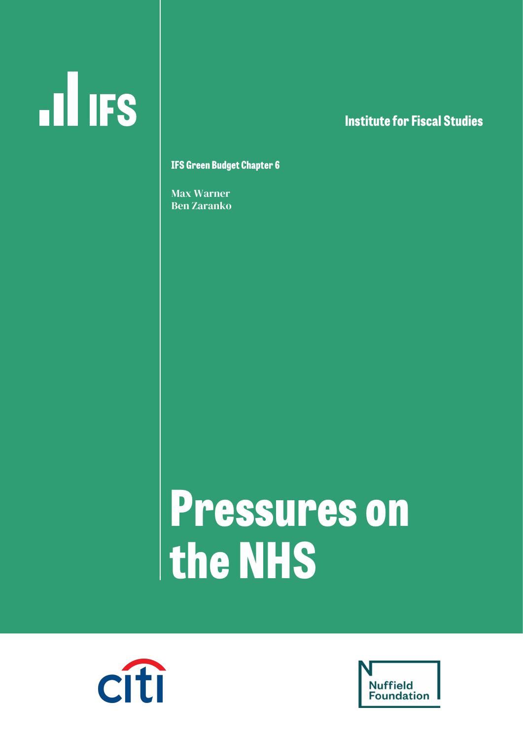IFS

Institute for Fiscal Studies

IFS Green Budget Chapter 6

Max Warner
Ben Zaranko

# Pressures on the NHS

citi

Nuffield Foundation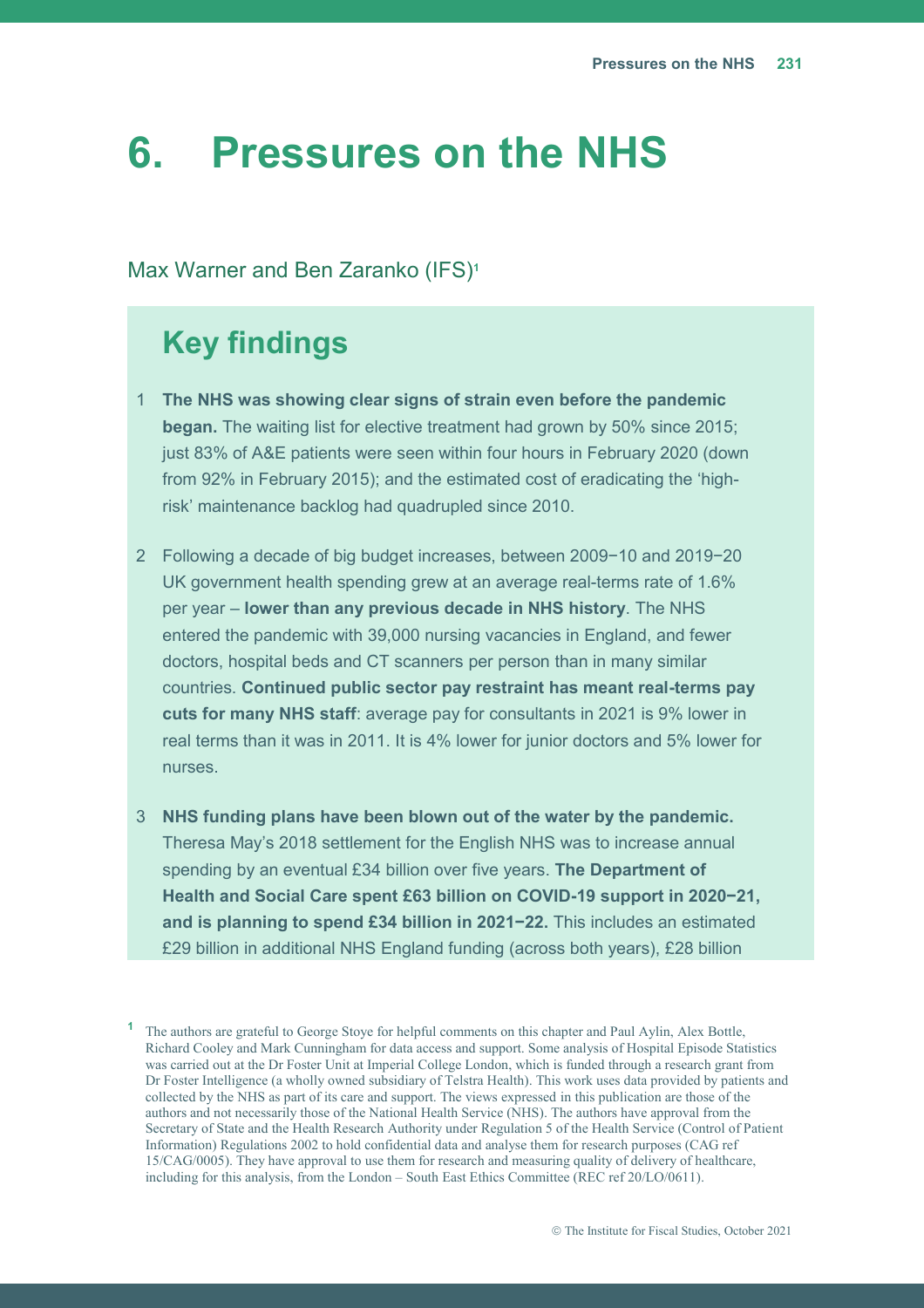# 6. Pressures on the NHS

Max Warner and Ben Zaranko (IFS)[1]

## Key findings

1. **The NHS was showing clear signs of strain even before the pandemic began.** The waiting list for elective treatment had grown by 50% since 2015; just 83% of A&E patients were seen within four hours in February 2020 (down from 92% in February 2015); and the estimated cost of eradicating the 'high-risk' maintenance backlog had quadrupled since 2010.

2. Following a decade of big budget increases, between 2009−10 and 2019−20 UK government health spending grew at an average real-terms rate of 1.6% per year – **lower than any previous decade in NHS history**. The NHS entered the pandemic with 39,000 nursing vacancies in England, and fewer doctors, hospital beds and CT scanners per person than in many similar countries. **Continued public sector pay restraint has meant real-terms pay cuts for many NHS staff**: average pay for consultants in 2021 is 9% lower in real terms than it was in 2011. It is 4% lower for junior doctors and 5% lower for nurses.

3. **NHS funding plans have been blown out of the water by the pandemic.** Theresa May's 2018 settlement for the English NHS was to increase annual spending by an eventual £34 billion over five years. **The Department of Health and Social Care spent £63 billion on COVID-19 support in 2020−21, and is planning to spend £34 billion in 2021−22.** This includes an estimated £29 billion in additional NHS England funding (across both years), £28 billion

[1] The authors are grateful to George Stoye for helpful comments on this chapter and Paul Aylin, Alex Bottle, Richard Cooley and Mark Cunningham for data access and support. Some analysis of Hospital Episode Statistics was carried out at the Dr Foster Unit at Imperial College London, which is funded through a research grant from Dr Foster Intelligence (a wholly owned subsidiary of Telstra Health). This work uses data provided by patients and collected by the NHS as part of its care and support. The views expressed in this publication are those of the authors and not necessarily those of the National Health Service (NHS). The authors have approval from the Secretary of State and the Health Research Authority under Regulation 5 of the Health Service (Control of Patient Information) Regulations 2002 to hold confidential data and analyse them for research purposes (CAG ref 15/CAG/0005). They have approval to use them for research and measuring quality of delivery of healthcare, including for this analysis, from the London – South East Ethics Committee (REC ref 20/LO/0611).

© The Institute for Fiscal Studies, October 2021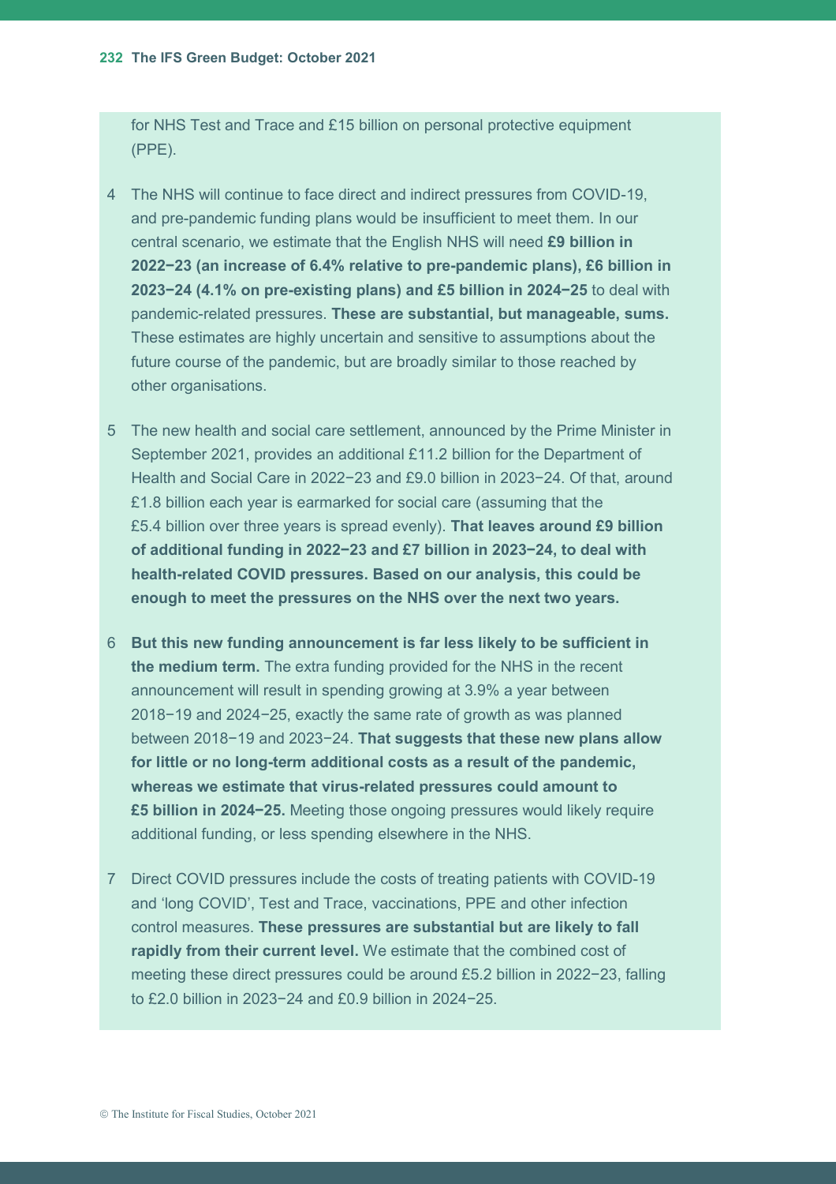for NHS Test and Trace and £15 billion on personal protective equipment (PPE).

4. The NHS will continue to face direct and indirect pressures from COVID-19, and pre-pandemic funding plans would be insufficient to meet them. In our central scenario, we estimate that the English NHS will need **£9 billion in 2022−23 (an increase of 6.4% relative to pre-pandemic plans), £6 billion in 2023−24 (4.1% on pre-existing plans) and £5 billion in 2024−25** to deal with pandemic-related pressures. **These are substantial, but manageable, sums.** These estimates are highly uncertain and sensitive to assumptions about the future course of the pandemic, but are broadly similar to those reached by other organisations.

5. The new health and social care settlement, announced by the Prime Minister in September 2021, provides an additional £11.2 billion for the Department of Health and Social Care in 2022−23 and £9.0 billion in 2023−24. Of that, around £1.8 billion each year is earmarked for social care (assuming that the £5.4 billion over three years is spread evenly). **That leaves around £9 billion of additional funding in 2022−23 and £7 billion in 2023−24, to deal with health-related COVID pressures. Based on our analysis, this could be enough to meet the pressures on the NHS over the next two years.**

6. **But this new funding announcement is far less likely to be sufficient in the medium term.** The extra funding provided for the NHS in the recent announcement will result in spending growing at 3.9% a year between 2018−19 and 2024−25, exactly the same rate of growth as was planned between 2018−19 and 2023−24. **That suggests that these new plans allow for little or no long-term additional costs as a result of the pandemic, whereas we estimate that virus-related pressures could amount to £5 billion in 2024−25.** Meeting those ongoing pressures would likely require additional funding, or less spending elsewhere in the NHS.

7. Direct COVID pressures include the costs of treating patients with COVID-19 and 'long COVID', Test and Trace, vaccinations, PPE and other infection control measures. **These pressures are substantial but are likely to fall rapidly from their current level.** We estimate that the combined cost of meeting these direct pressures could be around £5.2 billion in 2022−23, falling to £2.0 billion in 2023−24 and £0.9 billion in 2024−25.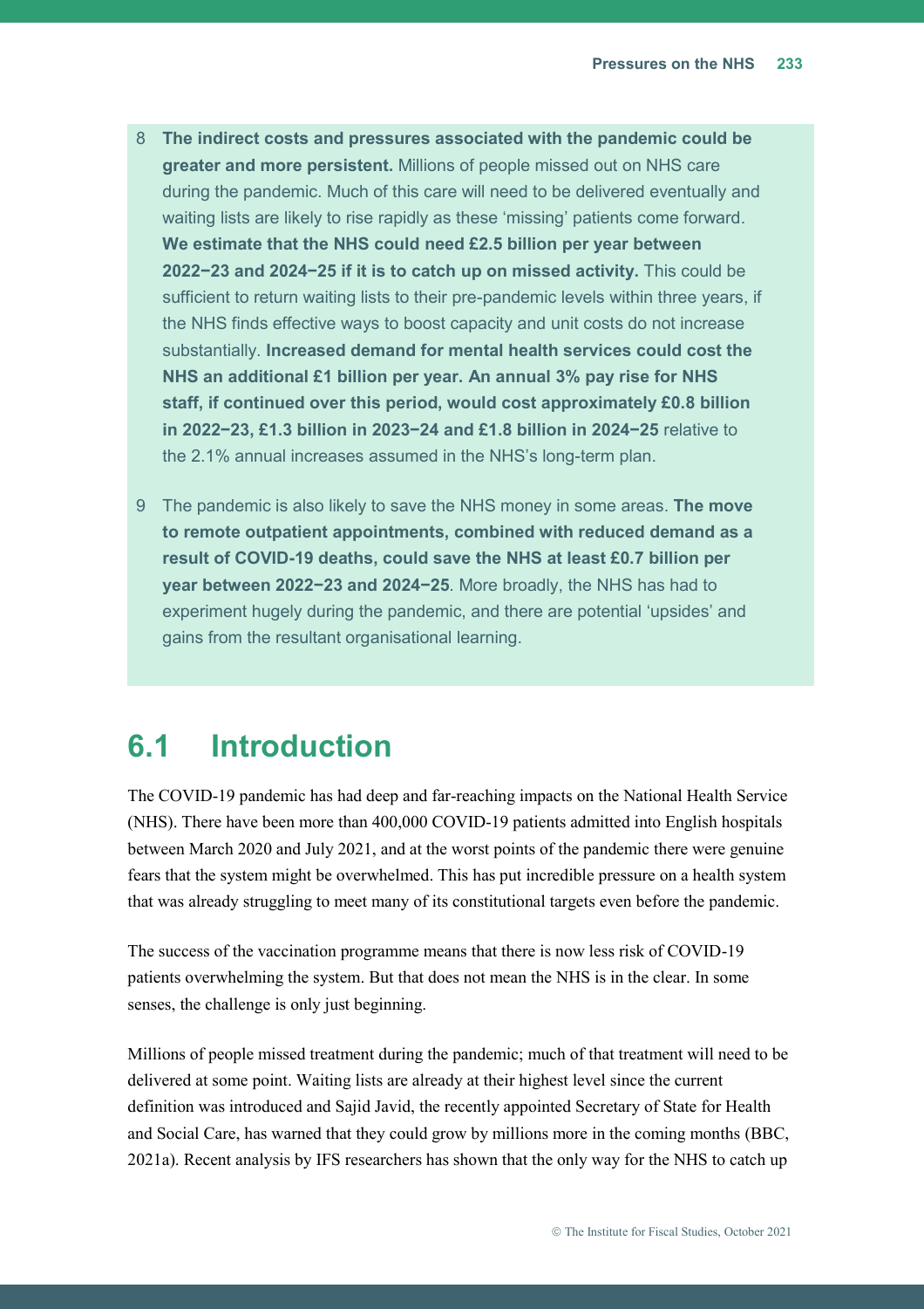8 **The indirect costs and pressures associated with the pandemic could be greater and more persistent.** Millions of people missed out on NHS care during the pandemic. Much of this care will need to be delivered eventually and waiting lists are likely to rise rapidly as these 'missing' patients come forward. **We estimate that the NHS could need £2.5 billion per year between 2022−23 and 2024−25 if it is to catch up on missed activity.** This could be sufficient to return waiting lists to their pre-pandemic levels within three years, if the NHS finds effective ways to boost capacity and unit costs do not increase substantially. **Increased demand for mental health services could cost the NHS an additional £1 billion per year. An annual 3% pay rise for NHS staff, if continued over this period, would cost approximately £0.8 billion in 2022−23, £1.3 billion in 2023−24 and £1.8 billion in 2024−25** relative to the 2.1% annual increases assumed in the NHS's long-term plan.

9 The pandemic is also likely to save the NHS money in some areas. **The move to remote outpatient appointments, combined with reduced demand as a result of COVID-19 deaths, could save the NHS at least £0.7 billion per year between 2022−23 and 2024−25**. More broadly, the NHS has had to experiment hugely during the pandemic, and there are potential 'upsides' and gains from the resultant organisational learning.

## 6.1 Introduction

The COVID-19 pandemic has had deep and far-reaching impacts on the National Health Service (NHS). There have been more than 400,000 COVID-19 patients admitted into English hospitals between March 2020 and July 2021, and at the worst points of the pandemic there were genuine fears that the system might be overwhelmed. This has put incredible pressure on a health system that was already struggling to meet many of its constitutional targets even before the pandemic.

The success of the vaccination programme means that there is now less risk of COVID-19 patients overwhelming the system. But that does not mean the NHS is in the clear. In some senses, the challenge is only just beginning.

Millions of people missed treatment during the pandemic; much of that treatment will need to be delivered at some point. Waiting lists are already at their highest level since the current definition was introduced and Sajid Javid, the recently appointed Secretary of State for Health and Social Care, has warned that they could grow by millions more in the coming months (BBC, 2021a). Recent analysis by IFS researchers has shown that the only way for the NHS to catch up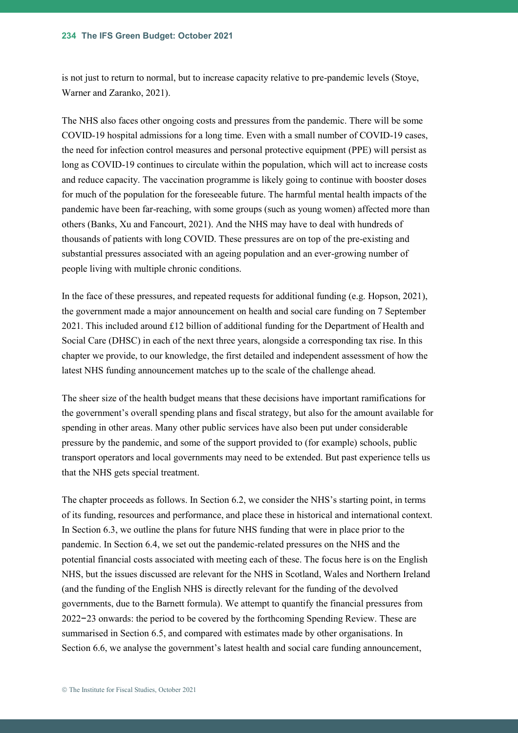is not just to return to normal, but to increase capacity relative to pre-pandemic levels (Stoye, Warner and Zaranko, 2021).

The NHS also faces other ongoing costs and pressures from the pandemic. There will be some COVID-19 hospital admissions for a long time. Even with a small number of COVID-19 cases, the need for infection control measures and personal protective equipment (PPE) will persist as long as COVID-19 continues to circulate within the population, which will act to increase costs and reduce capacity. The vaccination programme is likely going to continue with booster doses for much of the population for the foreseeable future. The harmful mental health impacts of the pandemic have been far-reaching, with some groups (such as young women) affected more than others (Banks, Xu and Fancourt, 2021). And the NHS may have to deal with hundreds of thousands of patients with long COVID. These pressures are on top of the pre-existing and substantial pressures associated with an ageing population and an ever-growing number of people living with multiple chronic conditions.

In the face of these pressures, and repeated requests for additional funding (e.g. Hopson, 2021), the government made a major announcement on health and social care funding on 7 September 2021. This included around £12 billion of additional funding for the Department of Health and Social Care (DHSC) in each of the next three years, alongside a corresponding tax rise. In this chapter we provide, to our knowledge, the first detailed and independent assessment of how the latest NHS funding announcement matches up to the scale of the challenge ahead.

The sheer size of the health budget means that these decisions have important ramifications for the government's overall spending plans and fiscal strategy, but also for the amount available for spending in other areas. Many other public services have also been put under considerable pressure by the pandemic, and some of the support provided to (for example) schools, public transport operators and local governments may need to be extended. But past experience tells us that the NHS gets special treatment.

The chapter proceeds as follows. In Section 6.2, we consider the NHS's starting point, in terms of its funding, resources and performance, and place these in historical and international context. In Section 6.3, we outline the plans for future NHS funding that were in place prior to the pandemic. In Section 6.4, we set out the pandemic-related pressures on the NHS and the potential financial costs associated with meeting each of these. The focus here is on the English NHS, but the issues discussed are relevant for the NHS in Scotland, Wales and Northern Ireland (and the funding of the English NHS is directly relevant for the funding of the devolved governments, due to the Barnett formula). We attempt to quantify the financial pressures from 2022−23 onwards: the period to be covered by the forthcoming Spending Review. These are summarised in Section 6.5, and compared with estimates made by other organisations. In Section 6.6, we analyse the government's latest health and social care funding announcement,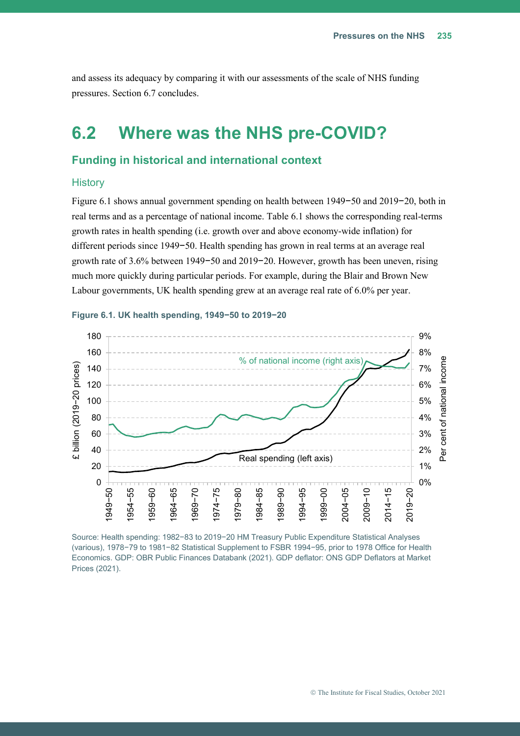and assess its adequacy by comparing it with our assessments of the scale of NHS funding pressures. Section 6.7 concludes.

# 6.2 Where was the NHS pre-COVID?

## Funding in historical and international context

### History

Figure 6.1 shows annual government spending on health between 1949−50 and 2019−20, both in real terms and as a percentage of national income. Table 6.1 shows the corresponding real-terms growth rates in health spending (i.e. growth over and above economy-wide inflation) for different periods since 1949−50. Health spending has grown in real terms at an average real growth rate of 3.6% between 1949−50 and 2019−20. However, growth has been uneven, rising much more quickly during particular periods. For example, during the Blair and Brown New Labour governments, UK health spending grew at an average real rate of 6.0% per year.

**Figure 6.1. UK health spending, 1949−50 to 2019−20**

Source: Health spending: 1982−83 to 2019−20 HM Treasury Public Expenditure Statistical Analyses (various), 1978−79 to 1981−82 Statistical Supplement to FSBR 1994−95, prior to 1978 Office for Health Economics. GDP: OBR Public Finances Databank (2021). GDP deflator: ONS GDP Deflators at Market Prices (2021).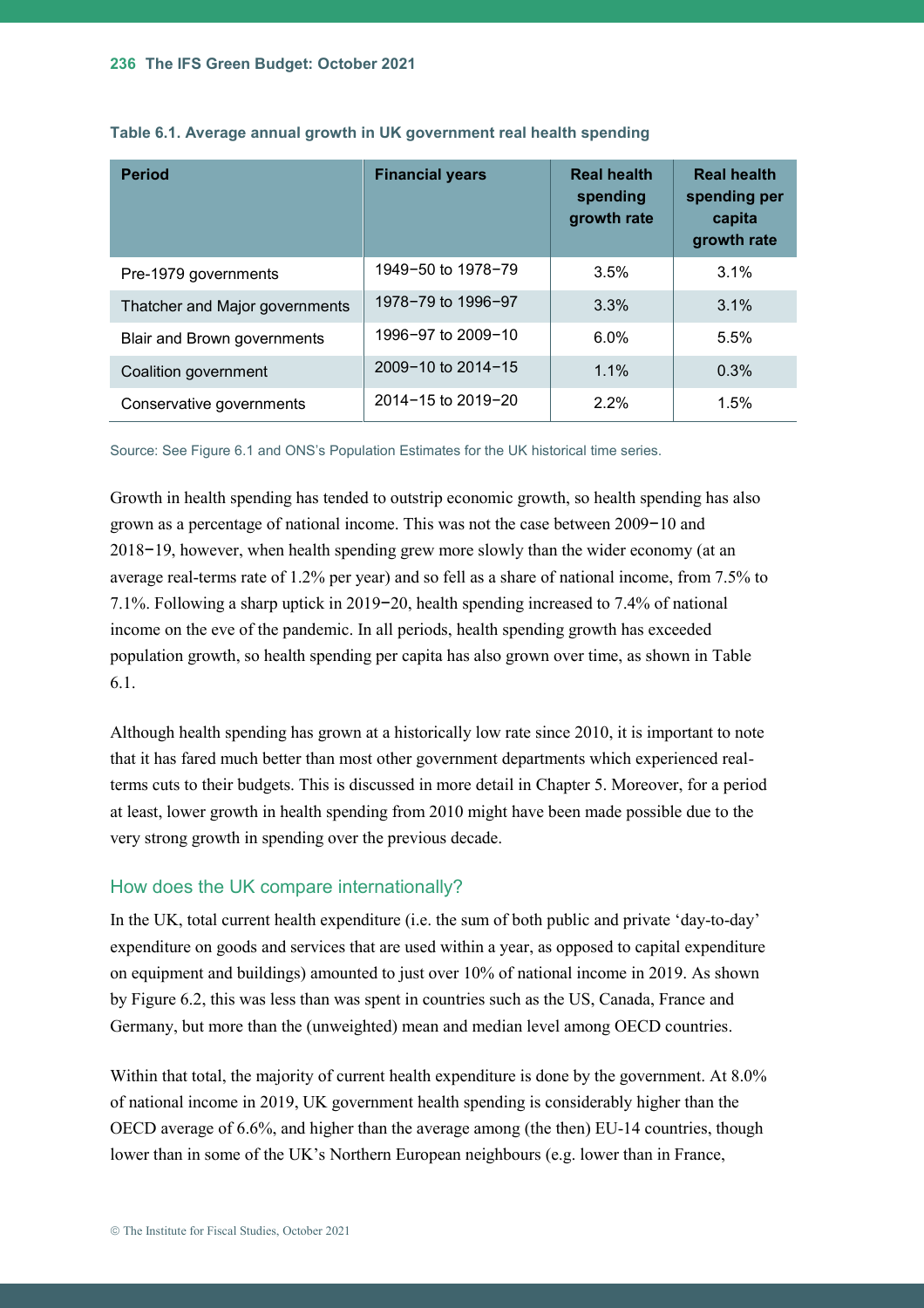**Table 6.1. Average annual growth in UK government real health spending**

| Period | Financial years | Real health spending growth rate | Real health spending per capita growth rate |
|---|---|---|---|
| Pre-1979 governments | 1949−50 to 1978−79 | 3.5% | 3.1% |
| Thatcher and Major governments | 1978−79 to 1996−97 | 3.3% | 3.1% |
| Blair and Brown governments | 1996−97 to 2009−10 | 6.0% | 5.5% |
| Coalition government | 2009−10 to 2014−15 | 1.1% | 0.3% |
| Conservative governments | 2014−15 to 2019−20 | 2.2% | 1.5% |

Source: See Figure 6.1 and ONS's Population Estimates for the UK historical time series.

Growth in health spending has tended to outstrip economic growth, so health spending has also grown as a percentage of national income. This was not the case between 2009−10 and 2018−19, however, when health spending grew more slowly than the wider economy (at an average real-terms rate of 1.2% per year) and so fell as a share of national income, from 7.5% to 7.1%. Following a sharp uptick in 2019−20, health spending increased to 7.4% of national income on the eve of the pandemic. In all periods, health spending growth has exceeded population growth, so health spending per capita has also grown over time, as shown in Table 6.1.

Although health spending has grown at a historically low rate since 2010, it is important to note that it has fared much better than most other government departments which experienced real-terms cuts to their budgets. This is discussed in more detail in Chapter 5. Moreover, for a period at least, lower growth in health spending from 2010 might have been made possible due to the very strong growth in spending over the previous decade.

## How does the UK compare internationally?

In the UK, total current health expenditure (i.e. the sum of both public and private 'day-to-day' expenditure on goods and services that are used within a year, as opposed to capital expenditure on equipment and buildings) amounted to just over 10% of national income in 2019. As shown by Figure 6.2, this was less than was spent in countries such as the US, Canada, France and Germany, but more than the (unweighted) mean and median level among OECD countries.

Within that total, the majority of current health expenditure is done by the government. At 8.0% of national income in 2019, UK government health spending is considerably higher than the OECD average of 6.6%, and higher than the average among (the then) EU-14 countries, though lower than in some of the UK's Northern European neighbours (e.g. lower than in France,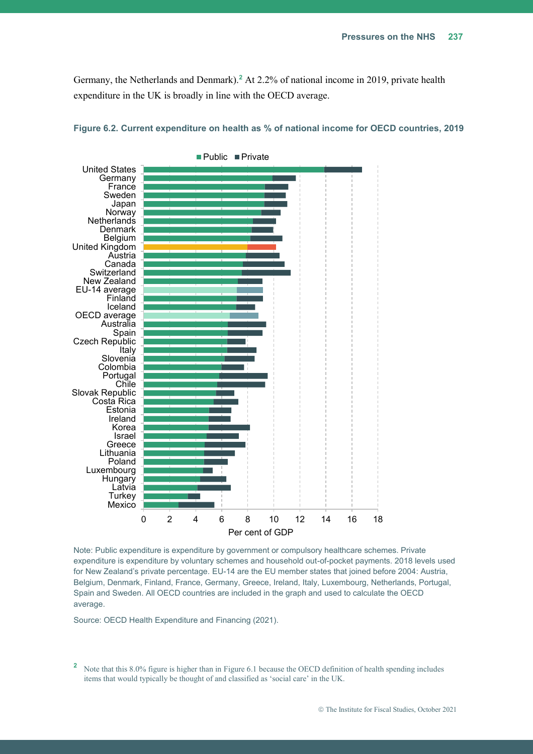Germany, the Netherlands and Denmark).[2] At 2.2% of national income in 2019, private health expenditure in the UK is broadly in line with the OECD average.

**Figure 6.2. Current expenditure on health as % of national income for OECD countries, 2019**

Note: Public expenditure is expenditure by government or compulsory healthcare schemes. Private expenditure is expenditure by voluntary schemes and household out-of-pocket payments. 2018 levels used for New Zealand's private percentage. EU-14 are the EU member states that joined before 2004: Austria, Belgium, Denmark, Finland, France, Germany, Greece, Ireland, Italy, Luxembourg, Netherlands, Portugal, Spain and Sweden. All OECD countries are included in the graph and used to calculate the OECD average.

Source: OECD Health Expenditure and Financing (2021).

[2] Note that this 8.0% figure is higher than in Figure 6.1 because the OECD definition of health spending includes items that would typically be thought of and classified as 'social care' in the UK.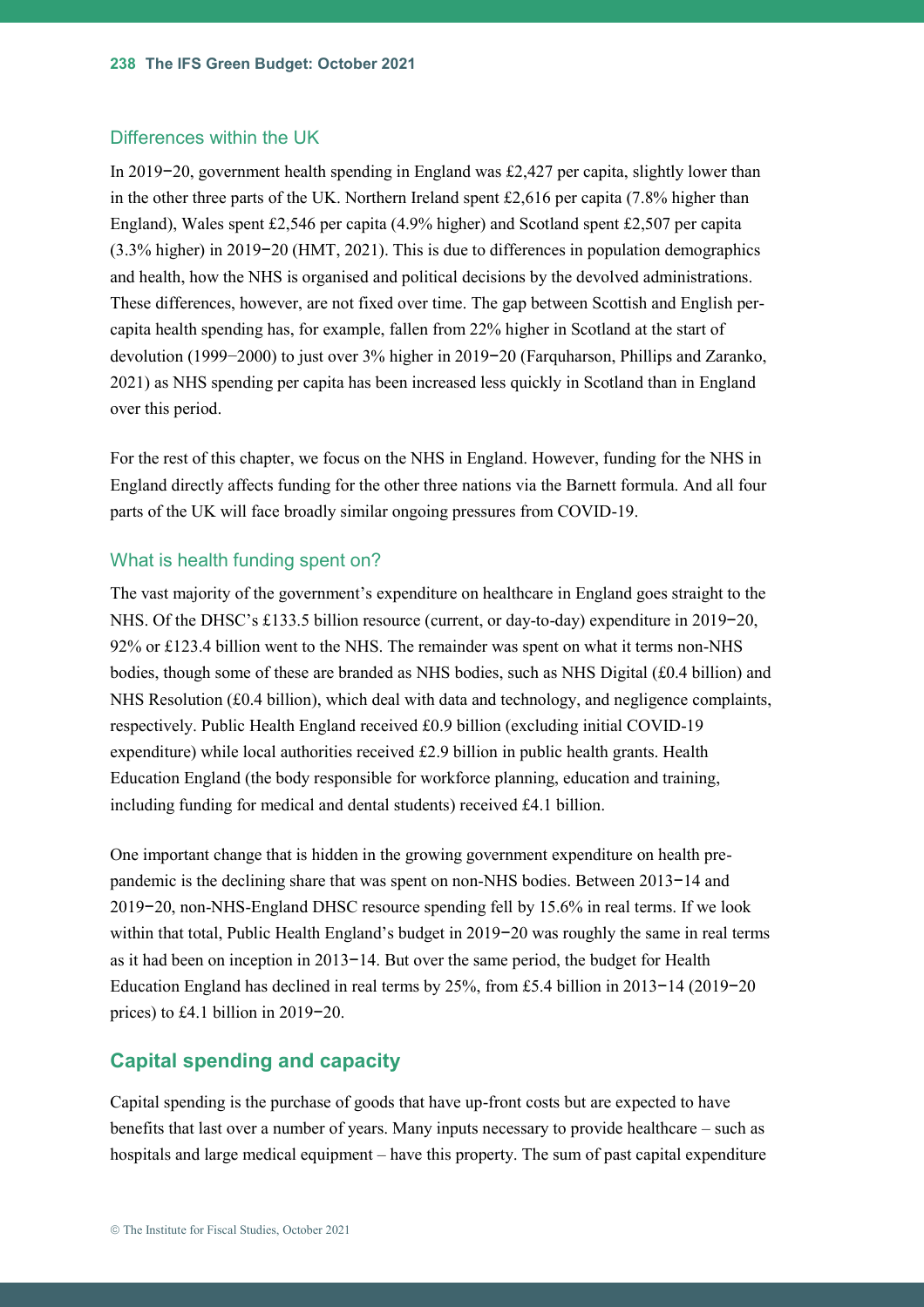### Differences within the UK

In 2019–20, government health spending in England was £2,427 per capita, slightly lower than in the other three parts of the UK. Northern Ireland spent £2,616 per capita (7.8% higher than England), Wales spent £2,546 per capita (4.9% higher) and Scotland spent £2,507 per capita (3.3% higher) in 2019–20 (HMT, 2021). This is due to differences in population demographics and health, how the NHS is organised and political decisions by the devolved administrations. These differences, however, are not fixed over time. The gap between Scottish and English per-capita health spending has, for example, fallen from 22% higher in Scotland at the start of devolution (1999–2000) to just over 3% higher in 2019–20 (Farquharson, Phillips and Zaranko, 2021) as NHS spending per capita has been increased less quickly in Scotland than in England over this period.

For the rest of this chapter, we focus on the NHS in England. However, funding for the NHS in England directly affects funding for the other three nations via the Barnett formula. And all four parts of the UK will face broadly similar ongoing pressures from COVID-19.

### What is health funding spent on?

The vast majority of the government's expenditure on healthcare in England goes straight to the NHS. Of the DHSC's £133.5 billion resource (current, or day-to-day) expenditure in 2019–20, 92% or £123.4 billion went to the NHS. The remainder was spent on what it terms non-NHS bodies, though some of these are branded as NHS bodies, such as NHS Digital (£0.4 billion) and NHS Resolution (£0.4 billion), which deal with data and technology, and negligence complaints, respectively. Public Health England received £0.9 billion (excluding initial COVID-19 expenditure) while local authorities received £2.9 billion in public health grants. Health Education England (the body responsible for workforce planning, education and training, including funding for medical and dental students) received £4.1 billion.

One important change that is hidden in the growing government expenditure on health pre-pandemic is the declining share that was spent on non-NHS bodies. Between 2013–14 and 2019–20, non-NHS-England DHSC resource spending fell by 15.6% in real terms. If we look within that total, Public Health England's budget in 2019–20 was roughly the same in real terms as it had been on inception in 2013–14. But over the same period, the budget for Health Education England has declined in real terms by 25%, from £5.4 billion in 2013–14 (2019–20 prices) to £4.1 billion in 2019–20.

## Capital spending and capacity

Capital spending is the purchase of goods that have up-front costs but are expected to have benefits that last over a number of years. Many inputs necessary to provide healthcare – such as hospitals and large medical equipment – have this property. The sum of past capital expenditure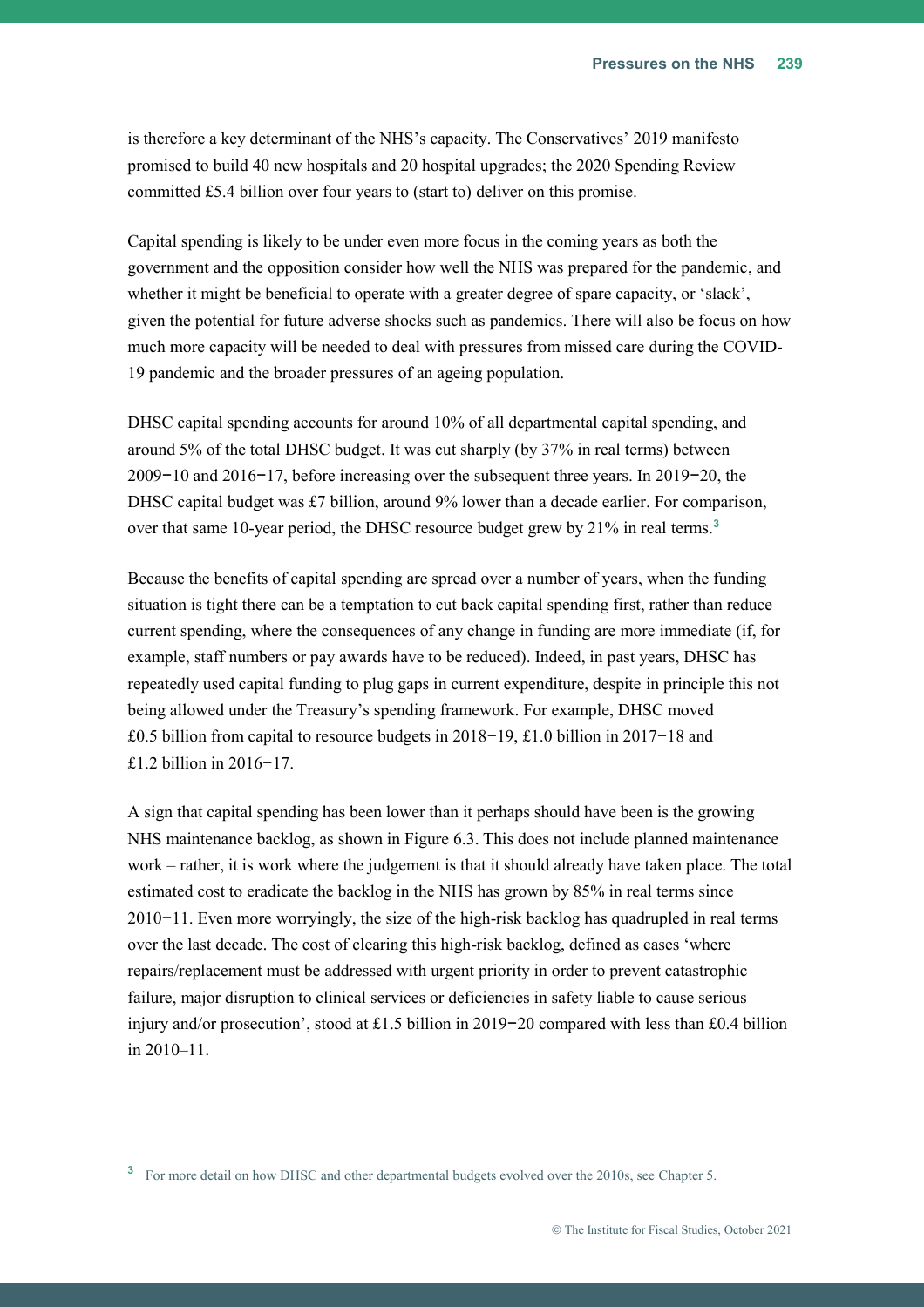is therefore a key determinant of the NHS's capacity. The Conservatives' 2019 manifesto promised to build 40 new hospitals and 20 hospital upgrades; the 2020 Spending Review committed £5.4 billion over four years to (start to) deliver on this promise.

Capital spending is likely to be under even more focus in the coming years as both the government and the opposition consider how well the NHS was prepared for the pandemic, and whether it might be beneficial to operate with a greater degree of spare capacity, or 'slack', given the potential for future adverse shocks such as pandemics. There will also be focus on how much more capacity will be needed to deal with pressures from missed care during the COVID-19 pandemic and the broader pressures of an ageing population.

DHSC capital spending accounts for around 10% of all departmental capital spending, and around 5% of the total DHSC budget. It was cut sharply (by 37% in real terms) between 2009−10 and 2016−17, before increasing over the subsequent three years. In 2019−20, the DHSC capital budget was £7 billion, around 9% lower than a decade earlier. For comparison, over that same 10-year period, the DHSC resource budget grew by 21% in real terms.[3]

Because the benefits of capital spending are spread over a number of years, when the funding situation is tight there can be a temptation to cut back capital spending first, rather than reduce current spending, where the consequences of any change in funding are more immediate (if, for example, staff numbers or pay awards have to be reduced). Indeed, in past years, DHSC has repeatedly used capital funding to plug gaps in current expenditure, despite in principle this not being allowed under the Treasury's spending framework. For example, DHSC moved £0.5 billion from capital to resource budgets in 2018−19, £1.0 billion in 2017−18 and £1.2 billion in 2016−17.

A sign that capital spending has been lower than it perhaps should have been is the growing NHS maintenance backlog, as shown in Figure 6.3. This does not include planned maintenance work – rather, it is work where the judgement is that it should already have taken place. The total estimated cost to eradicate the backlog in the NHS has grown by 85% in real terms since 2010−11. Even more worryingly, the size of the high-risk backlog has quadrupled in real terms over the last decade. The cost of clearing this high-risk backlog, defined as cases 'where repairs/replacement must be addressed with urgent priority in order to prevent catastrophic failure, major disruption to clinical services or deficiencies in safety liable to cause serious injury and/or prosecution', stood at £1.5 billion in 2019−20 compared with less than £0.4 billion in 2010–11.

[3] For more detail on how DHSC and other departmental budgets evolved over the 2010s, see Chapter 5.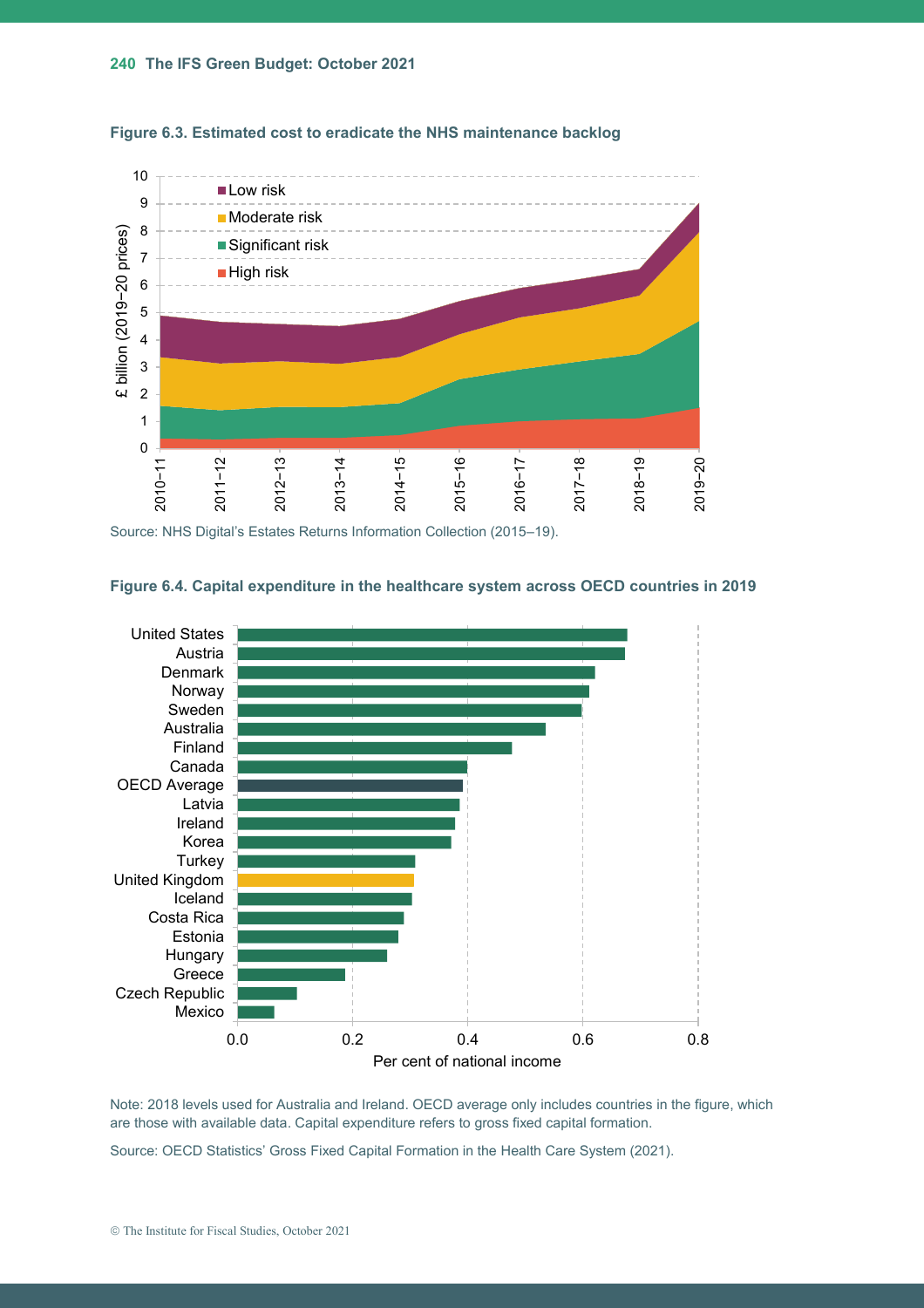**Figure 6.3. Estimated cost to eradicate the NHS maintenance backlog**

Source: NHS Digital's Estates Returns Information Collection (2015–19).

**Figure 6.4. Capital expenditure in the healthcare system across OECD countries in 2019**

Note: 2018 levels used for Australia and Ireland. OECD average only includes countries in the figure, which are those with available data. Capital expenditure refers to gross fixed capital formation.

Source: OECD Statistics' Gross Fixed Capital Formation in the Health Care System (2021).

© The Institute for Fiscal Studies, October 2021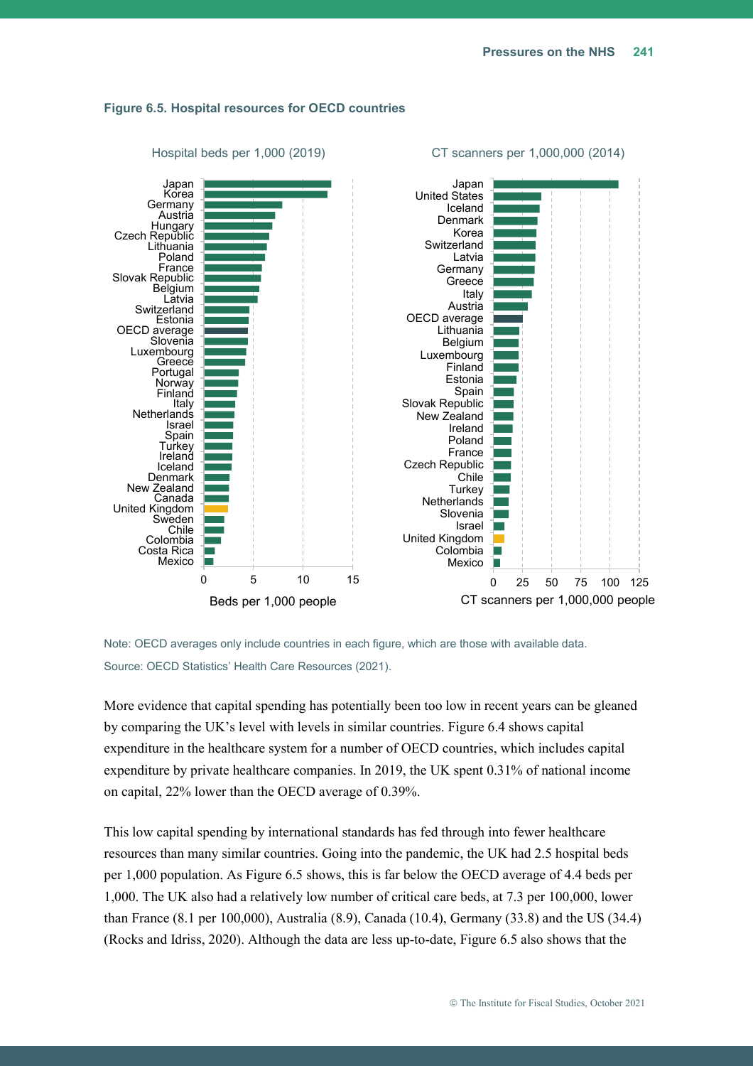**Figure 6.5. Hospital resources for OECD countries**

Note: OECD averages only include countries in each figure, which are those with available data.

Source: OECD Statistics' Health Care Resources (2021).

More evidence that capital spending has potentially been too low in recent years can be gleaned by comparing the UK's level with levels in similar countries. Figure 6.4 shows capital expenditure in the healthcare system for a number of OECD countries, which includes capital expenditure by private healthcare companies. In 2019, the UK spent 0.31% of national income on capital, 22% lower than the OECD average of 0.39%.

This low capital spending by international standards has fed through into fewer healthcare resources than many similar countries. Going into the pandemic, the UK had 2.5 hospital beds per 1,000 population. As Figure 6.5 shows, this is far below the OECD average of 4.4 beds per 1,000. The UK also had a relatively low number of critical care beds, at 7.3 per 100,000, lower than France (8.1 per 100,000), Australia (8.9), Canada (10.4), Germany (33.8) and the US (34.4) (Rocks and Idriss, 2020). Although the data are less up-to-date, Figure 6.5 also shows that the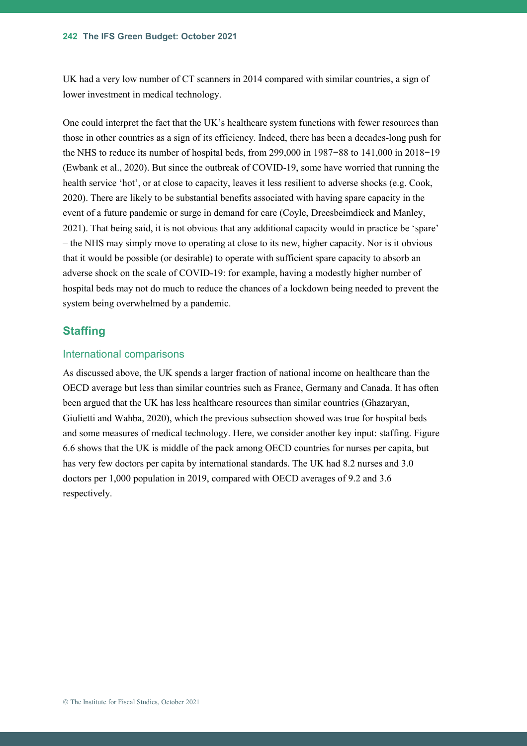UK had a very low number of CT scanners in 2014 compared with similar countries, a sign of lower investment in medical technology.

One could interpret the fact that the UK's healthcare system functions with fewer resources than those in other countries as a sign of its efficiency. Indeed, there has been a decades-long push for the NHS to reduce its number of hospital beds, from 299,000 in 1987–88 to 141,000 in 2018–19 (Ewbank et al., 2020). But since the outbreak of COVID-19, some have worried that running the health service 'hot', or at close to capacity, leaves it less resilient to adverse shocks (e.g. Cook, 2020). There are likely to be substantial benefits associated with having spare capacity in the event of a future pandemic or surge in demand for care (Coyle, Dreesbeimdieck and Manley, 2021). That being said, it is not obvious that any additional capacity would in practice be 'spare' – the NHS may simply move to operating at close to its new, higher capacity. Nor is it obvious that it would be possible (or desirable) to operate with sufficient spare capacity to absorb an adverse shock on the scale of COVID-19: for example, having a modestly higher number of hospital beds may not do much to reduce the chances of a lockdown being needed to prevent the system being overwhelmed by a pandemic.

## Staffing

### International comparisons

As discussed above, the UK spends a larger fraction of national income on healthcare than the OECD average but less than similar countries such as France, Germany and Canada. It has often been argued that the UK has less healthcare resources than similar countries (Ghazaryan, Giulietti and Wahba, 2020), which the previous subsection showed was true for hospital beds and some measures of medical technology. Here, we consider another key input: staffing. Figure 6.6 shows that the UK is middle of the pack among OECD countries for nurses per capita, but has very few doctors per capita by international standards. The UK had 8.2 nurses and 3.0 doctors per 1,000 population in 2019, compared with OECD averages of 9.2 and 3.6 respectively.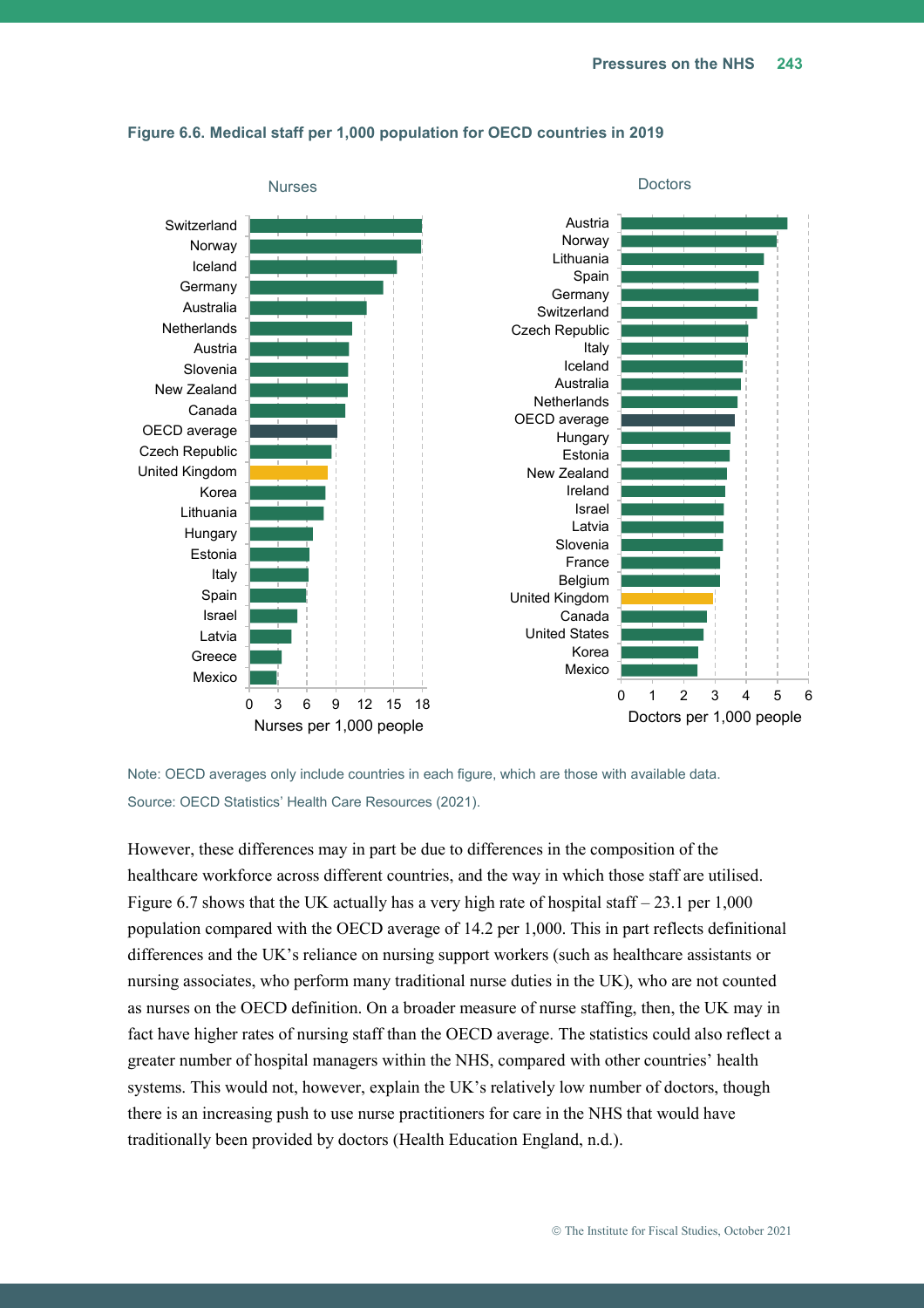**Figure 6.6. Medical staff per 1,000 population for OECD countries in 2019**

Nurses

| Country |
|---|
| Switzerland |
| Norway |
| Iceland |
| Germany |
| Australia |
| Netherlands |
| Austria |
| Slovenia |
| New Zealand |
| Canada |
| OECD average |
| Czech Republic |
| United Kingdom |
| Korea |
| Lithuania |
| Hungary |
| Estonia |
| Italy |
| Spain |
| Israel |
| Latvia |
| Greece |
| Mexico |

Nurses per 1,000 people

Doctors

| Country |
|---|
| Austria |
| Norway |
| Lithuania |
| Spain |
| Germany |
| Switzerland |
| Czech Republic |
| Italy |
| Iceland |
| Australia |
| Netherlands |
| OECD average |
| Hungary |
| Estonia |
| New Zealand |
| Ireland |
| Israel |
| Latvia |
| Slovenia |
| France |
| Belgium |
| United Kingdom |
| Canada |
| United States |
| Korea |
| Mexico |

Doctors per 1,000 people

Note: OECD averages only include countries in each figure, which are those with available data.

Source: OECD Statistics' Health Care Resources (2021).

However, these differences may in part be due to differences in the composition of the healthcare workforce across different countries, and the way in which those staff are utilised. Figure 6.7 shows that the UK actually has a very high rate of hospital staff – 23.1 per 1,000 population compared with the OECD average of 14.2 per 1,000. This in part reflects definitional differences and the UK's reliance on nursing support workers (such as healthcare assistants or nursing associates, who perform many traditional nurse duties in the UK), who are not counted as nurses on the OECD definition. On a broader measure of nurse staffing, then, the UK may in fact have higher rates of nursing staff than the OECD average. The statistics could also reflect a greater number of hospital managers within the NHS, compared with other countries' health systems. This would not, however, explain the UK's relatively low number of doctors, though there is an increasing push to use nurse practitioners for care in the NHS that would have traditionally been provided by doctors (Health Education England, n.d.).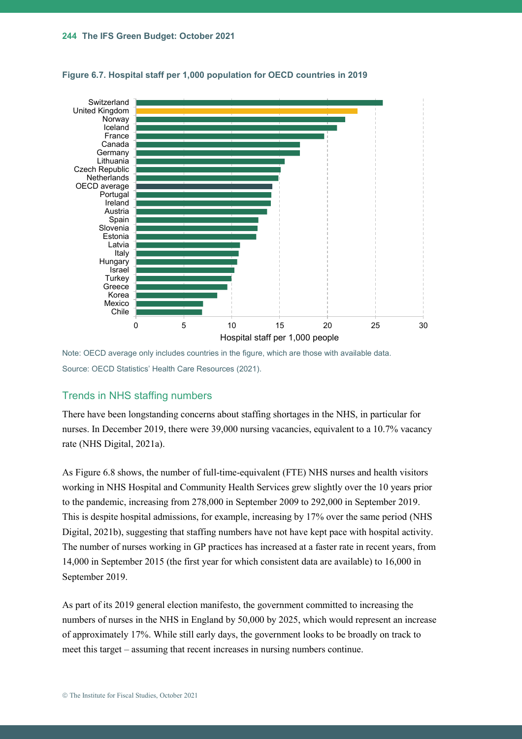**Figure 6.7. Hospital staff per 1,000 population for OECD countries in 2019**

Note: OECD average only includes countries in the figure, which are those with available data.

Source: OECD Statistics' Health Care Resources (2021).

## Trends in NHS staffing numbers

There have been longstanding concerns about staffing shortages in the NHS, in particular for nurses. In December 2019, there were 39,000 nursing vacancies, equivalent to a 10.7% vacancy rate (NHS Digital, 2021a).

As Figure 6.8 shows, the number of full-time-equivalent (FTE) NHS nurses and health visitors working in NHS Hospital and Community Health Services grew slightly over the 10 years prior to the pandemic, increasing from 278,000 in September 2009 to 292,000 in September 2019. This is despite hospital admissions, for example, increasing by 17% over the same period (NHS Digital, 2021b), suggesting that staffing numbers have not have kept pace with hospital activity. The number of nurses working in GP practices has increased at a faster rate in recent years, from 14,000 in September 2015 (the first year for which consistent data are available) to 16,000 in September 2019.

As part of its 2019 general election manifesto, the government committed to increasing the numbers of nurses in the NHS in England by 50,000 by 2025, which would represent an increase of approximately 17%. While still early days, the government looks to be broadly on track to meet this target – assuming that recent increases in nursing numbers continue.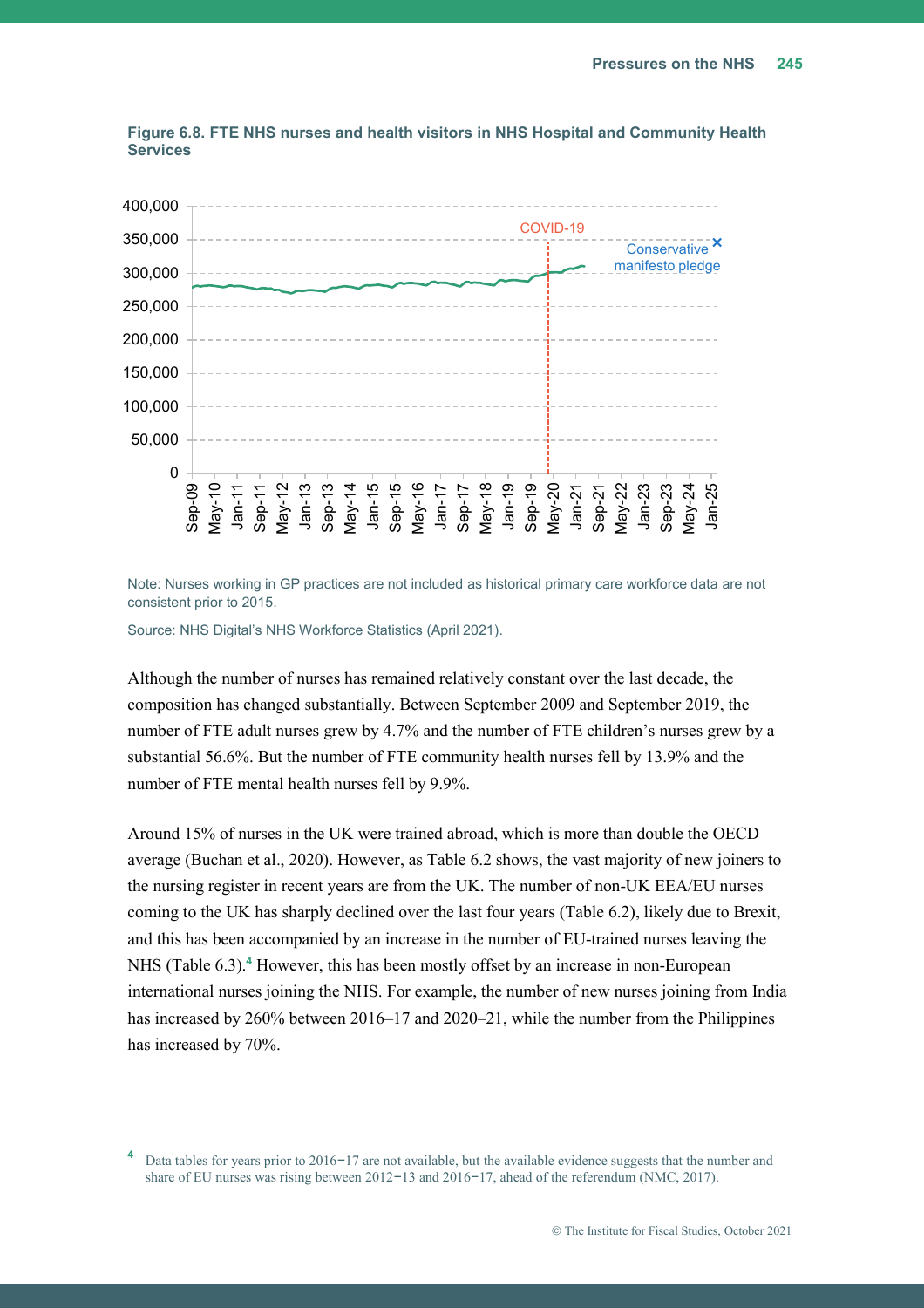**Figure 6.8. FTE NHS nurses and health visitors in NHS Hospital and Community Health Services**

Note: Nurses working in GP practices are not included as historical primary care workforce data are not consistent prior to 2015.

Source: NHS Digital's NHS Workforce Statistics (April 2021).

Although the number of nurses has remained relatively constant over the last decade, the composition has changed substantially. Between September 2009 and September 2019, the number of FTE adult nurses grew by 4.7% and the number of FTE children's nurses grew by a substantial 56.6%. But the number of FTE community health nurses fell by 13.9% and the number of FTE mental health nurses fell by 9.9%.

Around 15% of nurses in the UK were trained abroad, which is more than double the OECD average (Buchan et al., 2020). However, as Table 6.2 shows, the vast majority of new joiners to the nursing register in recent years are from the UK. The number of non-UK EEA/EU nurses coming to the UK has sharply declined over the last four years (Table 6.2), likely due to Brexit, and this has been accompanied by an increase in the number of EU-trained nurses leaving the NHS (Table 6.3).[4] However, this has been mostly offset by an increase in non-European international nurses joining the NHS. For example, the number of new nurses joining from India has increased by 260% between 2016–17 and 2020–21, while the number from the Philippines has increased by 70%.

[4] Data tables for years prior to 2016−17 are not available, but the available evidence suggests that the number and share of EU nurses was rising between 2012−13 and 2016−17, ahead of the referendum (NMC, 2017).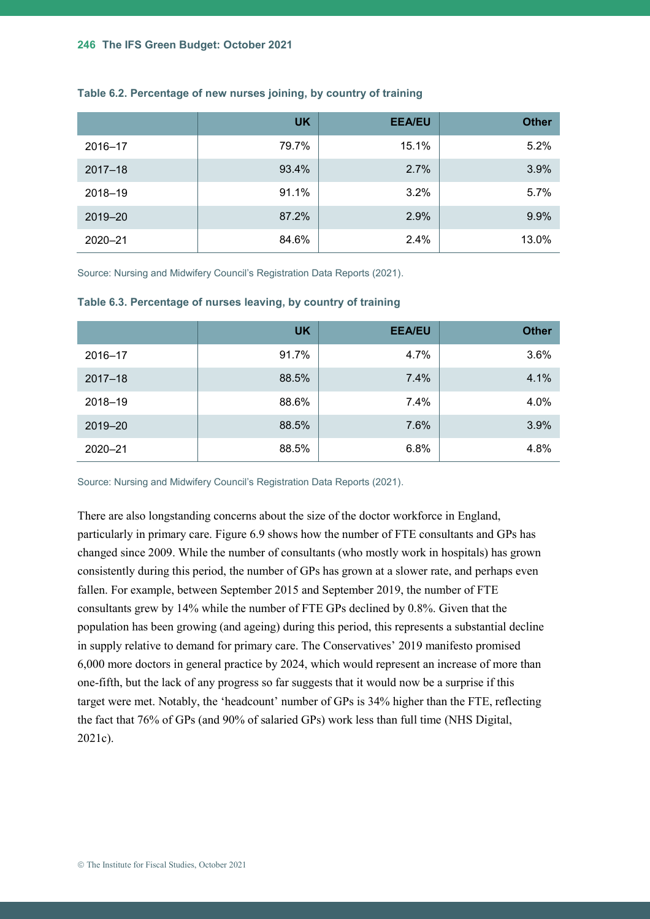**Table 6.2. Percentage of new nurses joining, by country of training**

| | UK | EEA/EU | Other |
|---|---|---|---|
| 2016–17 | 79.7% | 15.1% | 5.2% |
| 2017–18 | 93.4% | 2.7% | 3.9% |
| 2018–19 | 91.1% | 3.2% | 5.7% |
| 2019–20 | 87.2% | 2.9% | 9.9% |
| 2020–21 | 84.6% | 2.4% | 13.0% |

Source: Nursing and Midwifery Council's Registration Data Reports (2021).

**Table 6.3. Percentage of nurses leaving, by country of training**

| | UK | EEA/EU | Other |
|---|---|---|---|
| 2016–17 | 91.7% | 4.7% | 3.6% |
| 2017–18 | 88.5% | 7.4% | 4.1% |
| 2018–19 | 88.6% | 7.4% | 4.0% |
| 2019–20 | 88.5% | 7.6% | 3.9% |
| 2020–21 | 88.5% | 6.8% | 4.8% |

Source: Nursing and Midwifery Council's Registration Data Reports (2021).

There are also longstanding concerns about the size of the doctor workforce in England, particularly in primary care. Figure 6.9 shows how the number of FTE consultants and GPs has changed since 2009. While the number of consultants (who mostly work in hospitals) has grown consistently during this period, the number of GPs has grown at a slower rate, and perhaps even fallen. For example, between September 2015 and September 2019, the number of FTE consultants grew by 14% while the number of FTE GPs declined by 0.8%. Given that the population has been growing (and ageing) during this period, this represents a substantial decline in supply relative to demand for primary care. The Conservatives' 2019 manifesto promised 6,000 more doctors in general practice by 2024, which would represent an increase of more than one-fifth, but the lack of any progress so far suggests that it would now be a surprise if this target were met. Notably, the 'headcount' number of GPs is 34% higher than the FTE, reflecting the fact that 76% of GPs (and 90% of salaried GPs) work less than full time (NHS Digital, 2021c).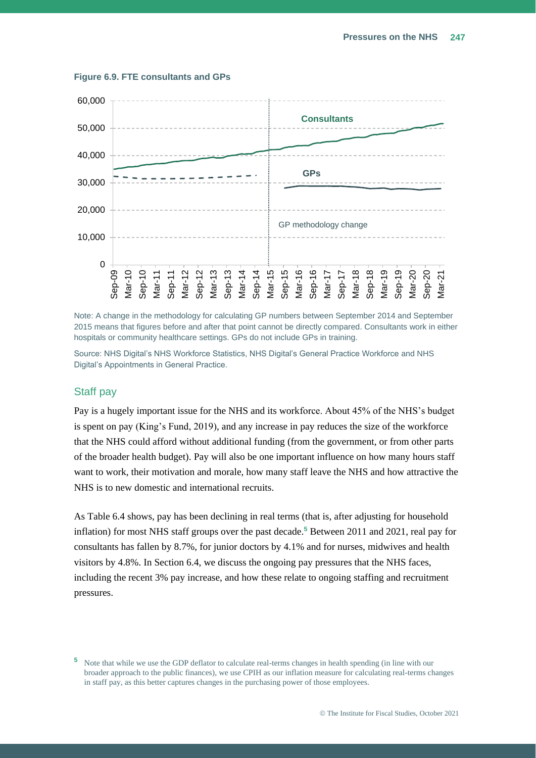**Figure 6.9. FTE consultants and GPs**

Note: A change in the methodology for calculating GP numbers between September 2014 and September 2015 means that figures before and after that point cannot be directly compared. Consultants work in either hospitals or community healthcare settings. GPs do not include GPs in training.

Source: NHS Digital's NHS Workforce Statistics, NHS Digital's General Practice Workforce and NHS Digital's Appointments in General Practice.

## Staff pay

Pay is a hugely important issue for the NHS and its workforce. About 45% of the NHS's budget is spent on pay (King's Fund, 2019), and any increase in pay reduces the size of the workforce that the NHS could afford without additional funding (from the government, or from other parts of the broader health budget). Pay will also be one important influence on how many hours staff want to work, their motivation and morale, how many staff leave the NHS and how attractive the NHS is to new domestic and international recruits.

As Table 6.4 shows, pay has been declining in real terms (that is, after adjusting for household inflation) for most NHS staff groups over the past decade.[5] Between 2011 and 2021, real pay for consultants has fallen by 8.7%, for junior doctors by 4.1% and for nurses, midwives and health visitors by 4.8%. In Section 6.4, we discuss the ongoing pay pressures that the NHS faces, including the recent 3% pay increase, and how these relate to ongoing staffing and recruitment pressures.

[5] Note that while we use the GDP deflator to calculate real-terms changes in health spending (in line with our broader approach to the public finances), we use CPIH as our inflation measure for calculating real-terms changes in staff pay, as this better captures changes in the purchasing power of those employees.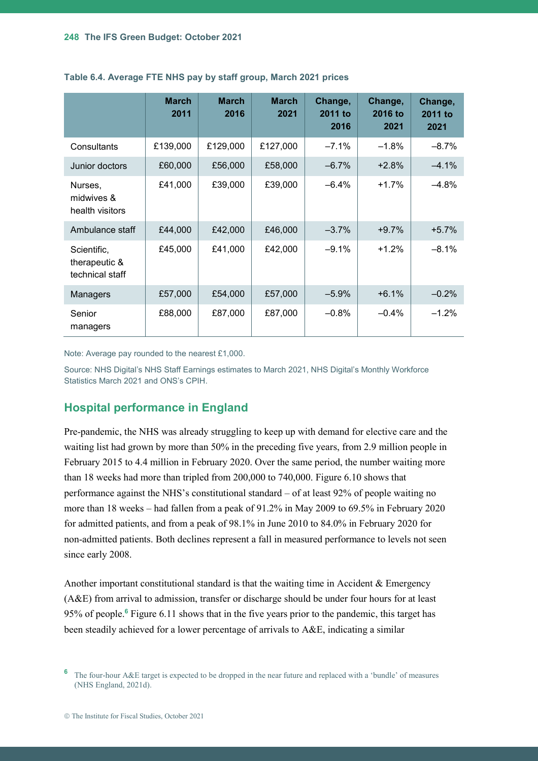**Table 6.4. Average FTE NHS pay by staff group, March 2021 prices**

| | March 2011 | March 2016 | March 2021 | Change, 2011 to 2016 | Change, 2016 to 2021 | Change, 2011 to 2021 |
|---|---|---|---|---|---|---|
| Consultants | £139,000 | £129,000 | £127,000 | –7.1% | –1.8% | –8.7% |
| Junior doctors | £60,000 | £56,000 | £58,000 | –6.7% | +2.8% | –4.1% |
| Nurses, midwives & health visitors | £41,000 | £39,000 | £39,000 | –6.4% | +1.7% | –4.8% |
| Ambulance staff | £44,000 | £42,000 | £46,000 | –3.7% | +9.7% | +5.7% |
| Scientific, therapeutic & technical staff | £45,000 | £41,000 | £42,000 | –9.1% | +1.2% | –8.1% |
| Managers | £57,000 | £54,000 | £57,000 | –5.9% | +6.1% | –0.2% |
| Senior managers | £88,000 | £87,000 | £87,000 | –0.8% | –0.4% | –1.2% |

Note: Average pay rounded to the nearest £1,000.

Source: NHS Digital's NHS Staff Earnings estimates to March 2021, NHS Digital's Monthly Workforce Statistics March 2021 and ONS's CPIH.

## Hospital performance in England

Pre-pandemic, the NHS was already struggling to keep up with demand for elective care and the waiting list had grown by more than 50% in the preceding five years, from 2.9 million people in February 2015 to 4.4 million in February 2020. Over the same period, the number waiting more than 18 weeks had more than tripled from 200,000 to 740,000. Figure 6.10 shows that performance against the NHS's constitutional standard – of at least 92% of people waiting no more than 18 weeks – had fallen from a peak of 91.2% in May 2009 to 69.5% in February 2020 for admitted patients, and from a peak of 98.1% in June 2010 to 84.0% in February 2020 for non-admitted patients. Both declines represent a fall in measured performance to levels not seen since early 2008.

Another important constitutional standard is that the waiting time in Accident & Emergency (A&E) from arrival to admission, transfer or discharge should be under four hours for at least 95% of people.[6] Figure 6.11 shows that in the five years prior to the pandemic, this target has been steadily achieved for a lower percentage of arrivals to A&E, indicating a similar

[6] The four-hour A&E target is expected to be dropped in the near future and replaced with a 'bundle' of measures (NHS England, 2021d).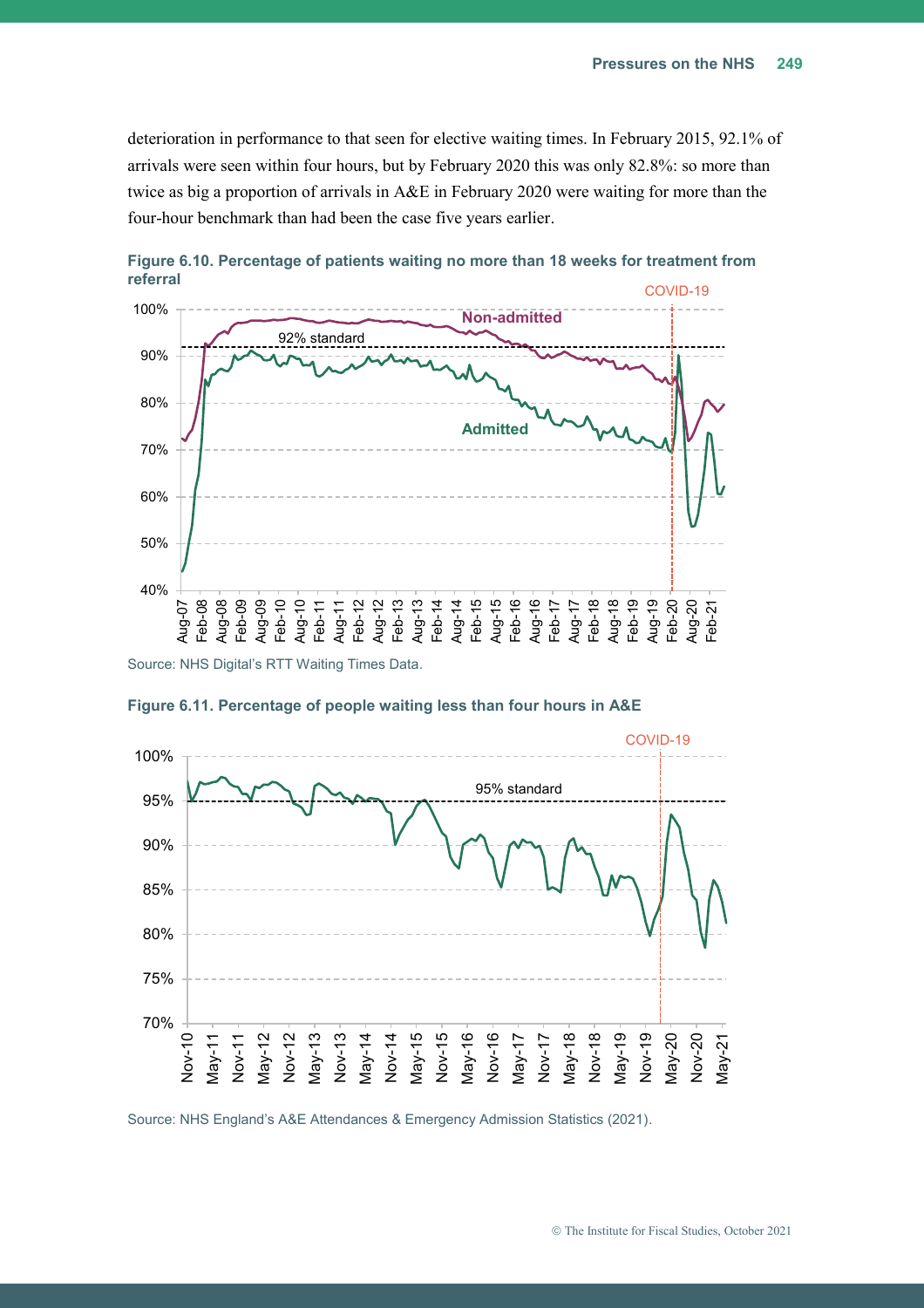deterioration in performance to that seen for elective waiting times. In February 2015, 92.1% of arrivals were seen within four hours, but by February 2020 this was only 82.8%: so more than twice as big a proportion of arrivals in A&E in February 2020 were waiting for more than the four-hour benchmark than had been the case five years earlier.

**Figure 6.10. Percentage of patients waiting no more than 18 weeks for treatment from referral**

Source: NHS Digital's RTT Waiting Times Data.

**Figure 6.11. Percentage of people waiting less than four hours in A&E**

Source: NHS England's A&E Attendances & Emergency Admission Statistics (2021).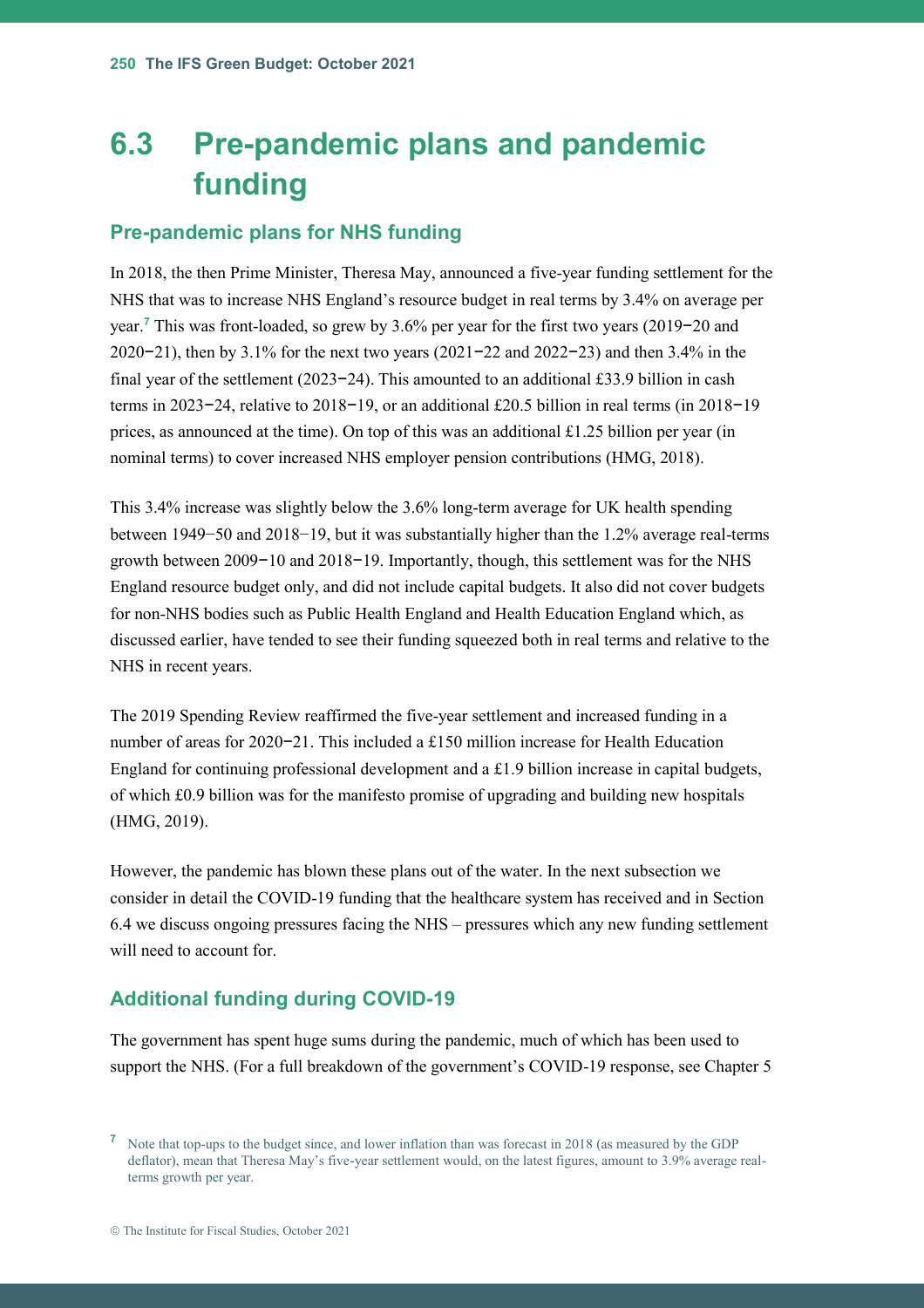## 6.3 Pre-pandemic plans and pandemic funding

### Pre-pandemic plans for NHS funding

In 2018, the then Prime Minister, Theresa May, announced a five-year funding settlement for the NHS that was to increase NHS England's resource budget in real terms by 3.4% on average per year.[7] This was front-loaded, so grew by 3.6% per year for the first two years (2019−20 and 2020−21), then by 3.1% for the next two years (2021−22 and 2022−23) and then 3.4% in the final year of the settlement (2023−24). This amounted to an additional £33.9 billion in cash terms in 2023−24, relative to 2018−19, or an additional £20.5 billion in real terms (in 2018−19 prices, as announced at the time). On top of this was an additional £1.25 billion per year (in nominal terms) to cover increased NHS employer pension contributions (HMG, 2018).

This 3.4% increase was slightly below the 3.6% long-term average for UK health spending between 1949−50 and 2018−19, but it was substantially higher than the 1.2% average real-terms growth between 2009−10 and 2018−19. Importantly, though, this settlement was for the NHS England resource budget only, and did not include capital budgets. It also did not cover budgets for non-NHS bodies such as Public Health England and Health Education England which, as discussed earlier, have tended to see their funding squeezed both in real terms and relative to the NHS in recent years.

The 2019 Spending Review reaffirmed the five-year settlement and increased funding in a number of areas for 2020−21. This included a £150 million increase for Health Education England for continuing professional development and a £1.9 billion increase in capital budgets, of which £0.9 billion was for the manifesto promise of upgrading and building new hospitals (HMG, 2019).

However, the pandemic has blown these plans out of the water. In the next subsection we consider in detail the COVID-19 funding that the healthcare system has received and in Section 6.4 we discuss ongoing pressures facing the NHS – pressures which any new funding settlement will need to account for.

### Additional funding during COVID-19

The government has spent huge sums during the pandemic, much of which has been used to support the NHS. (For a full breakdown of the government's COVID-19 response, see Chapter 5

[7] Note that top-ups to the budget since, and lower inflation than was forecast in 2018 (as measured by the GDP deflator), mean that Theresa May's five-year settlement would, on the latest figures, amount to 3.9% average real-terms growth per year.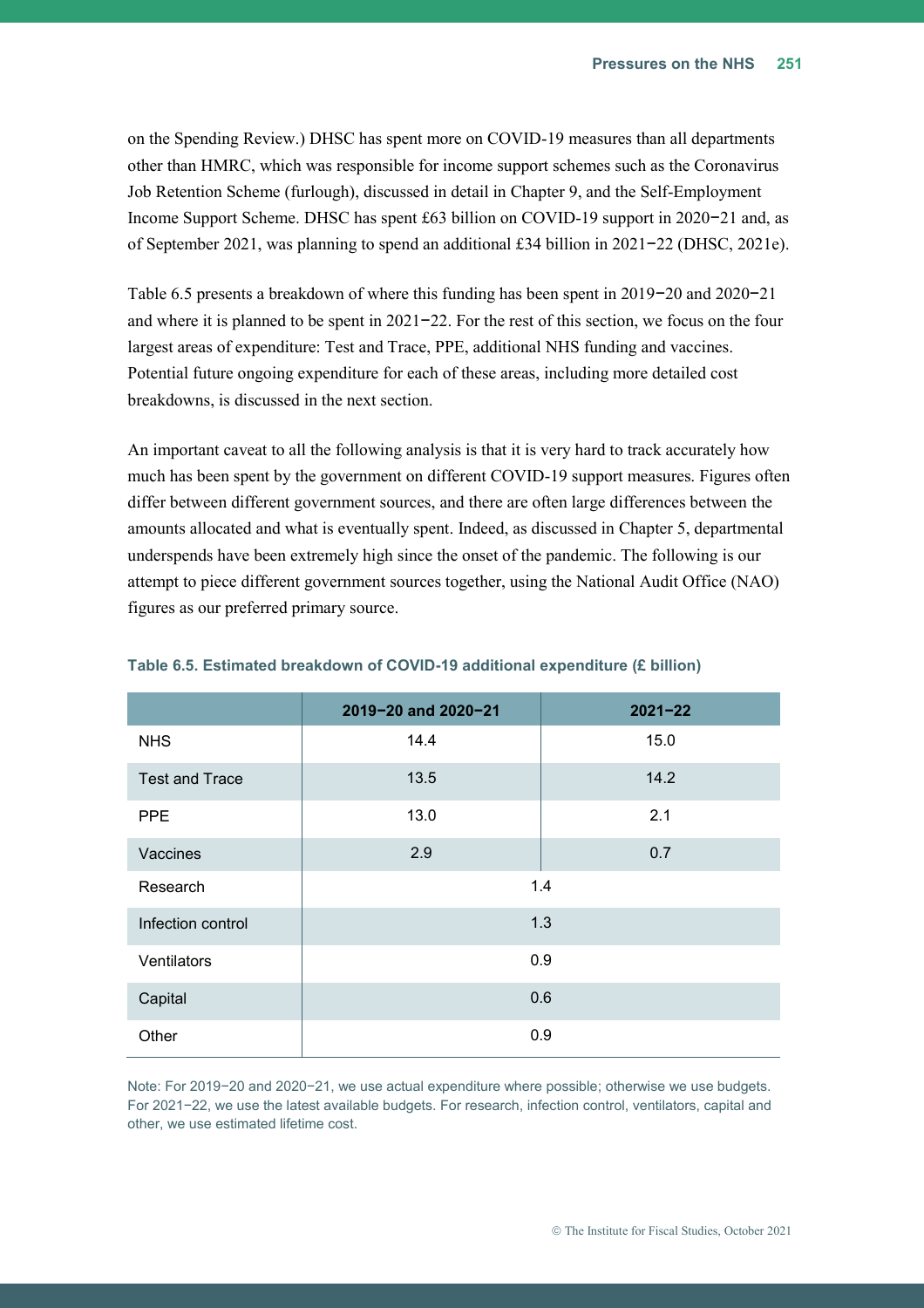on the Spending Review.) DHSC has spent more on COVID-19 measures than all departments other than HMRC, which was responsible for income support schemes such as the Coronavirus Job Retention Scheme (furlough), discussed in detail in Chapter 9, and the Self-Employment Income Support Scheme. DHSC has spent £63 billion on COVID-19 support in 2020−21 and, as of September 2021, was planning to spend an additional £34 billion in 2021−22 (DHSC, 2021e).

Table 6.5 presents a breakdown of where this funding has been spent in 2019−20 and 2020−21 and where it is planned to be spent in 2021−22. For the rest of this section, we focus on the four largest areas of expenditure: Test and Trace, PPE, additional NHS funding and vaccines. Potential future ongoing expenditure for each of these areas, including more detailed cost breakdowns, is discussed in the next section.

An important caveat to all the following analysis is that it is very hard to track accurately how much has been spent by the government on different COVID-19 support measures. Figures often differ between different government sources, and there are often large differences between the amounts allocated and what is eventually spent. Indeed, as discussed in Chapter 5, departmental underspends have been extremely high since the onset of the pandemic. The following is our attempt to piece different government sources together, using the National Audit Office (NAO) figures as our preferred primary source.

**Table 6.5. Estimated breakdown of COVID-19 additional expenditure (£ billion)**

| | 2019−20 and 2020−21 | 2021−22 |
|---|---|---|
| NHS | 14.4 | 15.0 |
| Test and Trace | 13.5 | 14.2 |
| PPE | 13.0 | 2.1 |
| Vaccines | 2.9 | 0.7 |
| Research | 1.4 | |
| Infection control | 1.3 | |
| Ventilators | 0.9 | |
| Capital | 0.6 | |
| Other | 0.9 | |

Note: For 2019−20 and 2020−21, we use actual expenditure where possible; otherwise we use budgets. For 2021−22, we use the latest available budgets. For research, infection control, ventilators, capital and other, we use estimated lifetime cost.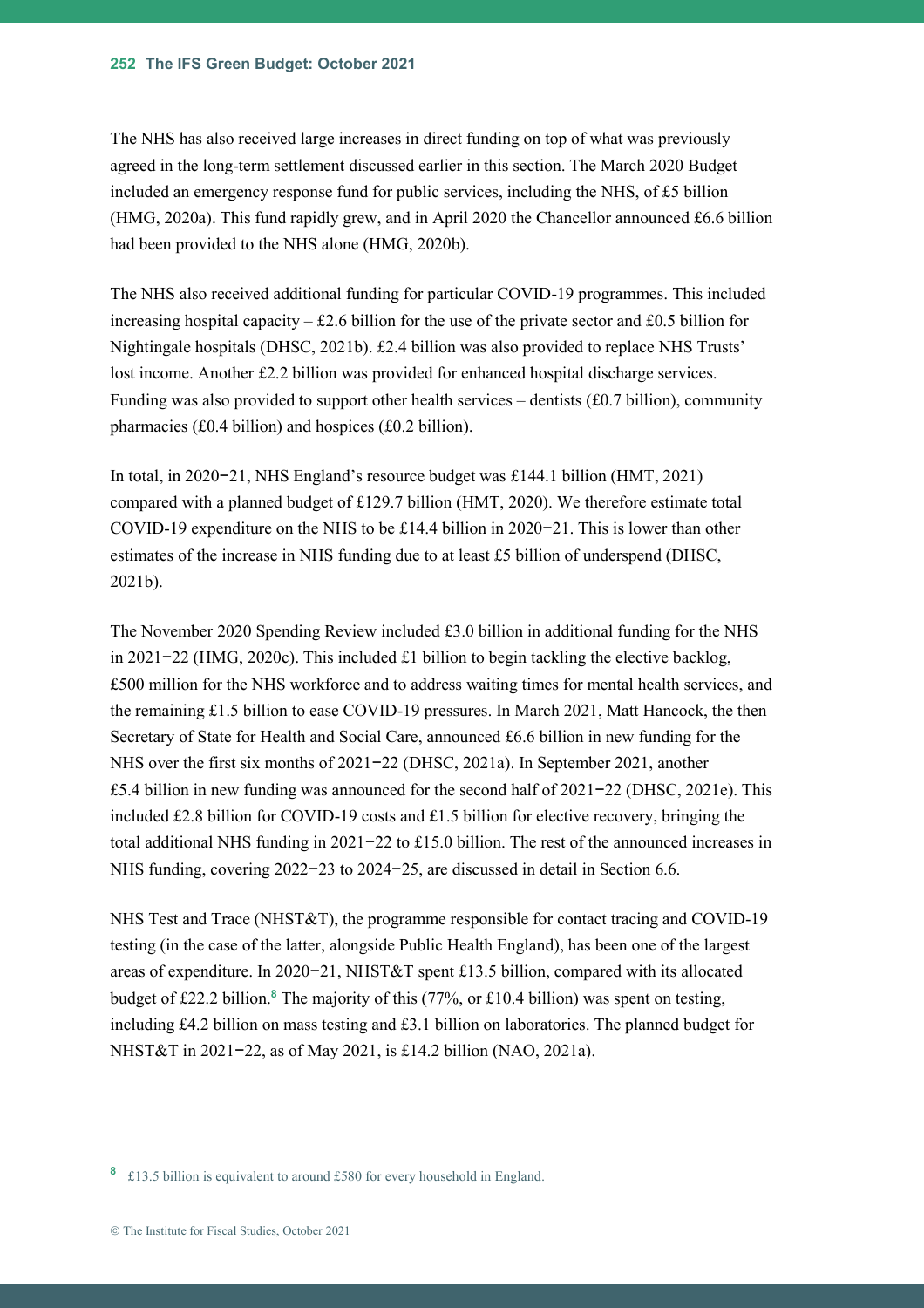The NHS has also received large increases in direct funding on top of what was previously agreed in the long-term settlement discussed earlier in this section. The March 2020 Budget included an emergency response fund for public services, including the NHS, of £5 billion (HMG, 2020a). This fund rapidly grew, and in April 2020 the Chancellor announced £6.6 billion had been provided to the NHS alone (HMG, 2020b).

The NHS also received additional funding for particular COVID-19 programmes. This included increasing hospital capacity – £2.6 billion for the use of the private sector and £0.5 billion for Nightingale hospitals (DHSC, 2021b). £2.4 billion was also provided to replace NHS Trusts' lost income. Another £2.2 billion was provided for enhanced hospital discharge services. Funding was also provided to support other health services – dentists (£0.7 billion), community pharmacies (£0.4 billion) and hospices (£0.2 billion).

In total, in 2020−21, NHS England's resource budget was £144.1 billion (HMT, 2021) compared with a planned budget of £129.7 billion (HMT, 2020). We therefore estimate total COVID-19 expenditure on the NHS to be £14.4 billion in 2020−21. This is lower than other estimates of the increase in NHS funding due to at least £5 billion of underspend (DHSC, 2021b).

The November 2020 Spending Review included £3.0 billion in additional funding for the NHS in 2021−22 (HMG, 2020c). This included £1 billion to begin tackling the elective backlog, £500 million for the NHS workforce and to address waiting times for mental health services, and the remaining £1.5 billion to ease COVID-19 pressures. In March 2021, Matt Hancock, the then Secretary of State for Health and Social Care, announced £6.6 billion in new funding for the NHS over the first six months of 2021−22 (DHSC, 2021a). In September 2021, another £5.4 billion in new funding was announced for the second half of 2021−22 (DHSC, 2021e). This included £2.8 billion for COVID-19 costs and £1.5 billion for elective recovery, bringing the total additional NHS funding in 2021−22 to £15.0 billion. The rest of the announced increases in NHS funding, covering 2022−23 to 2024−25, are discussed in detail in Section 6.6.

NHS Test and Trace (NHST&T), the programme responsible for contact tracing and COVID-19 testing (in the case of the latter, alongside Public Health England), has been one of the largest areas of expenditure. In 2020−21, NHST&T spent £13.5 billion, compared with its allocated budget of £22.2 billion.[8] The majority of this (77%, or £10.4 billion) was spent on testing, including £4.2 billion on mass testing and £3.1 billion on laboratories. The planned budget for NHST&T in 2021−22, as of May 2021, is £14.2 billion (NAO, 2021a).

[8] £13.5 billion is equivalent to around £580 for every household in England.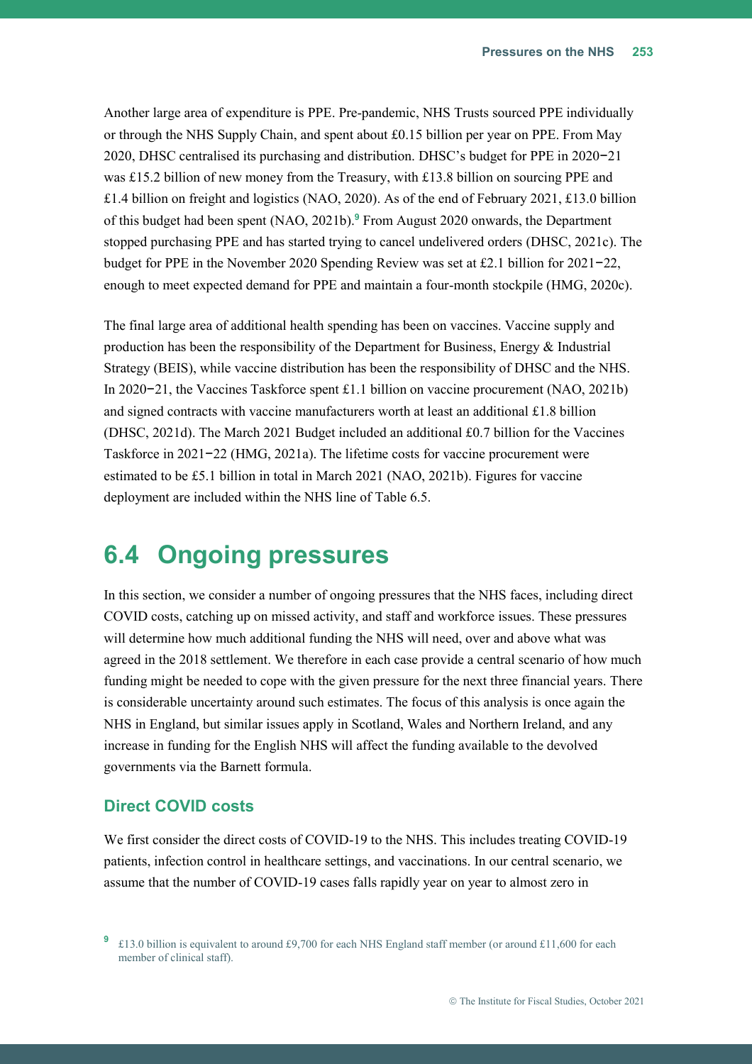Another large area of expenditure is PPE. Pre-pandemic, NHS Trusts sourced PPE individually or through the NHS Supply Chain, and spent about £0.15 billion per year on PPE. From May 2020, DHSC centralised its purchasing and distribution. DHSC's budget for PPE in 2020−21 was £15.2 billion of new money from the Treasury, with £13.8 billion on sourcing PPE and £1.4 billion on freight and logistics (NAO, 2020). As of the end of February 2021, £13.0 billion of this budget had been spent (NAO, 2021b).[9] From August 2020 onwards, the Department stopped purchasing PPE and has started trying to cancel undelivered orders (DHSC, 2021c). The budget for PPE in the November 2020 Spending Review was set at £2.1 billion for 2021−22, enough to meet expected demand for PPE and maintain a four-month stockpile (HMG, 2020c).

The final large area of additional health spending has been on vaccines. Vaccine supply and production has been the responsibility of the Department for Business, Energy & Industrial Strategy (BEIS), while vaccine distribution has been the responsibility of DHSC and the NHS. In 2020−21, the Vaccines Taskforce spent £1.1 billion on vaccine procurement (NAO, 2021b) and signed contracts with vaccine manufacturers worth at least an additional £1.8 billion (DHSC, 2021d). The March 2021 Budget included an additional £0.7 billion for the Vaccines Taskforce in 2021−22 (HMG, 2021a). The lifetime costs for vaccine procurement were estimated to be £5.1 billion in total in March 2021 (NAO, 2021b). Figures for vaccine deployment are included within the NHS line of Table 6.5.

## 6.4 Ongoing pressures

In this section, we consider a number of ongoing pressures that the NHS faces, including direct COVID costs, catching up on missed activity, and staff and workforce issues. These pressures will determine how much additional funding the NHS will need, over and above what was agreed in the 2018 settlement. We therefore in each case provide a central scenario of how much funding might be needed to cope with the given pressure for the next three financial years. There is considerable uncertainty around such estimates. The focus of this analysis is once again the NHS in England, but similar issues apply in Scotland, Wales and Northern Ireland, and any increase in funding for the English NHS will affect the funding available to the devolved governments via the Barnett formula.

### Direct COVID costs

We first consider the direct costs of COVID-19 to the NHS. This includes treating COVID-19 patients, infection control in healthcare settings, and vaccinations. In our central scenario, we assume that the number of COVID-19 cases falls rapidly year on year to almost zero in

[9] £13.0 billion is equivalent to around £9,700 for each NHS England staff member (or around £11,600 for each member of clinical staff).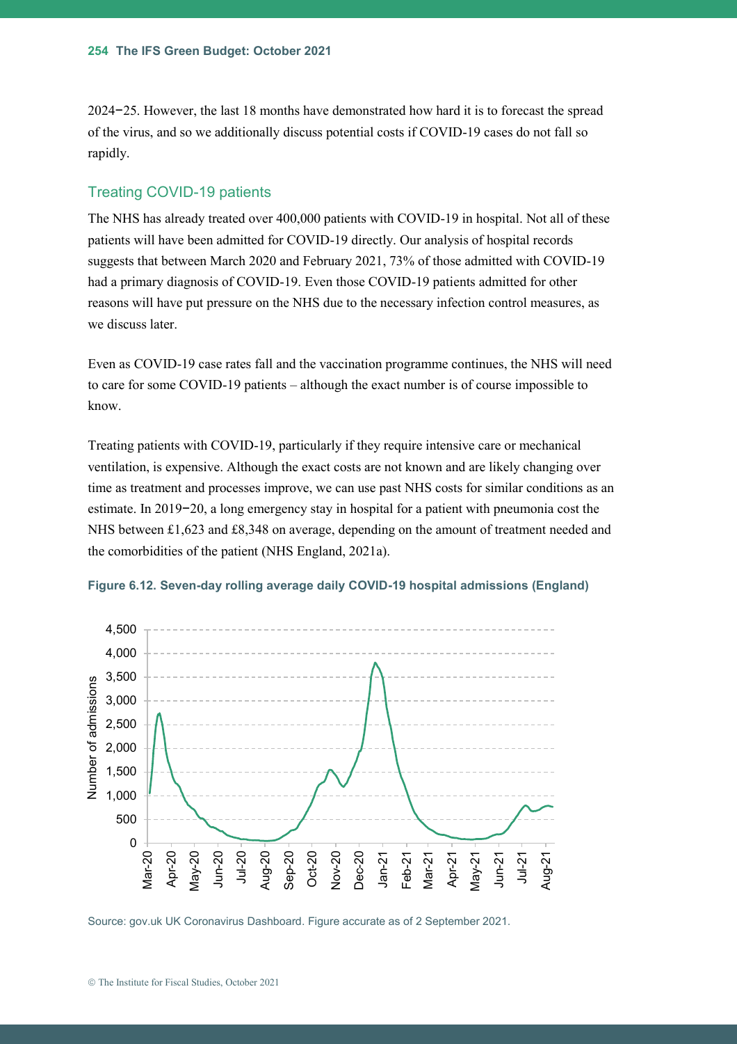2024−25. However, the last 18 months have demonstrated how hard it is to forecast the spread of the virus, and so we additionally discuss potential costs if COVID-19 cases do not fall so rapidly.

## Treating COVID-19 patients

The NHS has already treated over 400,000 patients with COVID-19 in hospital. Not all of these patients will have been admitted for COVID-19 directly. Our analysis of hospital records suggests that between March 2020 and February 2021, 73% of those admitted with COVID-19 had a primary diagnosis of COVID-19. Even those COVID-19 patients admitted for other reasons will have put pressure on the NHS due to the necessary infection control measures, as we discuss later.

Even as COVID-19 case rates fall and the vaccination programme continues, the NHS will need to care for some COVID-19 patients – although the exact number is of course impossible to know.

Treating patients with COVID-19, particularly if they require intensive care or mechanical ventilation, is expensive. Although the exact costs are not known and are likely changing over time as treatment and processes improve, we can use past NHS costs for similar conditions as an estimate. In 2019−20, a long emergency stay in hospital for a patient with pneumonia cost the NHS between £1,623 and £8,348 on average, depending on the amount of treatment needed and the comorbidities of the patient (NHS England, 2021a).

**Figure 6.12. Seven-day rolling average daily COVID-19 hospital admissions (England)**

Source: gov.uk UK Coronavirus Dashboard. Figure accurate as of 2 September 2021.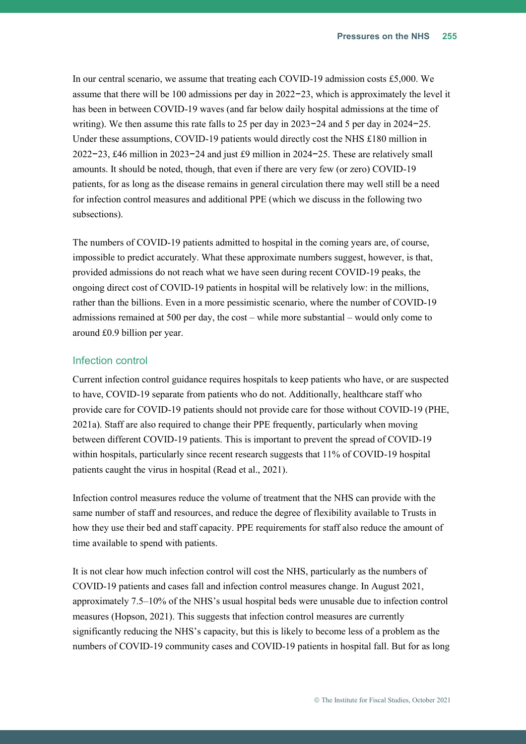In our central scenario, we assume that treating each COVID-19 admission costs £5,000. We assume that there will be 100 admissions per day in 2022−23, which is approximately the level it has been in between COVID-19 waves (and far below daily hospital admissions at the time of writing). We then assume this rate falls to 25 per day in 2023−24 and 5 per day in 2024−25. Under these assumptions, COVID-19 patients would directly cost the NHS £180 million in 2022−23, £46 million in 2023−24 and just £9 million in 2024−25. These are relatively small amounts. It should be noted, though, that even if there are very few (or zero) COVID-19 patients, for as long as the disease remains in general circulation there may well still be a need for infection control measures and additional PPE (which we discuss in the following two subsections).

The numbers of COVID-19 patients admitted to hospital in the coming years are, of course, impossible to predict accurately. What these approximate numbers suggest, however, is that, provided admissions do not reach what we have seen during recent COVID-19 peaks, the ongoing direct cost of COVID-19 patients in hospital will be relatively low: in the millions, rather than the billions. Even in a more pessimistic scenario, where the number of COVID-19 admissions remained at 500 per day, the cost – while more substantial – would only come to around £0.9 billion per year.

### Infection control

Current infection control guidance requires hospitals to keep patients who have, or are suspected to have, COVID-19 separate from patients who do not. Additionally, healthcare staff who provide care for COVID-19 patients should not provide care for those without COVID-19 (PHE, 2021a). Staff are also required to change their PPE frequently, particularly when moving between different COVID-19 patients. This is important to prevent the spread of COVID-19 within hospitals, particularly since recent research suggests that 11% of COVID-19 hospital patients caught the virus in hospital (Read et al., 2021).

Infection control measures reduce the volume of treatment that the NHS can provide with the same number of staff and resources, and reduce the degree of flexibility available to Trusts in how they use their bed and staff capacity. PPE requirements for staff also reduce the amount of time available to spend with patients.

It is not clear how much infection control will cost the NHS, particularly as the numbers of COVID-19 patients and cases fall and infection control measures change. In August 2021, approximately 7.5–10% of the NHS's usual hospital beds were unusable due to infection control measures (Hopson, 2021). This suggests that infection control measures are currently significantly reducing the NHS's capacity, but this is likely to become less of a problem as the numbers of COVID-19 community cases and COVID-19 patients in hospital fall. But for as long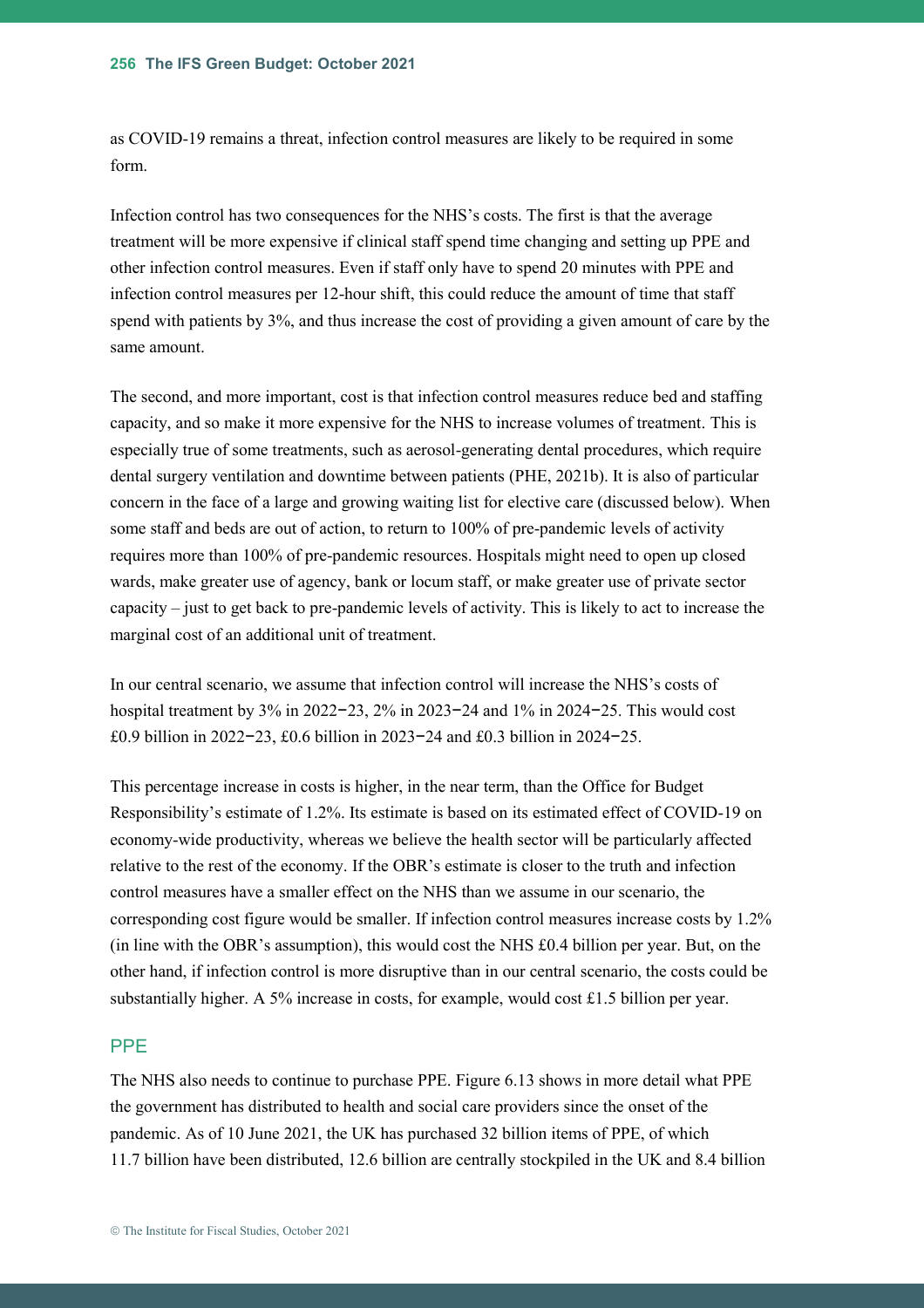as COVID-19 remains a threat, infection control measures are likely to be required in some form.

Infection control has two consequences for the NHS's costs. The first is that the average treatment will be more expensive if clinical staff spend time changing and setting up PPE and other infection control measures. Even if staff only have to spend 20 minutes with PPE and infection control measures per 12-hour shift, this could reduce the amount of time that staff spend with patients by 3%, and thus increase the cost of providing a given amount of care by the same amount.

The second, and more important, cost is that infection control measures reduce bed and staffing capacity, and so make it more expensive for the NHS to increase volumes of treatment. This is especially true of some treatments, such as aerosol-generating dental procedures, which require dental surgery ventilation and downtime between patients (PHE, 2021b). It is also of particular concern in the face of a large and growing waiting list for elective care (discussed below). When some staff and beds are out of action, to return to 100% of pre-pandemic levels of activity requires more than 100% of pre-pandemic resources. Hospitals might need to open up closed wards, make greater use of agency, bank or locum staff, or make greater use of private sector capacity – just to get back to pre-pandemic levels of activity. This is likely to act to increase the marginal cost of an additional unit of treatment.

In our central scenario, we assume that infection control will increase the NHS's costs of hospital treatment by 3% in 2022–23, 2% in 2023–24 and 1% in 2024–25. This would cost £0.9 billion in 2022–23, £0.6 billion in 2023–24 and £0.3 billion in 2024–25.

This percentage increase in costs is higher, in the near term, than the Office for Budget Responsibility's estimate of 1.2%. Its estimate is based on its estimated effect of COVID-19 on economy-wide productivity, whereas we believe the health sector will be particularly affected relative to the rest of the economy. If the OBR's estimate is closer to the truth and infection control measures have a smaller effect on the NHS than we assume in our scenario, the corresponding cost figure would be smaller. If infection control measures increase costs by 1.2% (in line with the OBR's assumption), this would cost the NHS £0.4 billion per year. But, on the other hand, if infection control is more disruptive than in our central scenario, the costs could be substantially higher. A 5% increase in costs, for example, would cost £1.5 billion per year.

### PPE

The NHS also needs to continue to purchase PPE. Figure 6.13 shows in more detail what PPE the government has distributed to health and social care providers since the onset of the pandemic. As of 10 June 2021, the UK has purchased 32 billion items of PPE, of which 11.7 billion have been distributed, 12.6 billion are centrally stockpiled in the UK and 8.4 billion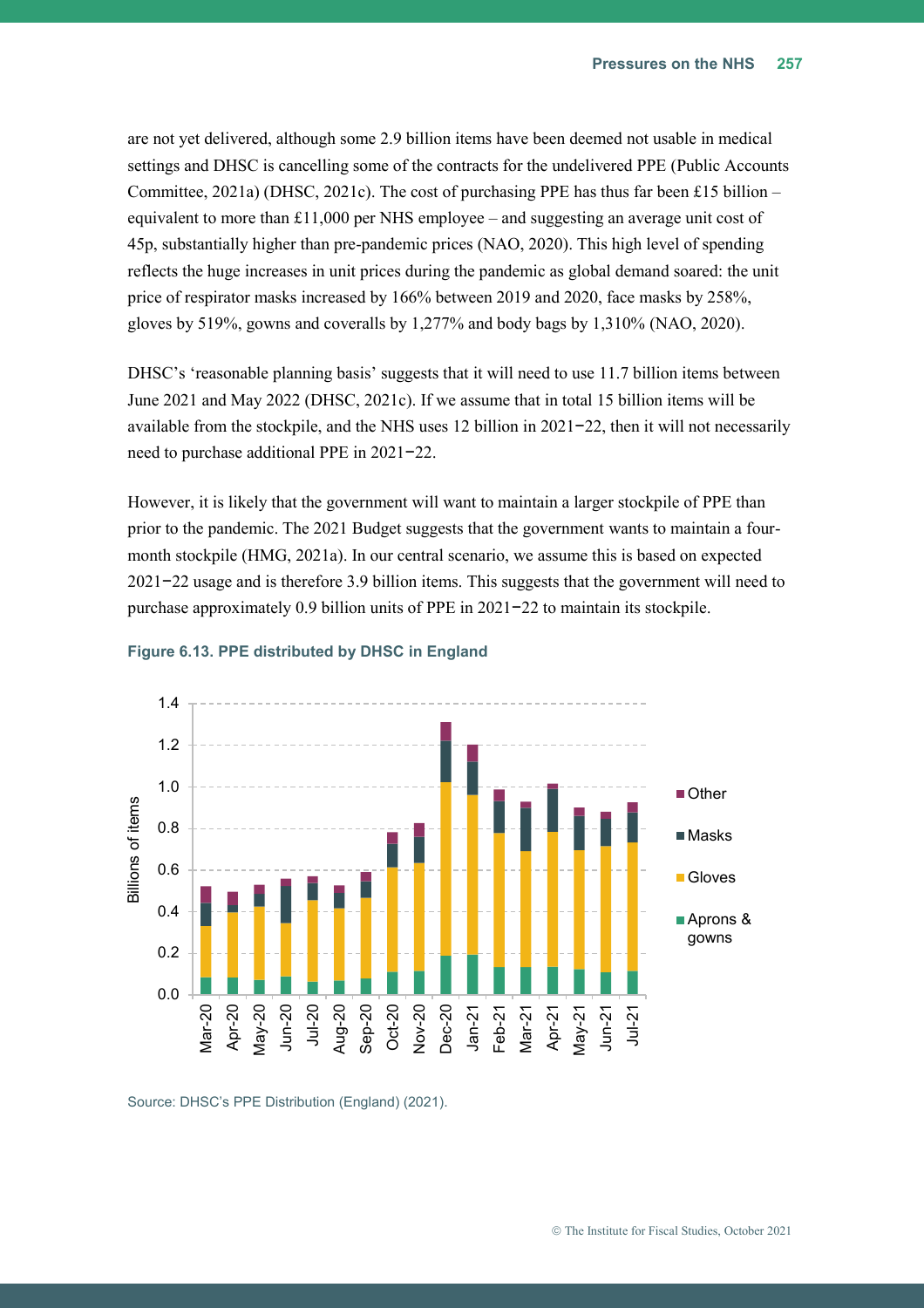are not yet delivered, although some 2.9 billion items have been deemed not usable in medical settings and DHSC is cancelling some of the contracts for the undelivered PPE (Public Accounts Committee, 2021a) (DHSC, 2021c). The cost of purchasing PPE has thus far been £15 billion – equivalent to more than £11,000 per NHS employee – and suggesting an average unit cost of 45p, substantially higher than pre-pandemic prices (NAO, 2020). This high level of spending reflects the huge increases in unit prices during the pandemic as global demand soared: the unit price of respirator masks increased by 166% between 2019 and 2020, face masks by 258%, gloves by 519%, gowns and coveralls by 1,277% and body bags by 1,310% (NAO, 2020).

DHSC's 'reasonable planning basis' suggests that it will need to use 11.7 billion items between June 2021 and May 2022 (DHSC, 2021c). If we assume that in total 15 billion items will be available from the stockpile, and the NHS uses 12 billion in 2021−22, then it will not necessarily need to purchase additional PPE in 2021−22.

However, it is likely that the government will want to maintain a larger stockpile of PPE than prior to the pandemic. The 2021 Budget suggests that the government wants to maintain a four-month stockpile (HMG, 2021a). In our central scenario, we assume this is based on expected 2021−22 usage and is therefore 3.9 billion items. This suggests that the government will need to purchase approximately 0.9 billion units of PPE in 2021−22 to maintain its stockpile.

**Figure 6.13. PPE distributed by DHSC in England**

Source: DHSC's PPE Distribution (England) (2021).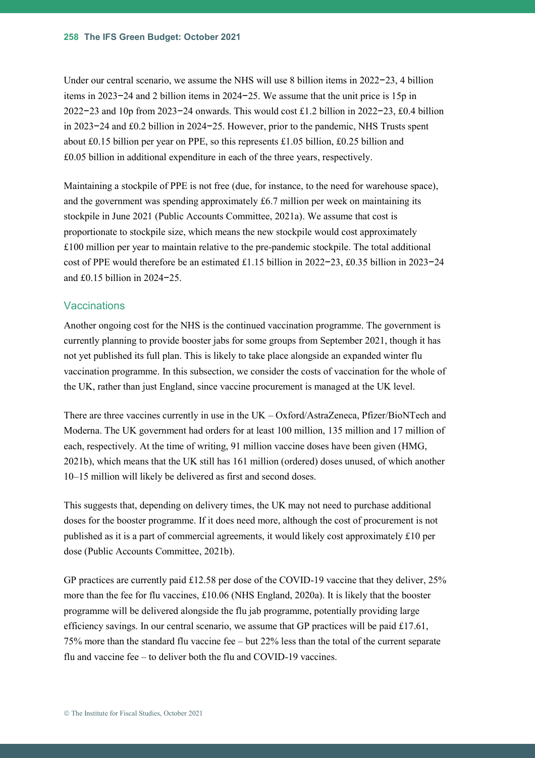Under our central scenario, we assume the NHS will use 8 billion items in 2022–23, 4 billion items in 2023–24 and 2 billion items in 2024–25. We assume that the unit price is 15p in 2022–23 and 10p from 2023–24 onwards. This would cost £1.2 billion in 2022–23, £0.4 billion in 2023–24 and £0.2 billion in 2024–25. However, prior to the pandemic, NHS Trusts spent about £0.15 billion per year on PPE, so this represents £1.05 billion, £0.25 billion and £0.05 billion in additional expenditure in each of the three years, respectively.

Maintaining a stockpile of PPE is not free (due, for instance, to the need for warehouse space), and the government was spending approximately £6.7 million per week on maintaining its stockpile in June 2021 (Public Accounts Committee, 2021a). We assume that cost is proportionate to stockpile size, which means the new stockpile would cost approximately £100 million per year to maintain relative to the pre-pandemic stockpile. The total additional cost of PPE would therefore be an estimated £1.15 billion in 2022–23, £0.35 billion in 2023–24 and £0.15 billion in 2024–25.

### Vaccinations

Another ongoing cost for the NHS is the continued vaccination programme. The government is currently planning to provide booster jabs for some groups from September 2021, though it has not yet published its full plan. This is likely to take place alongside an expanded winter flu vaccination programme. In this subsection, we consider the costs of vaccination for the whole of the UK, rather than just England, since vaccine procurement is managed at the UK level.

There are three vaccines currently in use in the UK – Oxford/AstraZeneca, Pfizer/BioNTech and Moderna. The UK government had orders for at least 100 million, 135 million and 17 million of each, respectively. At the time of writing, 91 million vaccine doses have been given (HMG, 2021b), which means that the UK still has 161 million (ordered) doses unused, of which another 10–15 million will likely be delivered as first and second doses.

This suggests that, depending on delivery times, the UK may not need to purchase additional doses for the booster programme. If it does need more, although the cost of procurement is not published as it is a part of commercial agreements, it would likely cost approximately £10 per dose (Public Accounts Committee, 2021b).

GP practices are currently paid £12.58 per dose of the COVID-19 vaccine that they deliver, 25% more than the fee for flu vaccines, £10.06 (NHS England, 2020a). It is likely that the booster programme will be delivered alongside the flu jab programme, potentially providing large efficiency savings. In our central scenario, we assume that GP practices will be paid £17.61, 75% more than the standard flu vaccine fee – but 22% less than the total of the current separate flu and vaccine fee – to deliver both the flu and COVID-19 vaccines.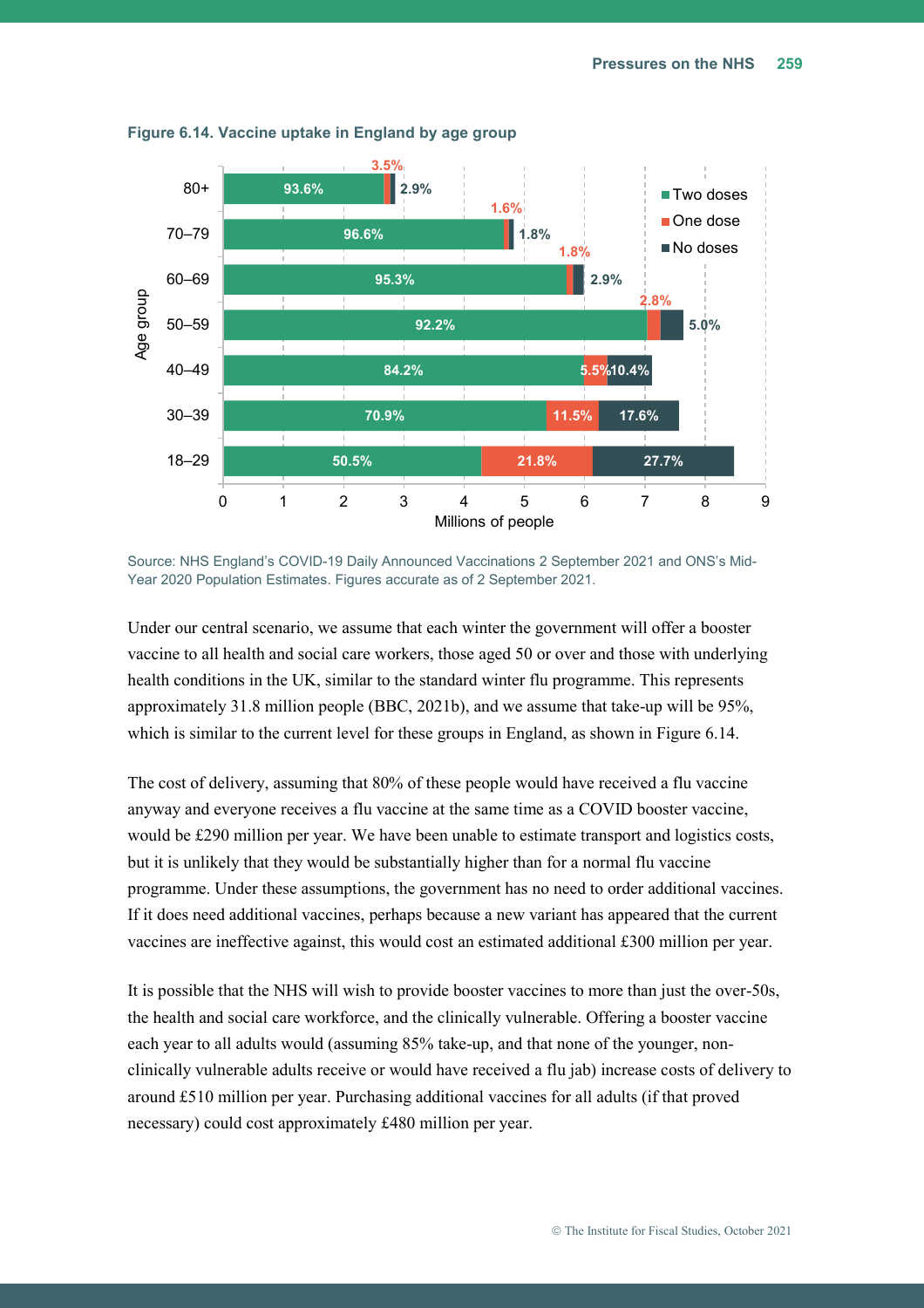**Figure 6.14. Vaccine uptake in England by age group**

| Age group | Two doses | One dose | No doses |
|---|---|---|---|
| 80+ | 93.6% | 3.5% | 2.9% |
| 70–79 | 96.6% | 1.6% | 1.8% |
| 60–69 | 95.3% | 1.8% | 2.9% |
| 50–59 | 92.2% | 2.8% | 5.0% |
| 40–49 | 84.2% | 5.5% | 10.4% |
| 30–39 | 70.9% | 11.5% | 17.6% |
| 18–29 | 50.5% | 21.8% | 27.7% |

Source: NHS England's COVID-19 Daily Announced Vaccinations 2 September 2021 and ONS's Mid-Year 2020 Population Estimates. Figures accurate as of 2 September 2021.

Under our central scenario, we assume that each winter the government will offer a booster vaccine to all health and social care workers, those aged 50 or over and those with underlying health conditions in the UK, similar to the standard winter flu programme. This represents approximately 31.8 million people (BBC, 2021b), and we assume that take-up will be 95%, which is similar to the current level for these groups in England, as shown in Figure 6.14.

The cost of delivery, assuming that 80% of these people would have received a flu vaccine anyway and everyone receives a flu vaccine at the same time as a COVID booster vaccine, would be £290 million per year. We have been unable to estimate transport and logistics costs, but it is unlikely that they would be substantially higher than for a normal flu vaccine programme. Under these assumptions, the government has no need to order additional vaccines. If it does need additional vaccines, perhaps because a new variant has appeared that the current vaccines are ineffective against, this would cost an estimated additional £300 million per year.

It is possible that the NHS will wish to provide booster vaccines to more than just the over-50s, the health and social care workforce, and the clinically vulnerable. Offering a booster vaccine each year to all adults would (assuming 85% take-up, and that none of the younger, non-clinically vulnerable adults receive or would have received a flu jab) increase costs of delivery to around £510 million per year. Purchasing additional vaccines for all adults (if that proved necessary) could cost approximately £480 million per year.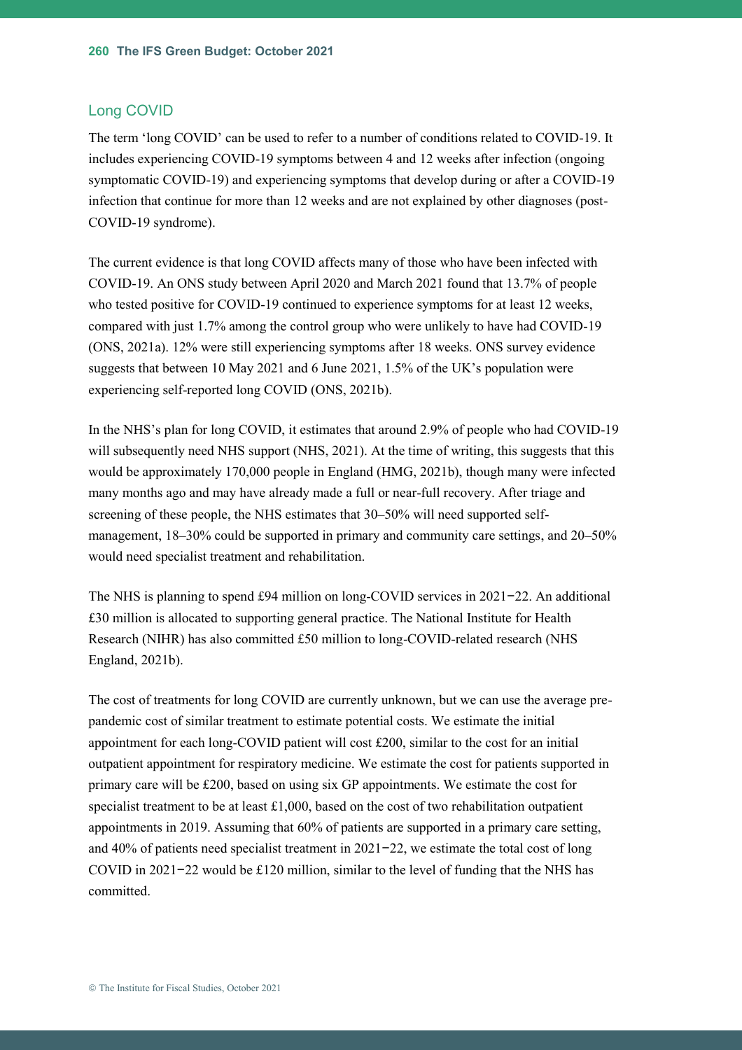## Long COVID

The term 'long COVID' can be used to refer to a number of conditions related to COVID-19. It includes experiencing COVID-19 symptoms between 4 and 12 weeks after infection (ongoing symptomatic COVID-19) and experiencing symptoms that develop during or after a COVID-19 infection that continue for more than 12 weeks and are not explained by other diagnoses (post-COVID-19 syndrome).

The current evidence is that long COVID affects many of those who have been infected with COVID-19. An ONS study between April 2020 and March 2021 found that 13.7% of people who tested positive for COVID-19 continued to experience symptoms for at least 12 weeks, compared with just 1.7% among the control group who were unlikely to have had COVID-19 (ONS, 2021a). 12% were still experiencing symptoms after 18 weeks. ONS survey evidence suggests that between 10 May 2021 and 6 June 2021, 1.5% of the UK's population were experiencing self-reported long COVID (ONS, 2021b).

In the NHS's plan for long COVID, it estimates that around 2.9% of people who had COVID-19 will subsequently need NHS support (NHS, 2021). At the time of writing, this suggests that this would be approximately 170,000 people in England (HMG, 2021b), though many were infected many months ago and may have already made a full or near-full recovery. After triage and screening of these people, the NHS estimates that 30–50% will need supported self-management, 18–30% could be supported in primary and community care settings, and 20–50% would need specialist treatment and rehabilitation.

The NHS is planning to spend £94 million on long-COVID services in 2021−22. An additional £30 million is allocated to supporting general practice. The National Institute for Health Research (NIHR) has also committed £50 million to long-COVID-related research (NHS England, 2021b).

The cost of treatments for long COVID are currently unknown, but we can use the average pre-pandemic cost of similar treatment to estimate potential costs. We estimate the initial appointment for each long-COVID patient will cost £200, similar to the cost for an initial outpatient appointment for respiratory medicine. We estimate the cost for patients supported in primary care will be £200, based on using six GP appointments. We estimate the cost for specialist treatment to be at least £1,000, based on the cost of two rehabilitation outpatient appointments in 2019. Assuming that 60% of patients are supported in a primary care setting, and 40% of patients need specialist treatment in 2021−22, we estimate the total cost of long COVID in 2021−22 would be £120 million, similar to the level of funding that the NHS has committed.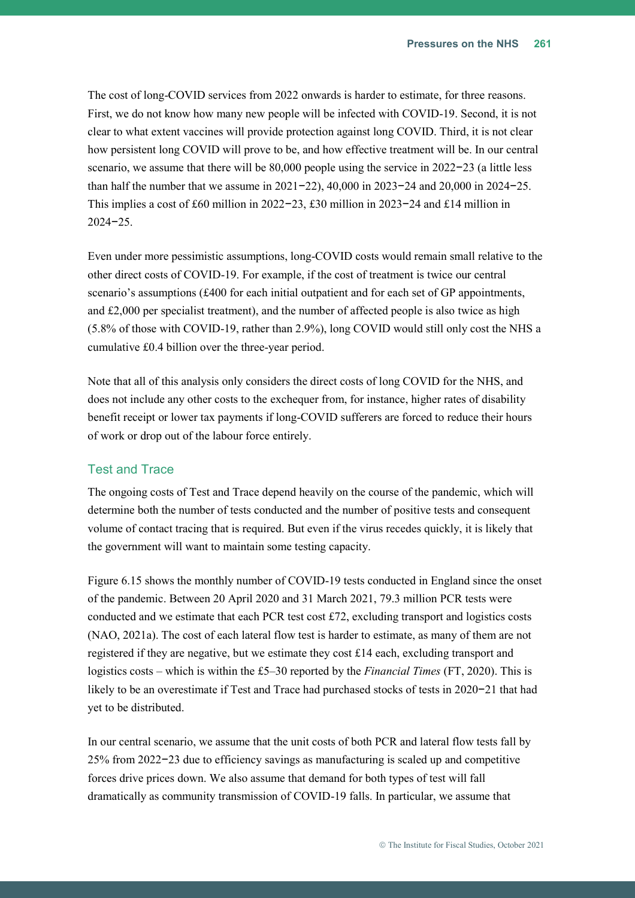The cost of long-COVID services from 2022 onwards is harder to estimate, for three reasons. First, we do not know how many new people will be infected with COVID-19. Second, it is not clear to what extent vaccines will provide protection against long COVID. Third, it is not clear how persistent long COVID will prove to be, and how effective treatment will be. In our central scenario, we assume that there will be 80,000 people using the service in 2022−23 (a little less than half the number that we assume in 2021−22), 40,000 in 2023−24 and 20,000 in 2024−25. This implies a cost of £60 million in 2022−23, £30 million in 2023−24 and £14 million in 2024−25.

Even under more pessimistic assumptions, long-COVID costs would remain small relative to the other direct costs of COVID-19. For example, if the cost of treatment is twice our central scenario's assumptions (£400 for each initial outpatient and for each set of GP appointments, and £2,000 per specialist treatment), and the number of affected people is also twice as high (5.8% of those with COVID-19, rather than 2.9%), long COVID would still only cost the NHS a cumulative £0.4 billion over the three-year period.

Note that all of this analysis only considers the direct costs of long COVID for the NHS, and does not include any other costs to the exchequer from, for instance, higher rates of disability benefit receipt or lower tax payments if long-COVID sufferers are forced to reduce their hours of work or drop out of the labour force entirely.

### Test and Trace

The ongoing costs of Test and Trace depend heavily on the course of the pandemic, which will determine both the number of tests conducted and the number of positive tests and consequent volume of contact tracing that is required. But even if the virus recedes quickly, it is likely that the government will want to maintain some testing capacity.

Figure 6.15 shows the monthly number of COVID-19 tests conducted in England since the onset of the pandemic. Between 20 April 2020 and 31 March 2021, 79.3 million PCR tests were conducted and we estimate that each PCR test cost £72, excluding transport and logistics costs (NAO, 2021a). The cost of each lateral flow test is harder to estimate, as many of them are not registered if they are negative, but we estimate they cost £14 each, excluding transport and logistics costs – which is within the £5–30 reported by the *Financial Times* (FT, 2020). This is likely to be an overestimate if Test and Trace had purchased stocks of tests in 2020−21 that had yet to be distributed.

In our central scenario, we assume that the unit costs of both PCR and lateral flow tests fall by 25% from 2022−23 due to efficiency savings as manufacturing is scaled up and competitive forces drive prices down. We also assume that demand for both types of test will fall dramatically as community transmission of COVID-19 falls. In particular, we assume that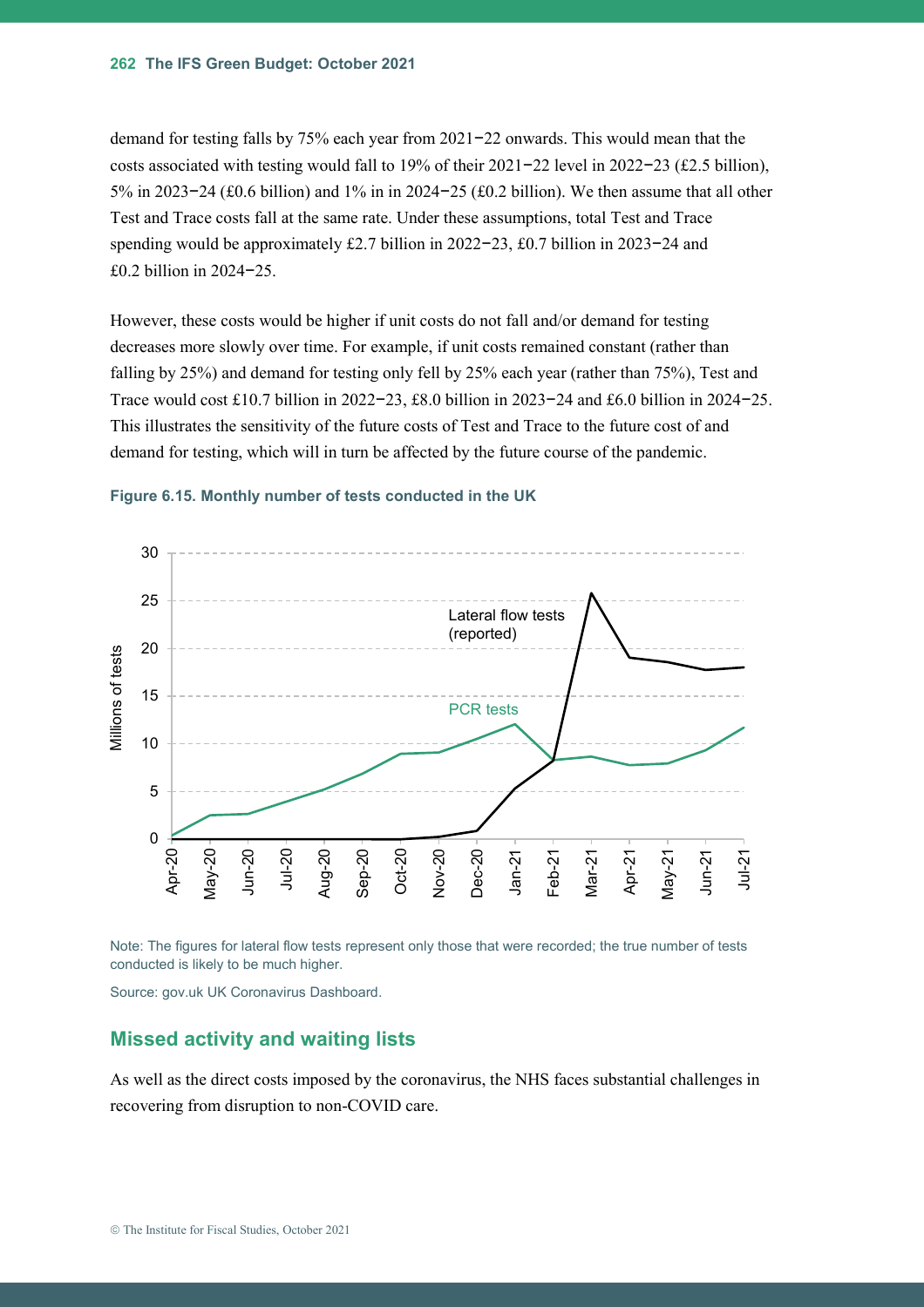demand for testing falls by 75% each year from 2021−22 onwards. This would mean that the costs associated with testing would fall to 19% of their 2021−22 level in 2022−23 (£2.5 billion), 5% in 2023−24 (£0.6 billion) and 1% in in 2024−25 (£0.2 billion). We then assume that all other Test and Trace costs fall at the same rate. Under these assumptions, total Test and Trace spending would be approximately £2.7 billion in 2022−23, £0.7 billion in 2023−24 and £0.2 billion in 2024−25.

However, these costs would be higher if unit costs do not fall and/or demand for testing decreases more slowly over time. For example, if unit costs remained constant (rather than falling by 25%) and demand for testing only fell by 25% each year (rather than 75%), Test and Trace would cost £10.7 billion in 2022−23, £8.0 billion in 2023−24 and £6.0 billion in 2024−25. This illustrates the sensitivity of the future costs of Test and Trace to the future cost of and demand for testing, which will in turn be affected by the future course of the pandemic.

**Figure 6.15. Monthly number of tests conducted in the UK**

Note: The figures for lateral flow tests represent only those that were recorded; the true number of tests conducted is likely to be much higher.

Source: gov.uk UK Coronavirus Dashboard.

## Missed activity and waiting lists

As well as the direct costs imposed by the coronavirus, the NHS faces substantial challenges in recovering from disruption to non-COVID care.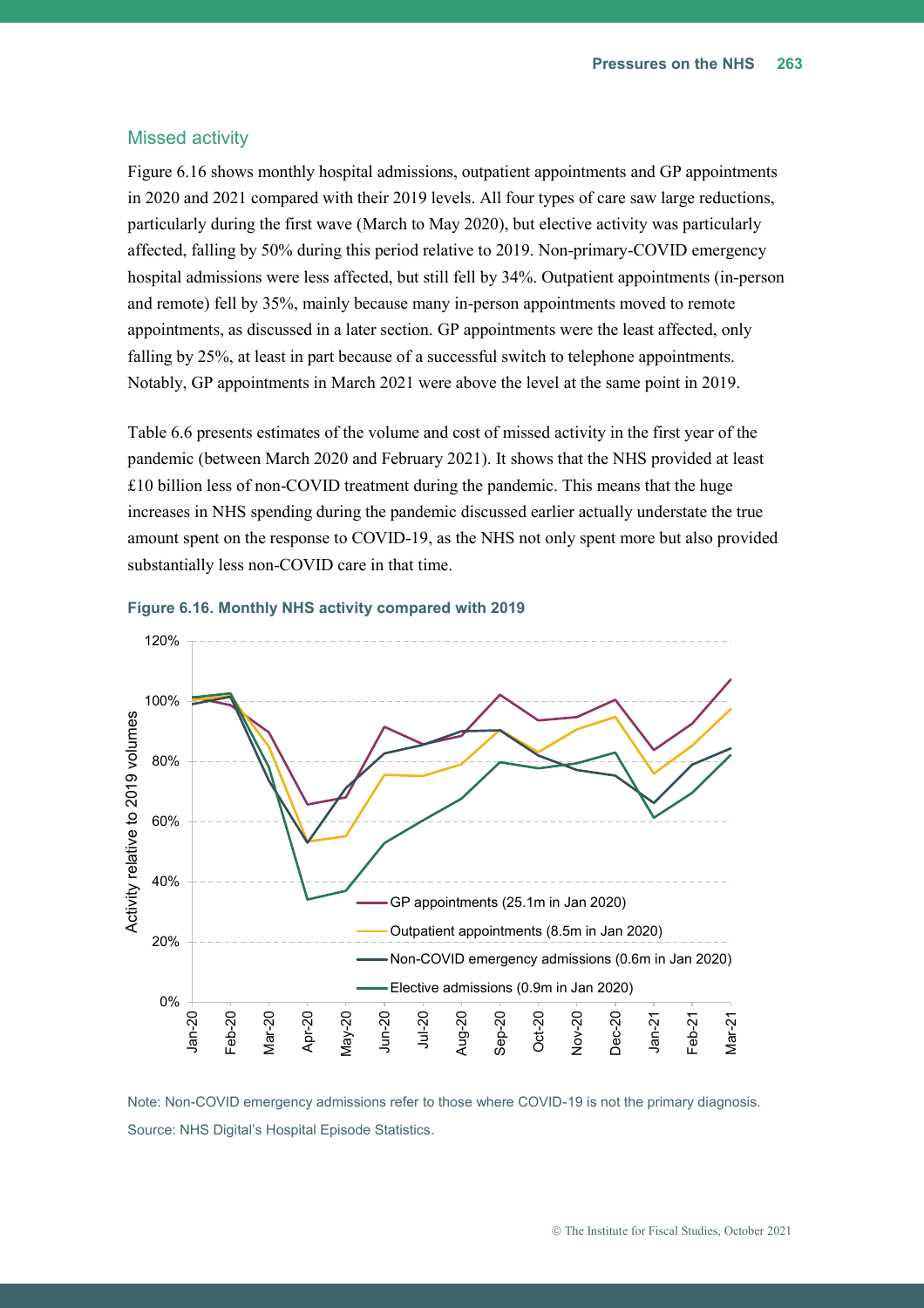## Missed activity

Figure 6.16 shows monthly hospital admissions, outpatient appointments and GP appointments in 2020 and 2021 compared with their 2019 levels. All four types of care saw large reductions, particularly during the first wave (March to May 2020), but elective activity was particularly affected, falling by 50% during this period relative to 2019. Non-primary-COVID emergency hospital admissions were less affected, but still fell by 34%. Outpatient appointments (in-person and remote) fell by 35%, mainly because many in-person appointments moved to remote appointments, as discussed in a later section. GP appointments were the least affected, only falling by 25%, at least in part because of a successful switch to telephone appointments. Notably, GP appointments in March 2021 were above the level at the same point in 2019.

Table 6.6 presents estimates of the volume and cost of missed activity in the first year of the pandemic (between March 2020 and February 2021). It shows that the NHS provided at least £10 billion less of non-COVID treatment during the pandemic. This means that the huge increases in NHS spending during the pandemic discussed earlier actually understate the true amount spent on the response to COVID-19, as the NHS not only spent more but also provided substantially less non-COVID care in that time.

**Figure 6.16. Monthly NHS activity compared with 2019**

Note: Non-COVID emergency admissions refer to those where COVID-19 is not the primary diagnosis.

Source: NHS Digital's Hospital Episode Statistics.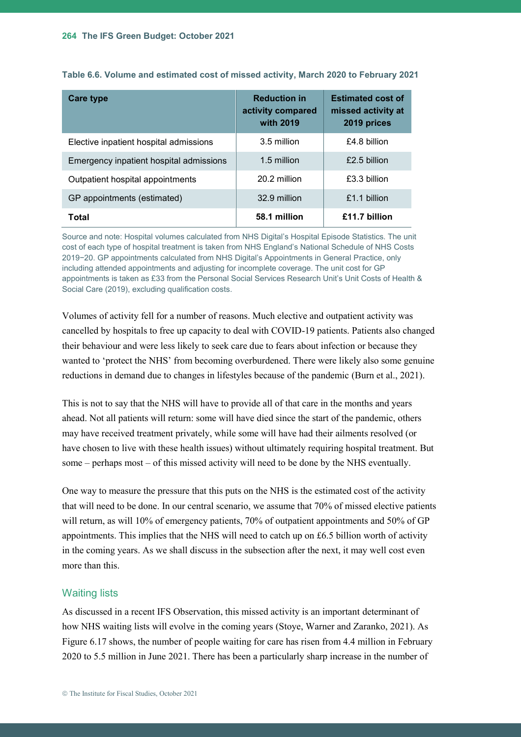**Table 6.6. Volume and estimated cost of missed activity, March 2020 to February 2021**

| Care type | Reduction in activity compared with 2019 | Estimated cost of missed activity at 2019 prices |
|---|---|---|
| Elective inpatient hospital admissions | 3.5 million | £4.8 billion |
| Emergency inpatient hospital admissions | 1.5 million | £2.5 billion |
| Outpatient hospital appointments | 20.2 million | £3.3 billion |
| GP appointments (estimated) | 32.9 million | £1.1 billion |
| **Total** | **58.1 million** | **£11.7 billion** |

Source and note: Hospital volumes calculated from NHS Digital's Hospital Episode Statistics. The unit cost of each type of hospital treatment is taken from NHS England's National Schedule of NHS Costs 2019−20. GP appointments calculated from NHS Digital's Appointments in General Practice, only including attended appointments and adjusting for incomplete coverage. The unit cost for GP appointments is taken as £33 from the Personal Social Services Research Unit's Unit Costs of Health & Social Care (2019), excluding qualification costs.

Volumes of activity fell for a number of reasons. Much elective and outpatient activity was cancelled by hospitals to free up capacity to deal with COVID-19 patients. Patients also changed their behaviour and were less likely to seek care due to fears about infection or because they wanted to 'protect the NHS' from becoming overburdened. There were likely also some genuine reductions in demand due to changes in lifestyles because of the pandemic (Burn et al., 2021).

This is not to say that the NHS will have to provide all of that care in the months and years ahead. Not all patients will return: some will have died since the start of the pandemic, others may have received treatment privately, while some will have had their ailments resolved (or have chosen to live with these health issues) without ultimately requiring hospital treatment. But some – perhaps most – of this missed activity will need to be done by the NHS eventually.

One way to measure the pressure that this puts on the NHS is the estimated cost of the activity that will need to be done. In our central scenario, we assume that 70% of missed elective patients will return, as will 10% of emergency patients, 70% of outpatient appointments and 50% of GP appointments. This implies that the NHS will need to catch up on £6.5 billion worth of activity in the coming years. As we shall discuss in the subsection after the next, it may well cost even more than this.

### Waiting lists

As discussed in a recent IFS Observation, this missed activity is an important determinant of how NHS waiting lists will evolve in the coming years (Stoye, Warner and Zaranko, 2021). As Figure 6.17 shows, the number of people waiting for care has risen from 4.4 million in February 2020 to 5.5 million in June 2021. There has been a particularly sharp increase in the number of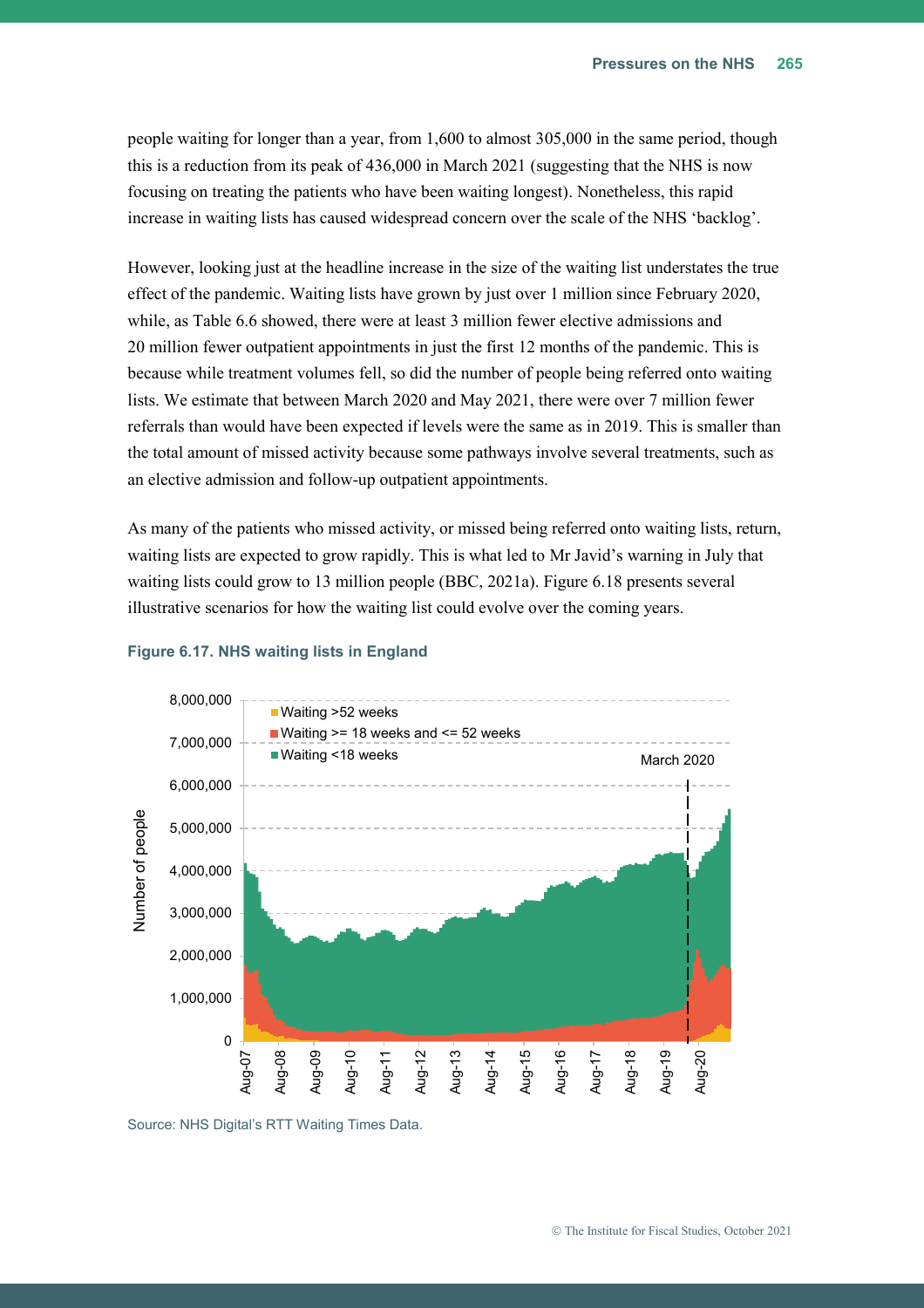people waiting for longer than a year, from 1,600 to almost 305,000 in the same period, though this is a reduction from its peak of 436,000 in March 2021 (suggesting that the NHS is now focusing on treating the patients who have been waiting longest). Nonetheless, this rapid increase in waiting lists has caused widespread concern over the scale of the NHS 'backlog'.

However, looking just at the headline increase in the size of the waiting list understates the true effect of the pandemic. Waiting lists have grown by just over 1 million since February 2020, while, as Table 6.6 showed, there were at least 3 million fewer elective admissions and 20 million fewer outpatient appointments in just the first 12 months of the pandemic. This is because while treatment volumes fell, so did the number of people being referred onto waiting lists. We estimate that between March 2020 and May 2021, there were over 7 million fewer referrals than would have been expected if levels were the same as in 2019. This is smaller than the total amount of missed activity because some pathways involve several treatments, such as an elective admission and follow-up outpatient appointments.

As many of the patients who missed activity, or missed being referred onto waiting lists, return, waiting lists are expected to grow rapidly. This is what led to Mr Javid's warning in July that waiting lists could grow to 13 million people (BBC, 2021a). Figure 6.18 presents several illustrative scenarios for how the waiting list could evolve over the coming years.

**Figure 6.17. NHS waiting lists in England**

Source: NHS Digital's RTT Waiting Times Data.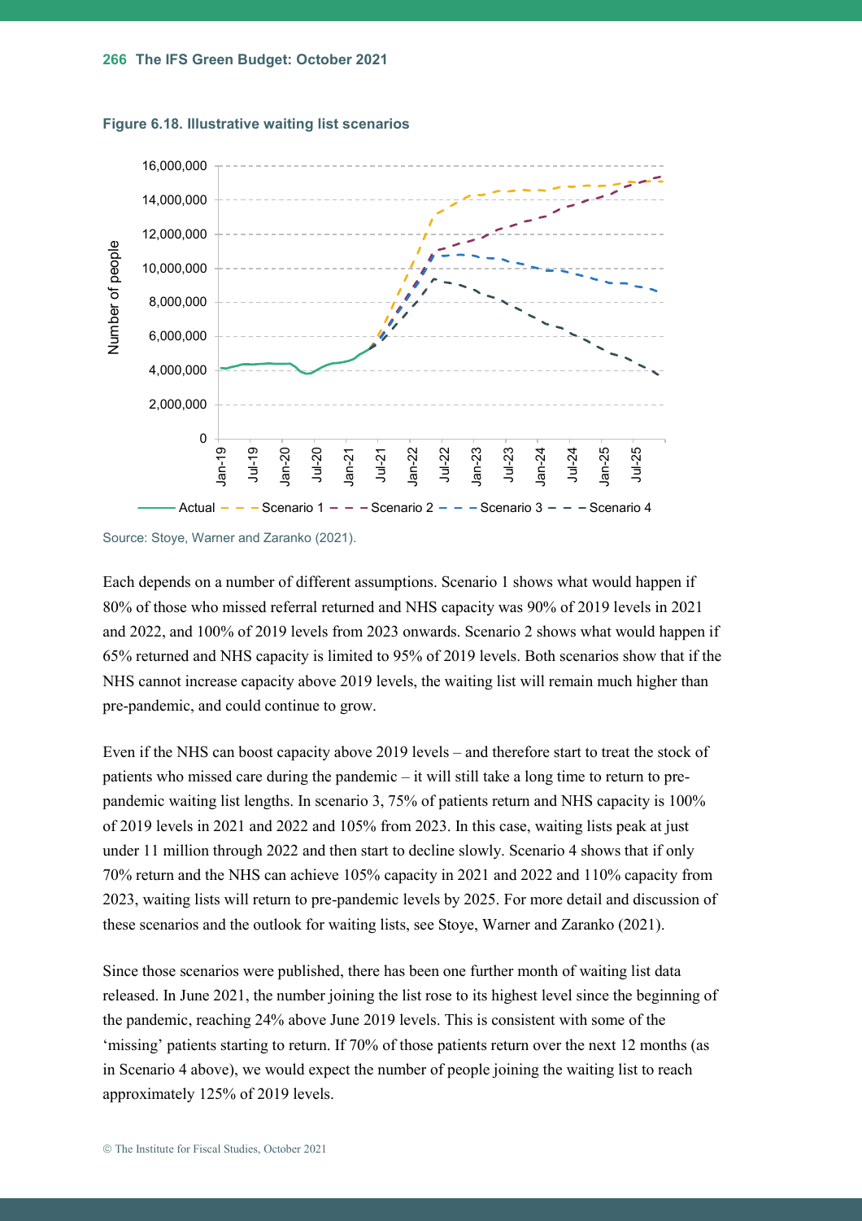**Figure 6.18. Illustrative waiting list scenarios**

Source: Stoye, Warner and Zaranko (2021).

Each depends on a number of different assumptions. Scenario 1 shows what would happen if 80% of those who missed referral returned and NHS capacity was 90% of 2019 levels in 2021 and 2022, and 100% of 2019 levels from 2023 onwards. Scenario 2 shows what would happen if 65% returned and NHS capacity is limited to 95% of 2019 levels. Both scenarios show that if the NHS cannot increase capacity above 2019 levels, the waiting list will remain much higher than pre-pandemic, and could continue to grow.

Even if the NHS can boost capacity above 2019 levels – and therefore start to treat the stock of patients who missed care during the pandemic – it will still take a long time to return to pre-pandemic waiting list lengths. In scenario 3, 75% of patients return and NHS capacity is 100% of 2019 levels in 2021 and 2022 and 105% from 2023. In this case, waiting lists peak at just under 11 million through 2022 and then start to decline slowly. Scenario 4 shows that if only 70% return and the NHS can achieve 105% capacity in 2021 and 2022 and 110% capacity from 2023, waiting lists will return to pre-pandemic levels by 2025. For more detail and discussion of these scenarios and the outlook for waiting lists, see Stoye, Warner and Zaranko (2021).

Since those scenarios were published, there has been one further month of waiting list data released. In June 2021, the number joining the list rose to its highest level since the beginning of the pandemic, reaching 24% above June 2019 levels. This is consistent with some of the 'missing' patients starting to return. If 70% of those patients return over the next 12 months (as in Scenario 4 above), we would expect the number of people joining the waiting list to reach approximately 125% of 2019 levels.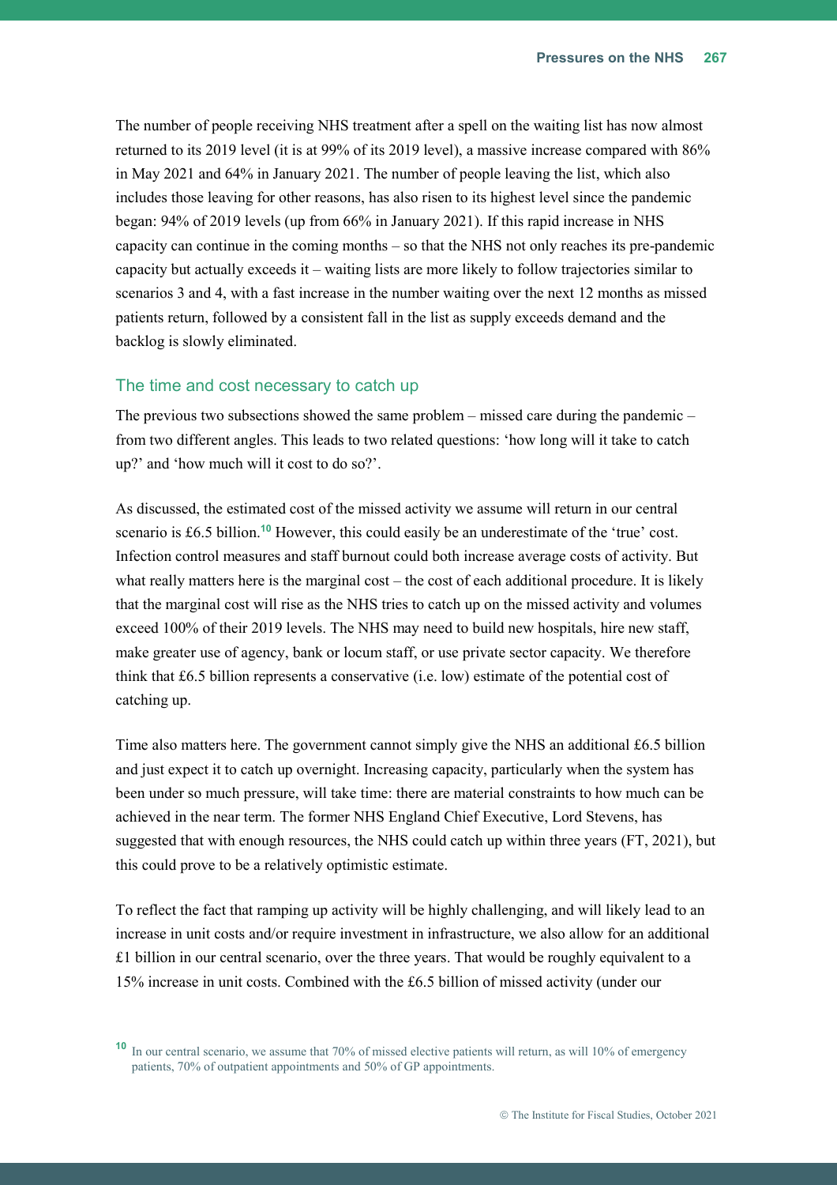The number of people receiving NHS treatment after a spell on the waiting list has now almost returned to its 2019 level (it is at 99% of its 2019 level), a massive increase compared with 86% in May 2021 and 64% in January 2021. The number of people leaving the list, which also includes those leaving for other reasons, has also risen to its highest level since the pandemic began: 94% of 2019 levels (up from 66% in January 2021). If this rapid increase in NHS capacity can continue in the coming months – so that the NHS not only reaches its pre-pandemic capacity but actually exceeds it – waiting lists are more likely to follow trajectories similar to scenarios 3 and 4, with a fast increase in the number waiting over the next 12 months as missed patients return, followed by a consistent fall in the list as supply exceeds demand and the backlog is slowly eliminated.

## The time and cost necessary to catch up

The previous two subsections showed the same problem – missed care during the pandemic – from two different angles. This leads to two related questions: 'how long will it take to catch up?' and 'how much will it cost to do so?'.

As discussed, the estimated cost of the missed activity we assume will return in our central scenario is £6.5 billion.[10] However, this could easily be an underestimate of the 'true' cost. Infection control measures and staff burnout could both increase average costs of activity. But what really matters here is the marginal cost – the cost of each additional procedure. It is likely that the marginal cost will rise as the NHS tries to catch up on the missed activity and volumes exceed 100% of their 2019 levels. The NHS may need to build new hospitals, hire new staff, make greater use of agency, bank or locum staff, or use private sector capacity. We therefore think that £6.5 billion represents a conservative (i.e. low) estimate of the potential cost of catching up.

Time also matters here. The government cannot simply give the NHS an additional £6.5 billion and just expect it to catch up overnight. Increasing capacity, particularly when the system has been under so much pressure, will take time: there are material constraints to how much can be achieved in the near term. The former NHS England Chief Executive, Lord Stevens, has suggested that with enough resources, the NHS could catch up within three years (FT, 2021), but this could prove to be a relatively optimistic estimate.

To reflect the fact that ramping up activity will be highly challenging, and will likely lead to an increase in unit costs and/or require investment in infrastructure, we also allow for an additional £1 billion in our central scenario, over the three years. That would be roughly equivalent to a 15% increase in unit costs. Combined with the £6.5 billion of missed activity (under our

[10] In our central scenario, we assume that 70% of missed elective patients will return, as will 10% of emergency patients, 70% of outpatient appointments and 50% of GP appointments.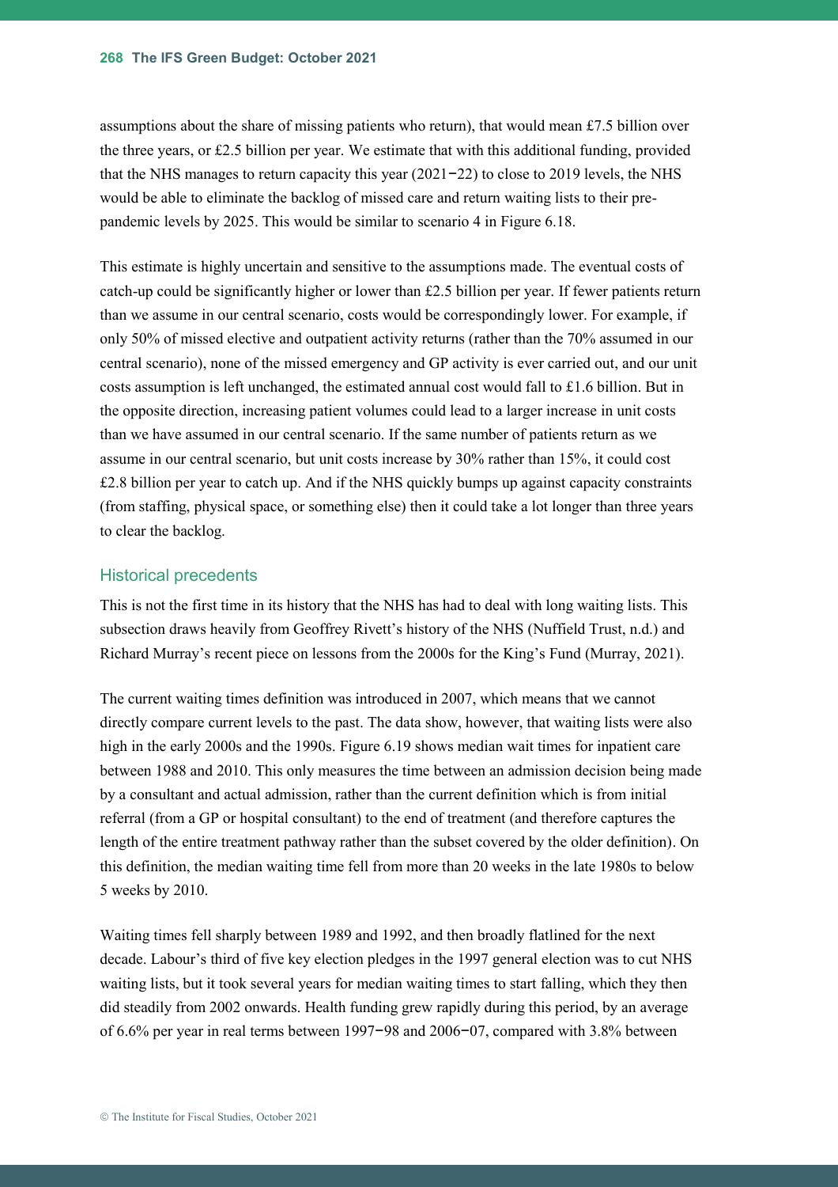assumptions about the share of missing patients who return), that would mean £7.5 billion over the three years, or £2.5 billion per year. We estimate that with this additional funding, provided that the NHS manages to return capacity this year (2021−22) to close to 2019 levels, the NHS would be able to eliminate the backlog of missed care and return waiting lists to their pre-pandemic levels by 2025. This would be similar to scenario 4 in Figure 6.18.

This estimate is highly uncertain and sensitive to the assumptions made. The eventual costs of catch-up could be significantly higher or lower than £2.5 billion per year. If fewer patients return than we assume in our central scenario, costs would be correspondingly lower. For example, if only 50% of missed elective and outpatient activity returns (rather than the 70% assumed in our central scenario), none of the missed emergency and GP activity is ever carried out, and our unit costs assumption is left unchanged, the estimated annual cost would fall to £1.6 billion. But in the opposite direction, increasing patient volumes could lead to a larger increase in unit costs than we have assumed in our central scenario. If the same number of patients return as we assume in our central scenario, but unit costs increase by 30% rather than 15%, it could cost £2.8 billion per year to catch up. And if the NHS quickly bumps up against capacity constraints (from staffing, physical space, or something else) then it could take a lot longer than three years to clear the backlog.

### Historical precedents

This is not the first time in its history that the NHS has had to deal with long waiting lists. This subsection draws heavily from Geoffrey Rivett's history of the NHS (Nuffield Trust, n.d.) and Richard Murray's recent piece on lessons from the 2000s for the King's Fund (Murray, 2021).

The current waiting times definition was introduced in 2007, which means that we cannot directly compare current levels to the past. The data show, however, that waiting lists were also high in the early 2000s and the 1990s. Figure 6.19 shows median wait times for inpatient care between 1988 and 2010. This only measures the time between an admission decision being made by a consultant and actual admission, rather than the current definition which is from initial referral (from a GP or hospital consultant) to the end of treatment (and therefore captures the length of the entire treatment pathway rather than the subset covered by the older definition). On this definition, the median waiting time fell from more than 20 weeks in the late 1980s to below 5 weeks by 2010.

Waiting times fell sharply between 1989 and 1992, and then broadly flatlined for the next decade. Labour's third of five key election pledges in the 1997 general election was to cut NHS waiting lists, but it took several years for median waiting times to start falling, which they then did steadily from 2002 onwards. Health funding grew rapidly during this period, by an average of 6.6% per year in real terms between 1997−98 and 2006−07, compared with 3.8% between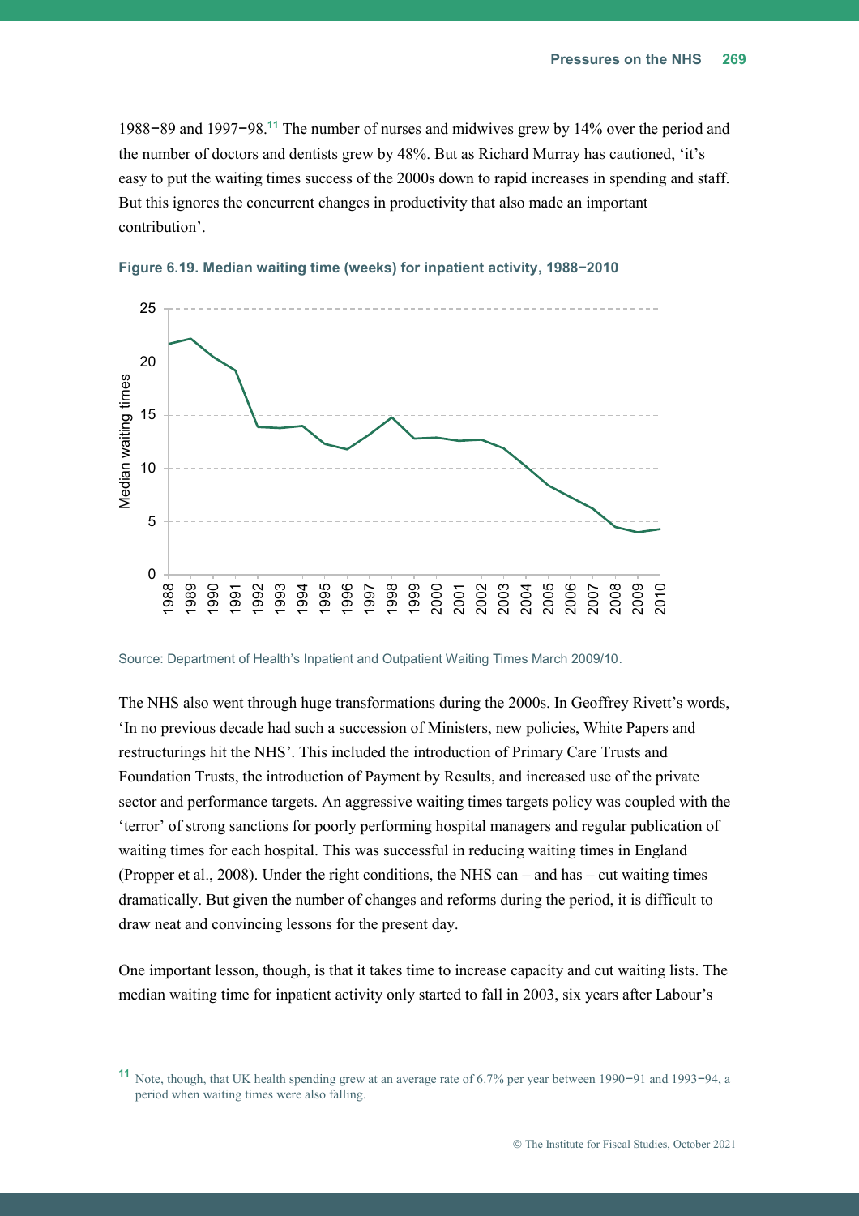1988–89 and 1997–98.[11] The number of nurses and midwives grew by 14% over the period and the number of doctors and dentists grew by 48%. But as Richard Murray has cautioned, 'it's easy to put the waiting times success of the 2000s down to rapid increases in spending and staff. But this ignores the concurrent changes in productivity that also made an important contribution'.

**Figure 6.19. Median waiting time (weeks) for inpatient activity, 1988–2010**

Source: Department of Health's Inpatient and Outpatient Waiting Times March 2009/10.

The NHS also went through huge transformations during the 2000s. In Geoffrey Rivett's words, 'In no previous decade had such a succession of Ministers, new policies, White Papers and restructurings hit the NHS'. This included the introduction of Primary Care Trusts and Foundation Trusts, the introduction of Payment by Results, and increased use of the private sector and performance targets. An aggressive waiting times targets policy was coupled with the 'terror' of strong sanctions for poorly performing hospital managers and regular publication of waiting times for each hospital. This was successful in reducing waiting times in England (Propper et al., 2008). Under the right conditions, the NHS can – and has – cut waiting times dramatically. But given the number of changes and reforms during the period, it is difficult to draw neat and convincing lessons for the present day.

One important lesson, though, is that it takes time to increase capacity and cut waiting lists. The median waiting time for inpatient activity only started to fall in 2003, six years after Labour's

[11] Note, though, that UK health spending grew at an average rate of 6.7% per year between 1990–91 and 1993–94, a period when waiting times were also falling.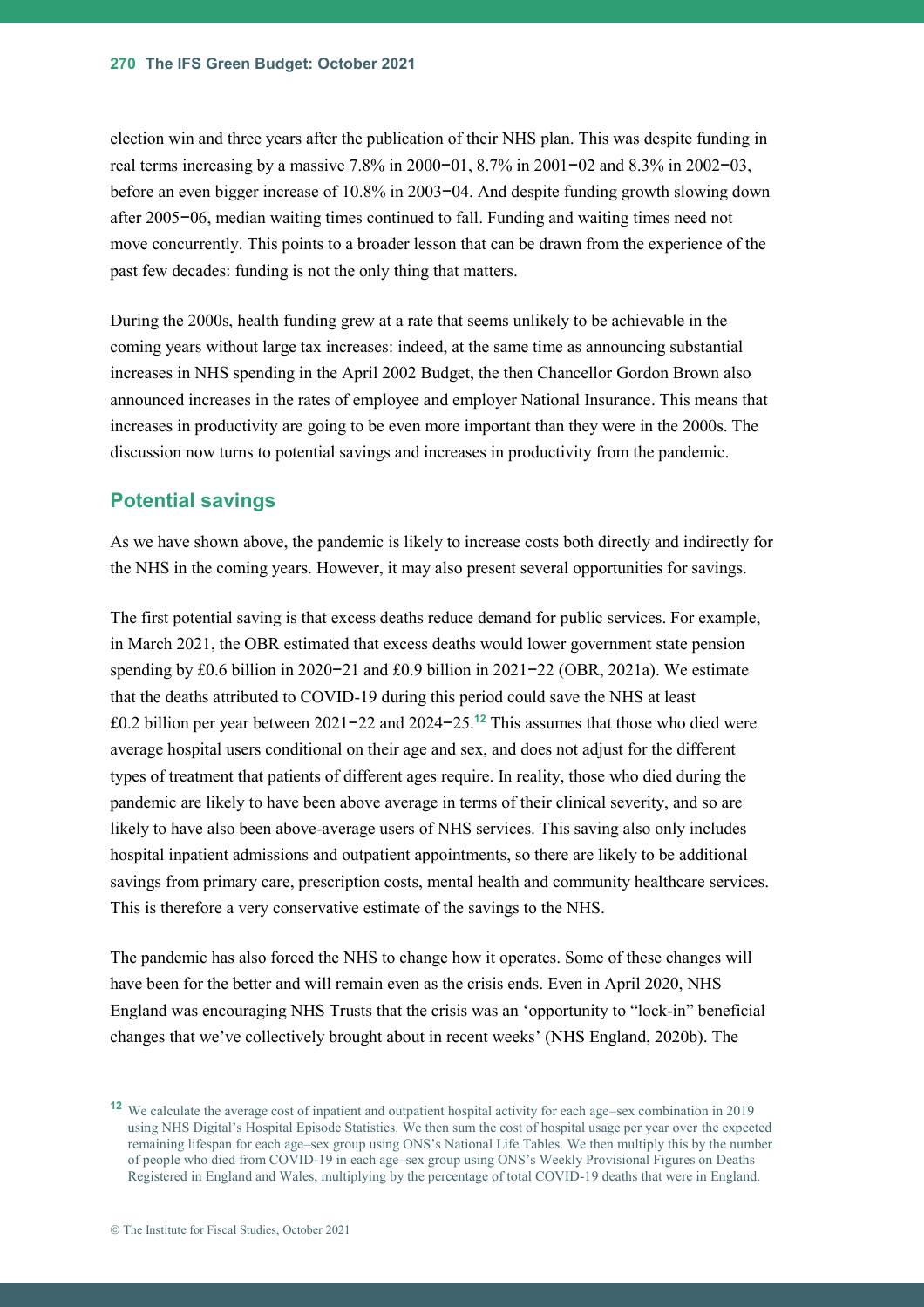election win and three years after the publication of their NHS plan. This was despite funding in real terms increasing by a massive 7.8% in 2000–01, 8.7% in 2001–02 and 8.3% in 2002–03, before an even bigger increase of 10.8% in 2003–04. And despite funding growth slowing down after 2005–06, median waiting times continued to fall. Funding and waiting times need not move concurrently. This points to a broader lesson that can be drawn from the experience of the past few decades: funding is not the only thing that matters.

During the 2000s, health funding grew at a rate that seems unlikely to be achievable in the coming years without large tax increases: indeed, at the same time as announcing substantial increases in NHS spending in the April 2002 Budget, the then Chancellor Gordon Brown also announced increases in the rates of employee and employer National Insurance. This means that increases in productivity are going to be even more important than they were in the 2000s. The discussion now turns to potential savings and increases in productivity from the pandemic.

## Potential savings

As we have shown above, the pandemic is likely to increase costs both directly and indirectly for the NHS in the coming years. However, it may also present several opportunities for savings.

The first potential saving is that excess deaths reduce demand for public services. For example, in March 2021, the OBR estimated that excess deaths would lower government state pension spending by £0.6 billion in 2020–21 and £0.9 billion in 2021–22 (OBR, 2021a). We estimate that the deaths attributed to COVID-19 during this period could save the NHS at least £0.2 billion per year between 2021–22 and 2024–25.[12] This assumes that those who died were average hospital users conditional on their age and sex, and does not adjust for the different types of treatment that patients of different ages require. In reality, those who died during the pandemic are likely to have been above average in terms of their clinical severity, and so are likely to have also been above-average users of NHS services. This saving also only includes hospital inpatient admissions and outpatient appointments, so there are likely to be additional savings from primary care, prescription costs, mental health and community healthcare services. This is therefore a very conservative estimate of the savings to the NHS.

The pandemic has also forced the NHS to change how it operates. Some of these changes will have been for the better and will remain even as the crisis ends. Even in April 2020, NHS England was encouraging NHS Trusts that the crisis was an 'opportunity to "lock-in" beneficial changes that we've collectively brought about in recent weeks' (NHS England, 2020b). The

[12] We calculate the average cost of inpatient and outpatient hospital activity for each age–sex combination in 2019 using NHS Digital's Hospital Episode Statistics. We then sum the cost of hospital usage per year over the expected remaining lifespan for each age–sex group using ONS's National Life Tables. We then multiply this by the number of people who died from COVID-19 in each age–sex group using ONS's Weekly Provisional Figures on Deaths Registered in England and Wales, multiplying by the percentage of total COVID-19 deaths that were in England.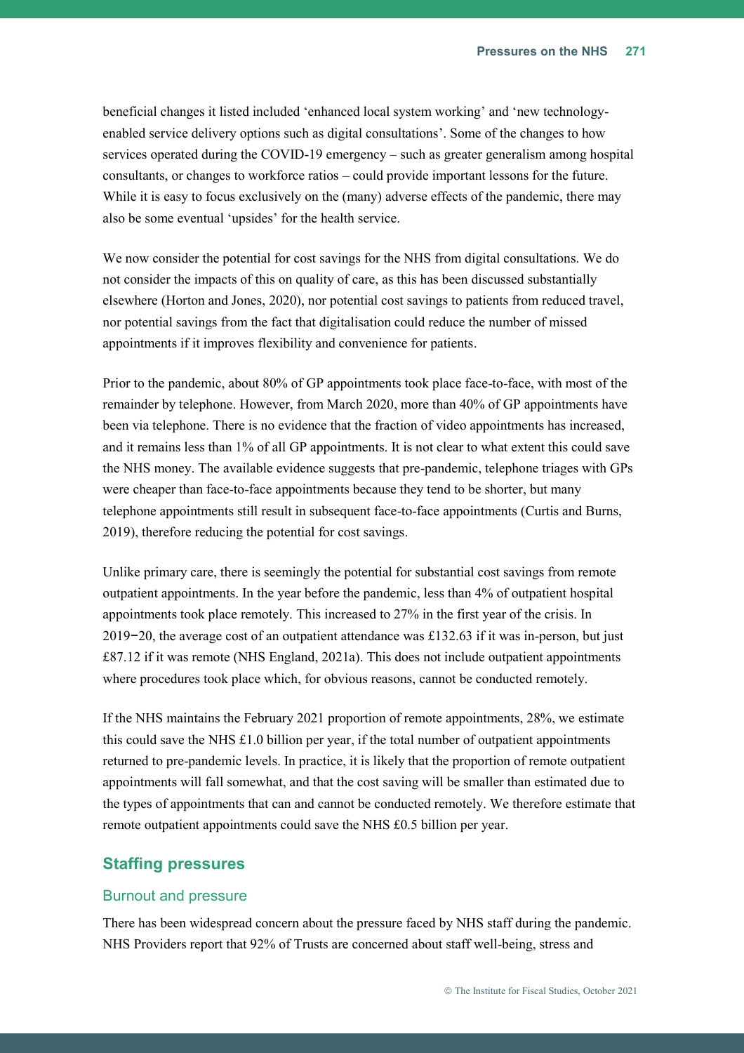beneficial changes it listed included 'enhanced local system working' and 'new technology-enabled service delivery options such as digital consultations'. Some of the changes to how services operated during the COVID-19 emergency – such as greater generalism among hospital consultants, or changes to workforce ratios – could provide important lessons for the future. While it is easy to focus exclusively on the (many) adverse effects of the pandemic, there may also be some eventual 'upsides' for the health service.

We now consider the potential for cost savings for the NHS from digital consultations. We do not consider the impacts of this on quality of care, as this has been discussed substantially elsewhere (Horton and Jones, 2020), nor potential cost savings to patients from reduced travel, nor potential savings from the fact that digitalisation could reduce the number of missed appointments if it improves flexibility and convenience for patients.

Prior to the pandemic, about 80% of GP appointments took place face-to-face, with most of the remainder by telephone. However, from March 2020, more than 40% of GP appointments have been via telephone. There is no evidence that the fraction of video appointments has increased, and it remains less than 1% of all GP appointments. It is not clear to what extent this could save the NHS money. The available evidence suggests that pre-pandemic, telephone triages with GPs were cheaper than face-to-face appointments because they tend to be shorter, but many telephone appointments still result in subsequent face-to-face appointments (Curtis and Burns, 2019), therefore reducing the potential for cost savings.

Unlike primary care, there is seemingly the potential for substantial cost savings from remote outpatient appointments. In the year before the pandemic, less than 4% of outpatient hospital appointments took place remotely. This increased to 27% in the first year of the crisis. In 2019–20, the average cost of an outpatient attendance was £132.63 if it was in-person, but just £87.12 if it was remote (NHS England, 2021a). This does not include outpatient appointments where procedures took place which, for obvious reasons, cannot be conducted remotely.

If the NHS maintains the February 2021 proportion of remote appointments, 28%, we estimate this could save the NHS £1.0 billion per year, if the total number of outpatient appointments returned to pre-pandemic levels. In practice, it is likely that the proportion of remote outpatient appointments will fall somewhat, and that the cost saving will be smaller than estimated due to the types of appointments that can and cannot be conducted remotely. We therefore estimate that remote outpatient appointments could save the NHS £0.5 billion per year.

## Staffing pressures

### Burnout and pressure

There has been widespread concern about the pressure faced by NHS staff during the pandemic. NHS Providers report that 92% of Trusts are concerned about staff well-being, stress and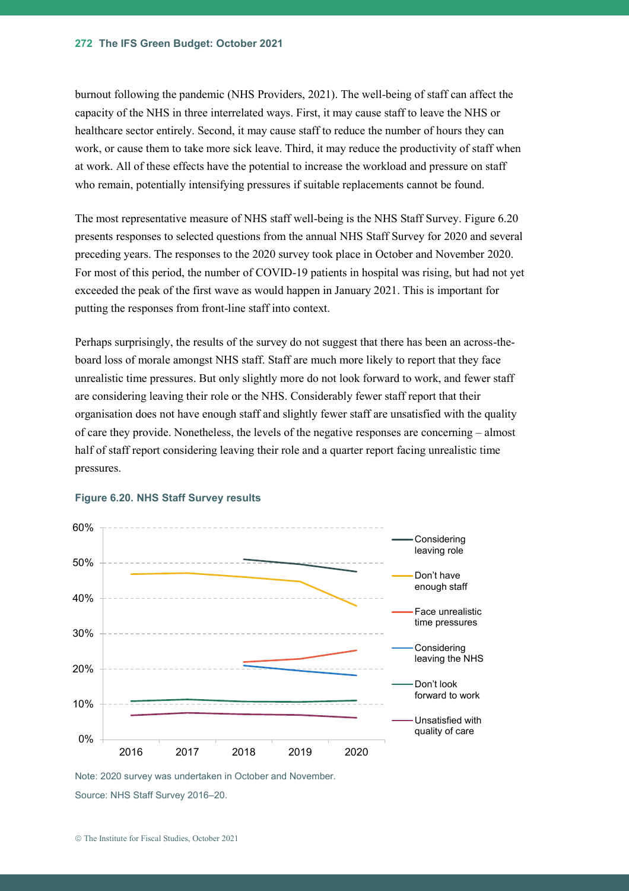burnout following the pandemic (NHS Providers, 2021). The well-being of staff can affect the capacity of the NHS in three interrelated ways. First, it may cause staff to leave the NHS or healthcare sector entirely. Second, it may cause staff to reduce the number of hours they can work, or cause them to take more sick leave. Third, it may reduce the productivity of staff when at work. All of these effects have the potential to increase the workload and pressure on staff who remain, potentially intensifying pressures if suitable replacements cannot be found.

The most representative measure of NHS staff well-being is the NHS Staff Survey. Figure 6.20 presents responses to selected questions from the annual NHS Staff Survey for 2020 and several preceding years. The responses to the 2020 survey took place in October and November 2020. For most of this period, the number of COVID-19 patients in hospital was rising, but had not yet exceeded the peak of the first wave as would happen in January 2021. This is important for putting the responses from front-line staff into context.

Perhaps surprisingly, the results of the survey do not suggest that there has been an across-the-board loss of morale amongst NHS staff. Staff are much more likely to report that they face unrealistic time pressures. But only slightly more do not look forward to work, and fewer staff are considering leaving their role or the NHS. Considerably fewer staff report that their organisation does not have enough staff and slightly fewer staff are unsatisfied with the quality of care they provide. Nonetheless, the levels of the negative responses are concerning – almost half of staff report considering leaving their role and a quarter report facing unrealistic time pressures.

**Figure 6.20. NHS Staff Survey results**

Note: 2020 survey was undertaken in October and November.

Source: NHS Staff Survey 2016–20.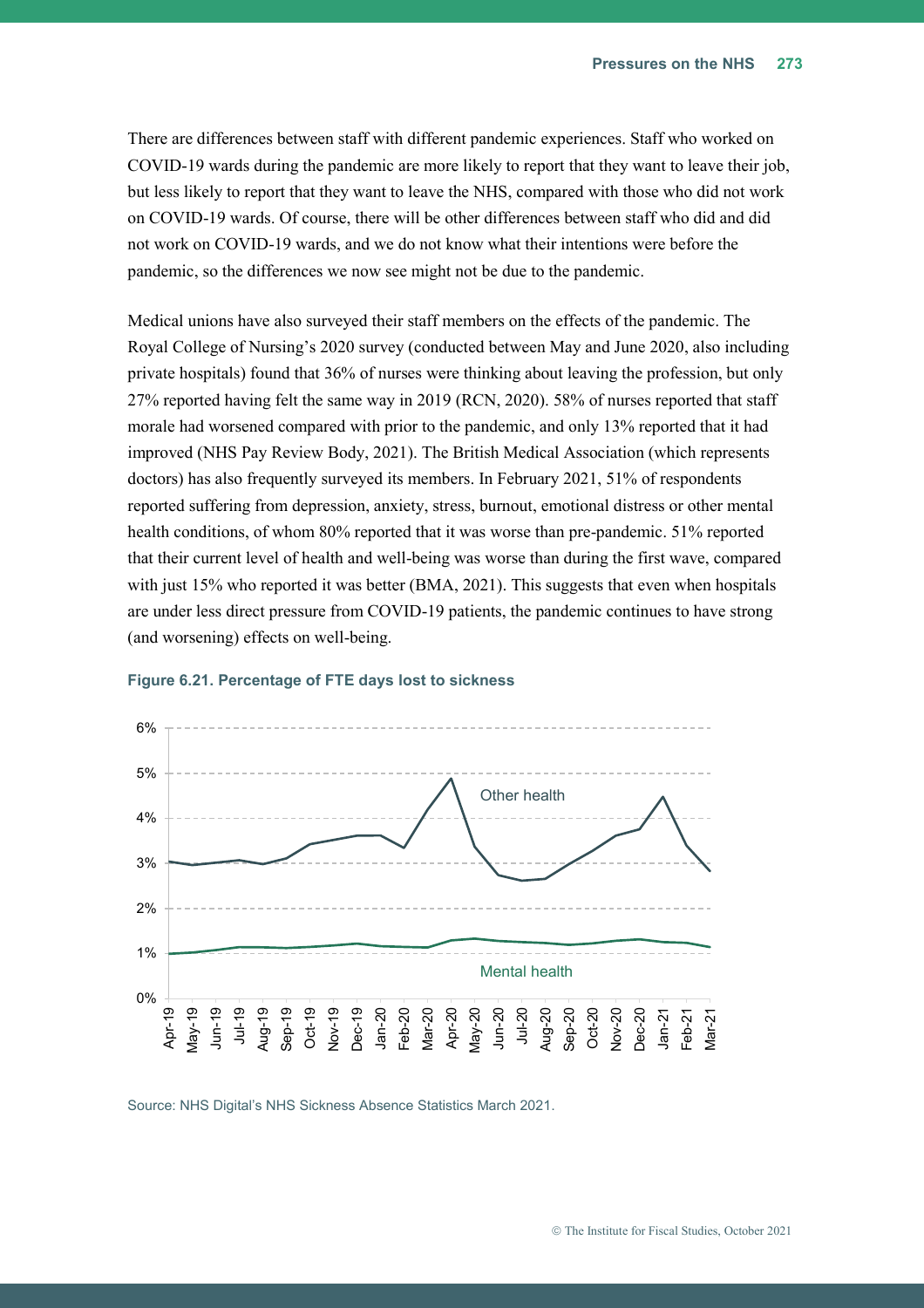There are differences between staff with different pandemic experiences. Staff who worked on COVID-19 wards during the pandemic are more likely to report that they want to leave their job, but less likely to report that they want to leave the NHS, compared with those who did not work on COVID-19 wards. Of course, there will be other differences between staff who did and did not work on COVID-19 wards, and we do not know what their intentions were before the pandemic, so the differences we now see might not be due to the pandemic.

Medical unions have also surveyed their staff members on the effects of the pandemic. The Royal College of Nursing's 2020 survey (conducted between May and June 2020, also including private hospitals) found that 36% of nurses were thinking about leaving the profession, but only 27% reported having felt the same way in 2019 (RCN, 2020). 58% of nurses reported that staff morale had worsened compared with prior to the pandemic, and only 13% reported that it had improved (NHS Pay Review Body, 2021). The British Medical Association (which represents doctors) has also frequently surveyed its members. In February 2021, 51% of respondents reported suffering from depression, anxiety, stress, burnout, emotional distress or other mental health conditions, of whom 80% reported that it was worse than pre-pandemic. 51% reported that their current level of health and well-being was worse than during the first wave, compared with just 15% who reported it was better (BMA, 2021). This suggests that even when hospitals are under less direct pressure from COVID-19 patients, the pandemic continues to have strong (and worsening) effects on well-being.

**Figure 6.21. Percentage of FTE days lost to sickness**

Source: NHS Digital's NHS Sickness Absence Statistics March 2021.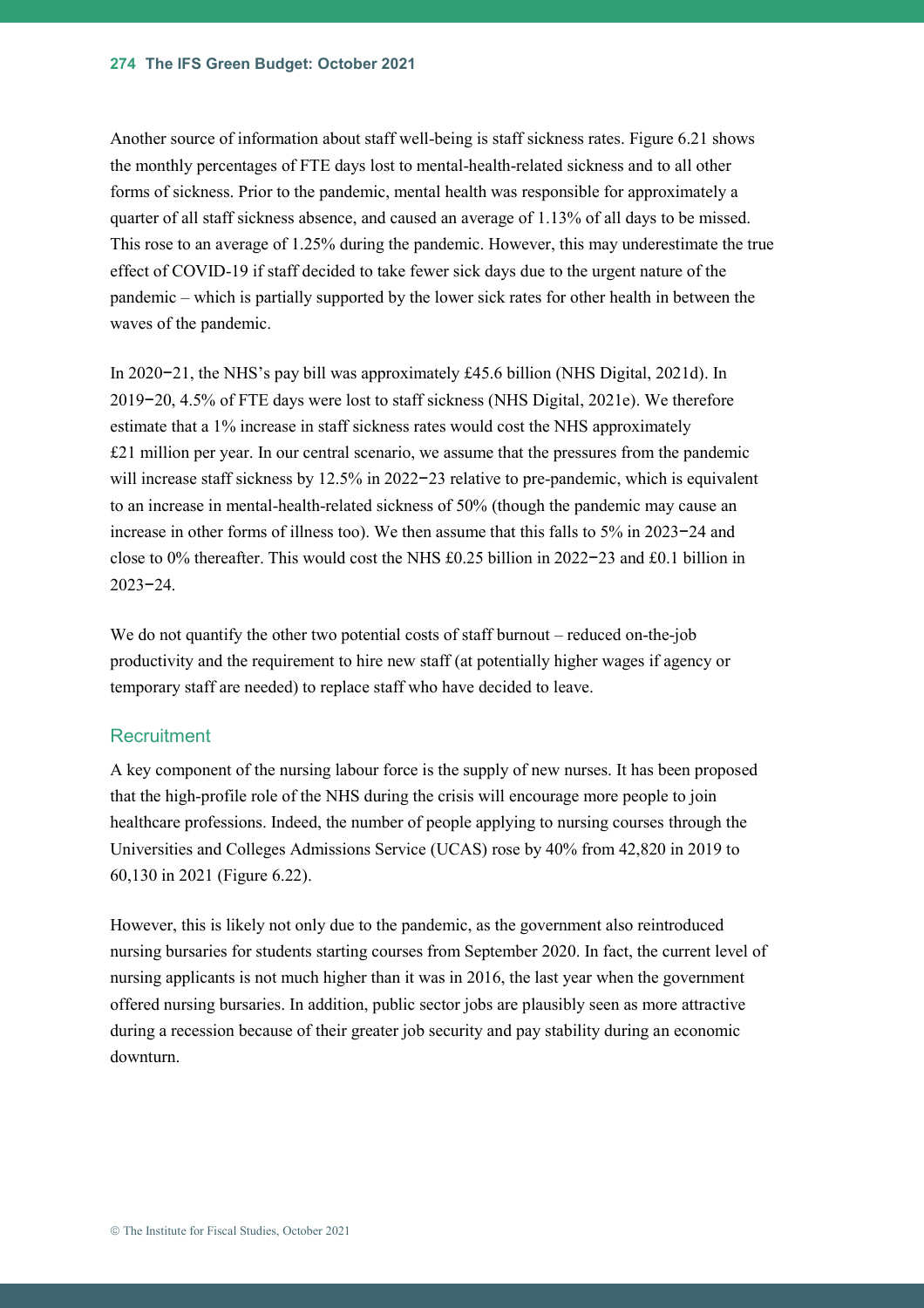Another source of information about staff well-being is staff sickness rates. Figure 6.21 shows the monthly percentages of FTE days lost to mental-health-related sickness and to all other forms of sickness. Prior to the pandemic, mental health was responsible for approximately a quarter of all staff sickness absence, and caused an average of 1.13% of all days to be missed. This rose to an average of 1.25% during the pandemic. However, this may underestimate the true effect of COVID-19 if staff decided to take fewer sick days due to the urgent nature of the pandemic – which is partially supported by the lower sick rates for other health in between the waves of the pandemic.

In 2020−21, the NHS's pay bill was approximately £45.6 billion (NHS Digital, 2021d). In 2019−20, 4.5% of FTE days were lost to staff sickness (NHS Digital, 2021e). We therefore estimate that a 1% increase in staff sickness rates would cost the NHS approximately £21 million per year. In our central scenario, we assume that the pressures from the pandemic will increase staff sickness by 12.5% in 2022−23 relative to pre-pandemic, which is equivalent to an increase in mental-health-related sickness of 50% (though the pandemic may cause an increase in other forms of illness too). We then assume that this falls to 5% in 2023−24 and close to 0% thereafter. This would cost the NHS £0.25 billion in 2022−23 and £0.1 billion in 2023−24.

We do not quantify the other two potential costs of staff burnout – reduced on-the-job productivity and the requirement to hire new staff (at potentially higher wages if agency or temporary staff are needed) to replace staff who have decided to leave.

### Recruitment

A key component of the nursing labour force is the supply of new nurses. It has been proposed that the high-profile role of the NHS during the crisis will encourage more people to join healthcare professions. Indeed, the number of people applying to nursing courses through the Universities and Colleges Admissions Service (UCAS) rose by 40% from 42,820 in 2019 to 60,130 in 2021 (Figure 6.22).

However, this is likely not only due to the pandemic, as the government also reintroduced nursing bursaries for students starting courses from September 2020. In fact, the current level of nursing applicants is not much higher than it was in 2016, the last year when the government offered nursing bursaries. In addition, public sector jobs are plausibly seen as more attractive during a recession because of their greater job security and pay stability during an economic downturn.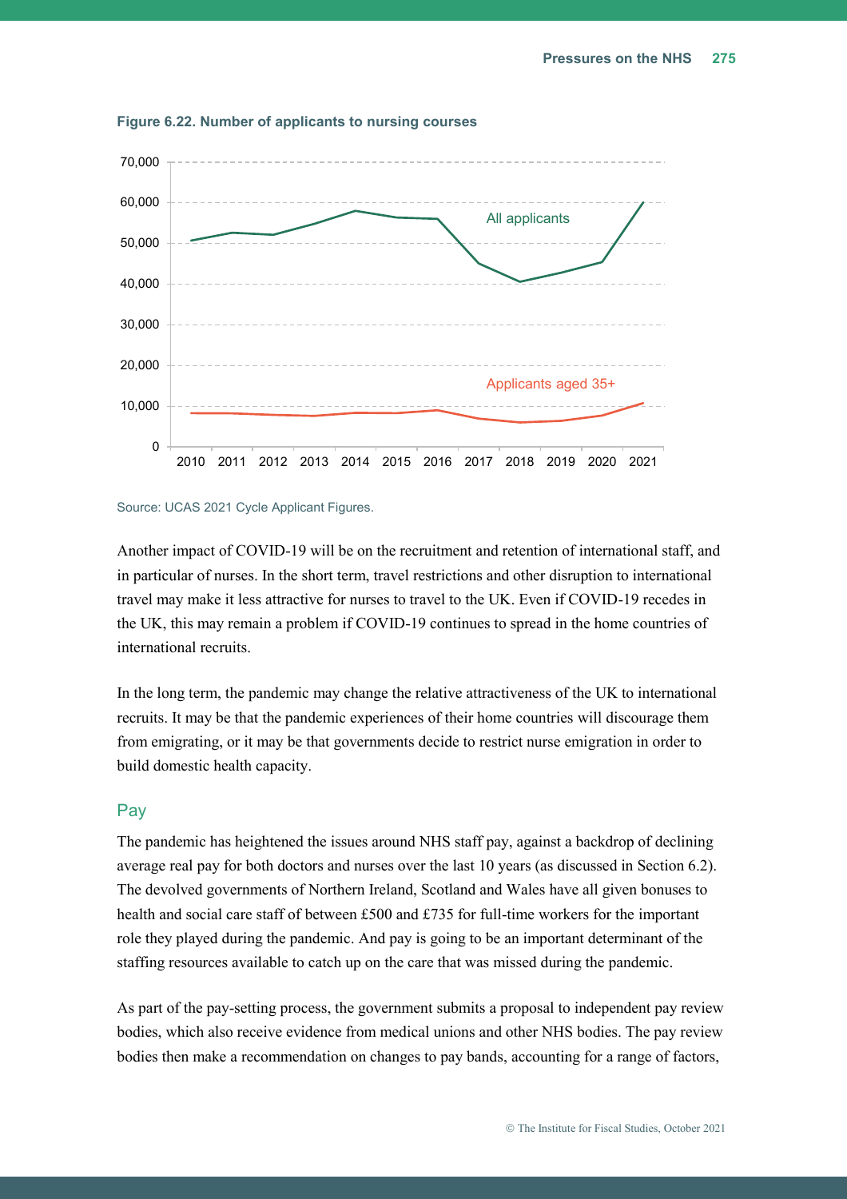**Figure 6.22. Number of applicants to nursing courses**

Source: UCAS 2021 Cycle Applicant Figures.

Another impact of COVID-19 will be on the recruitment and retention of international staff, and in particular of nurses. In the short term, travel restrictions and other disruption to international travel may make it less attractive for nurses to travel to the UK. Even if COVID-19 recedes in the UK, this may remain a problem if COVID-19 continues to spread in the home countries of international recruits.

In the long term, the pandemic may change the relative attractiveness of the UK to international recruits. It may be that the pandemic experiences of their home countries will discourage them from emigrating, or it may be that governments decide to restrict nurse emigration in order to build domestic health capacity.

## Pay

The pandemic has heightened the issues around NHS staff pay, against a backdrop of declining average real pay for both doctors and nurses over the last 10 years (as discussed in Section 6.2). The devolved governments of Northern Ireland, Scotland and Wales have all given bonuses to health and social care staff of between £500 and £735 for full-time workers for the important role they played during the pandemic. And pay is going to be an important determinant of the staffing resources available to catch up on the care that was missed during the pandemic.

As part of the pay-setting process, the government submits a proposal to independent pay review bodies, which also receive evidence from medical unions and other NHS bodies. The pay review bodies then make a recommendation on changes to pay bands, accounting for a range of factors,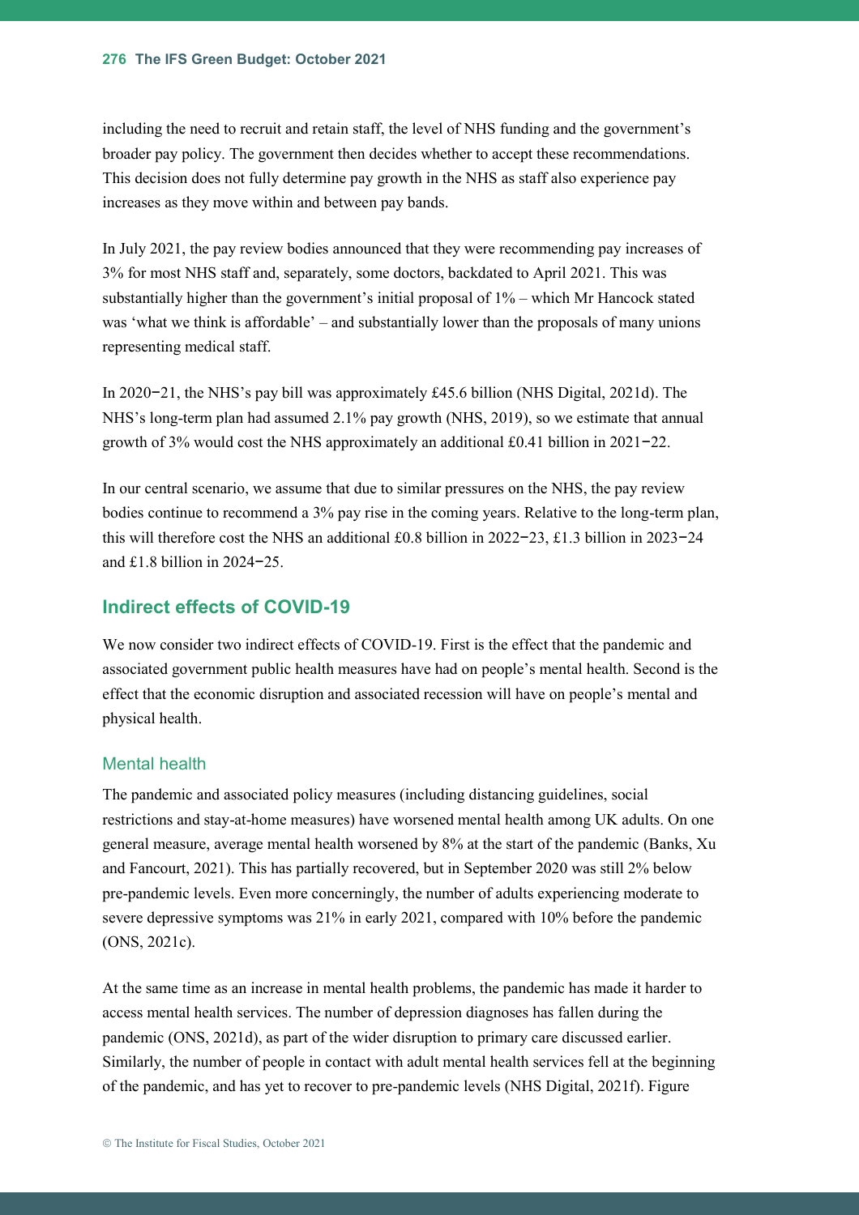including the need to recruit and retain staff, the level of NHS funding and the government's broader pay policy. The government then decides whether to accept these recommendations. This decision does not fully determine pay growth in the NHS as staff also experience pay increases as they move within and between pay bands.

In July 2021, the pay review bodies announced that they were recommending pay increases of 3% for most NHS staff and, separately, some doctors, backdated to April 2021. This was substantially higher than the government's initial proposal of 1% – which Mr Hancock stated was 'what we think is affordable' – and substantially lower than the proposals of many unions representing medical staff.

In 2020−21, the NHS's pay bill was approximately £45.6 billion (NHS Digital, 2021d). The NHS's long-term plan had assumed 2.1% pay growth (NHS, 2019), so we estimate that annual growth of 3% would cost the NHS approximately an additional £0.41 billion in 2021−22.

In our central scenario, we assume that due to similar pressures on the NHS, the pay review bodies continue to recommend a 3% pay rise in the coming years. Relative to the long-term plan, this will therefore cost the NHS an additional £0.8 billion in 2022−23, £1.3 billion in 2023−24 and £1.8 billion in 2024−25.

## Indirect effects of COVID-19

We now consider two indirect effects of COVID-19. First is the effect that the pandemic and associated government public health measures have had on people's mental health. Second is the effect that the economic disruption and associated recession will have on people's mental and physical health.

### Mental health

The pandemic and associated policy measures (including distancing guidelines, social restrictions and stay-at-home measures) have worsened mental health among UK adults. On one general measure, average mental health worsened by 8% at the start of the pandemic (Banks, Xu and Fancourt, 2021). This has partially recovered, but in September 2020 was still 2% below pre-pandemic levels. Even more concerningly, the number of adults experiencing moderate to severe depressive symptoms was 21% in early 2021, compared with 10% before the pandemic (ONS, 2021c).

At the same time as an increase in mental health problems, the pandemic has made it harder to access mental health services. The number of depression diagnoses has fallen during the pandemic (ONS, 2021d), as part of the wider disruption to primary care discussed earlier. Similarly, the number of people in contact with adult mental health services fell at the beginning of the pandemic, and has yet to recover to pre-pandemic levels (NHS Digital, 2021f). Figure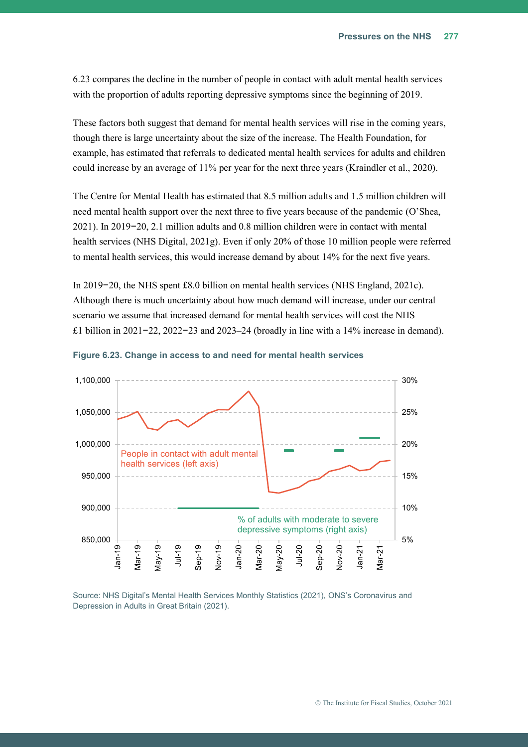6.23 compares the decline in the number of people in contact with adult mental health services with the proportion of adults reporting depressive symptoms since the beginning of 2019.

These factors both suggest that demand for mental health services will rise in the coming years, though there is large uncertainty about the size of the increase. The Health Foundation, for example, has estimated that referrals to dedicated mental health services for adults and children could increase by an average of 11% per year for the next three years (Kraindler et al., 2020).

The Centre for Mental Health has estimated that 8.5 million adults and 1.5 million children will need mental health support over the next three to five years because of the pandemic (O'Shea, 2021). In 2019−20, 2.1 million adults and 0.8 million children were in contact with mental health services (NHS Digital, 2021g). Even if only 20% of those 10 million people were referred to mental health services, this would increase demand by about 14% for the next five years.

In 2019−20, the NHS spent £8.0 billion on mental health services (NHS England, 2021c). Although there is much uncertainty about how much demand will increase, under our central scenario we assume that increased demand for mental health services will cost the NHS £1 billion in 2021−22, 2022−23 and 2023–24 (broadly in line with a 14% increase in demand).

**Figure 6.23. Change in access to and need for mental health services**

Source: NHS Digital's Mental Health Services Monthly Statistics (2021), ONS's Coronavirus and Depression in Adults in Great Britain (2021).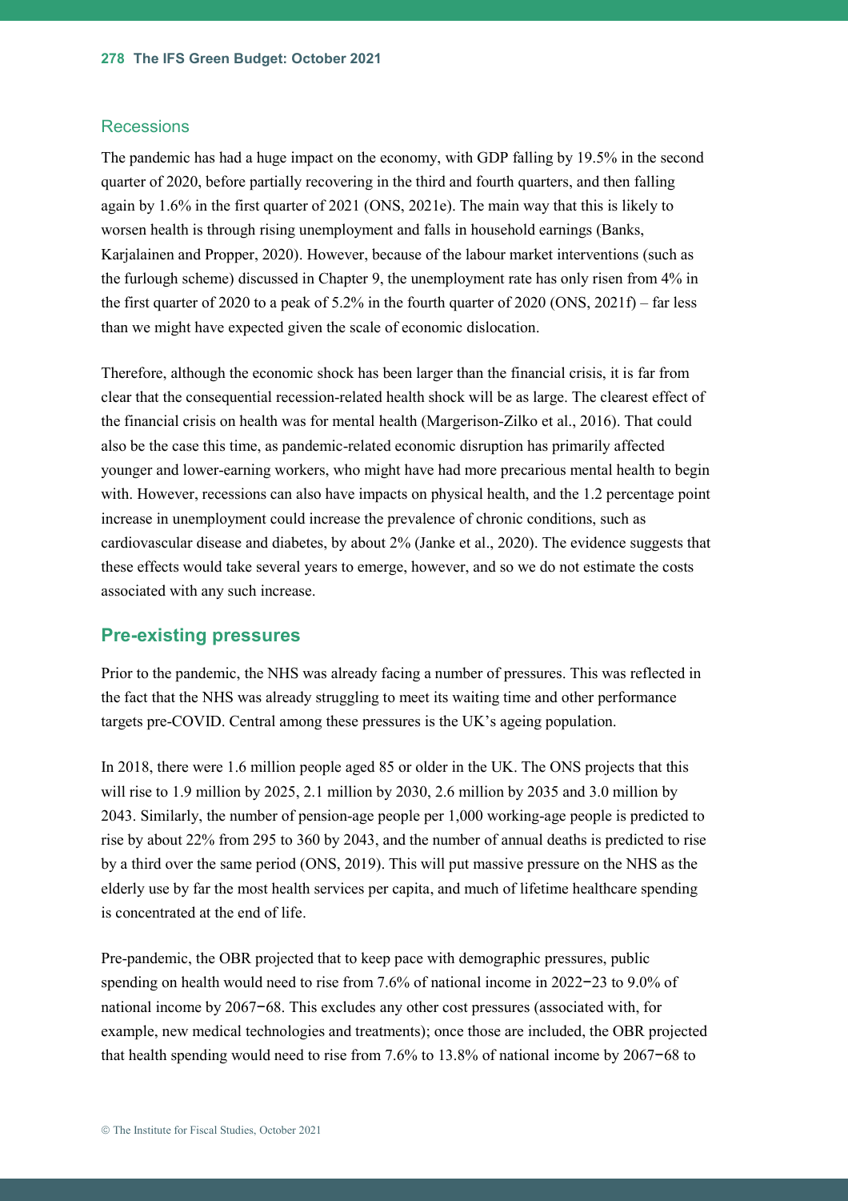### Recessions

The pandemic has had a huge impact on the economy, with GDP falling by 19.5% in the second quarter of 2020, before partially recovering in the third and fourth quarters, and then falling again by 1.6% in the first quarter of 2021 (ONS, 2021e). The main way that this is likely to worsen health is through rising unemployment and falls in household earnings (Banks, Karjalainen and Propper, 2020). However, because of the labour market interventions (such as the furlough scheme) discussed in Chapter 9, the unemployment rate has only risen from 4% in the first quarter of 2020 to a peak of 5.2% in the fourth quarter of 2020 (ONS, 2021f) – far less than we might have expected given the scale of economic dislocation.

Therefore, although the economic shock has been larger than the financial crisis, it is far from clear that the consequential recession-related health shock will be as large. The clearest effect of the financial crisis on health was for mental health (Margerison-Zilko et al., 2016). That could also be the case this time, as pandemic-related economic disruption has primarily affected younger and lower-earning workers, who might have had more precarious mental health to begin with. However, recessions can also have impacts on physical health, and the 1.2 percentage point increase in unemployment could increase the prevalence of chronic conditions, such as cardiovascular disease and diabetes, by about 2% (Janke et al., 2020). The evidence suggests that these effects would take several years to emerge, however, and so we do not estimate the costs associated with any such increase.

## Pre-existing pressures

Prior to the pandemic, the NHS was already facing a number of pressures. This was reflected in the fact that the NHS was already struggling to meet its waiting time and other performance targets pre-COVID. Central among these pressures is the UK's ageing population.

In 2018, there were 1.6 million people aged 85 or older in the UK. The ONS projects that this will rise to 1.9 million by 2025, 2.1 million by 2030, 2.6 million by 2035 and 3.0 million by 2043. Similarly, the number of pension-age people per 1,000 working-age people is predicted to rise by about 22% from 295 to 360 by 2043, and the number of annual deaths is predicted to rise by a third over the same period (ONS, 2019). This will put massive pressure on the NHS as the elderly use by far the most health services per capita, and much of lifetime healthcare spending is concentrated at the end of life.

Pre-pandemic, the OBR projected that to keep pace with demographic pressures, public spending on health would need to rise from 7.6% of national income in 2022–23 to 9.0% of national income by 2067–68. This excludes any other cost pressures (associated with, for example, new medical technologies and treatments); once those are included, the OBR projected that health spending would need to rise from 7.6% to 13.8% of national income by 2067–68 to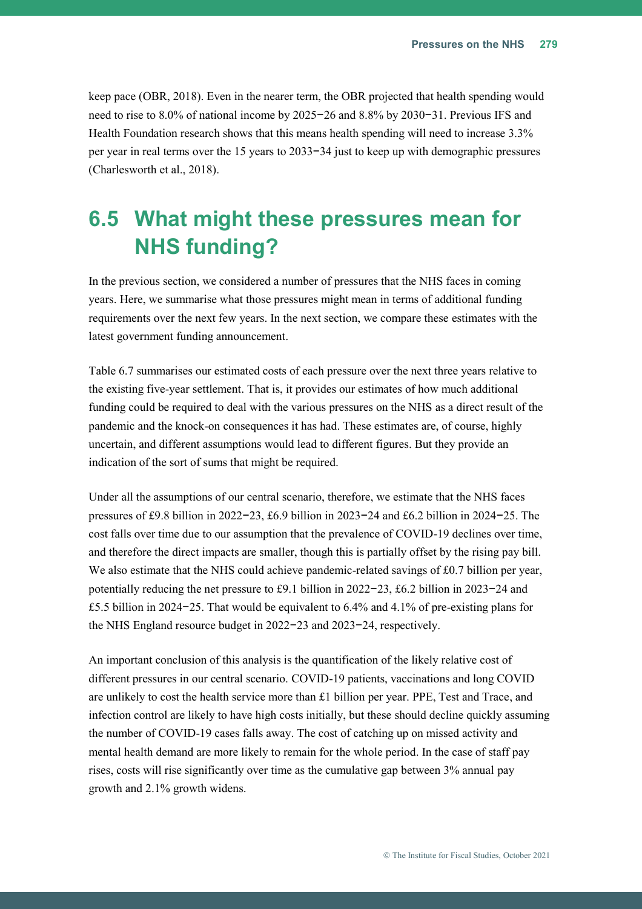keep pace (OBR, 2018). Even in the nearer term, the OBR projected that health spending would need to rise to 8.0% of national income by 2025−26 and 8.8% by 2030−31. Previous IFS and Health Foundation research shows that this means health spending will need to increase 3.3% per year in real terms over the 15 years to 2033−34 just to keep up with demographic pressures (Charlesworth et al., 2018).

## 6.5 What might these pressures mean for NHS funding?

In the previous section, we considered a number of pressures that the NHS faces in coming years. Here, we summarise what those pressures might mean in terms of additional funding requirements over the next few years. In the next section, we compare these estimates with the latest government funding announcement.

Table 6.7 summarises our estimated costs of each pressure over the next three years relative to the existing five-year settlement. That is, it provides our estimates of how much additional funding could be required to deal with the various pressures on the NHS as a direct result of the pandemic and the knock-on consequences it has had. These estimates are, of course, highly uncertain, and different assumptions would lead to different figures. But they provide an indication of the sort of sums that might be required.

Under all the assumptions of our central scenario, therefore, we estimate that the NHS faces pressures of £9.8 billion in 2022−23, £6.9 billion in 2023−24 and £6.2 billion in 2024−25. The cost falls over time due to our assumption that the prevalence of COVID-19 declines over time, and therefore the direct impacts are smaller, though this is partially offset by the rising pay bill. We also estimate that the NHS could achieve pandemic-related savings of £0.7 billion per year, potentially reducing the net pressure to £9.1 billion in 2022−23, £6.2 billion in 2023−24 and £5.5 billion in 2024−25. That would be equivalent to 6.4% and 4.1% of pre-existing plans for the NHS England resource budget in 2022−23 and 2023−24, respectively.

An important conclusion of this analysis is the quantification of the likely relative cost of different pressures in our central scenario. COVID-19 patients, vaccinations and long COVID are unlikely to cost the health service more than £1 billion per year. PPE, Test and Trace, and infection control are likely to have high costs initially, but these should decline quickly assuming the number of COVID-19 cases falls away. The cost of catching up on missed activity and mental health demand are more likely to remain for the whole period. In the case of staff pay rises, costs will rise significantly over time as the cumulative gap between 3% annual pay growth and 2.1% growth widens.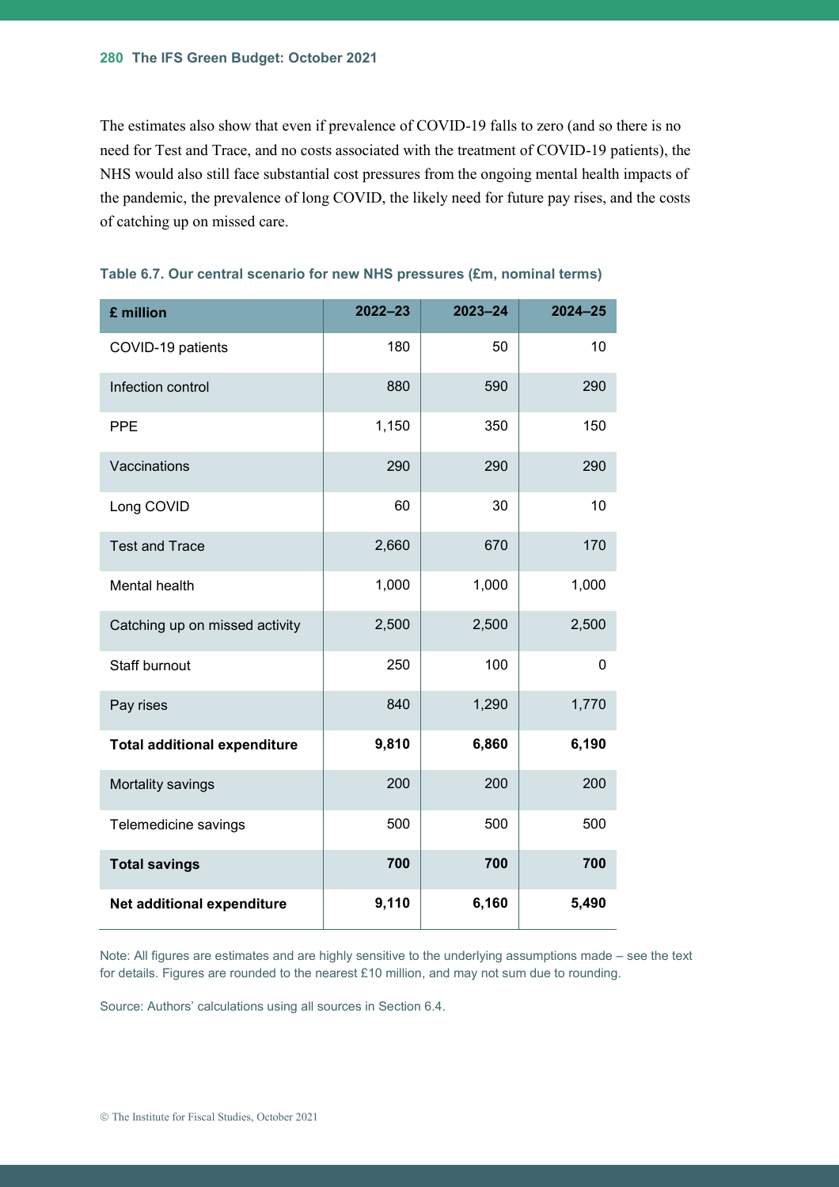The estimates also show that even if prevalence of COVID-19 falls to zero (and so there is no need for Test and Trace, and no costs associated with the treatment of COVID-19 patients), the NHS would also still face substantial cost pressures from the ongoing mental health impacts of the pandemic, the prevalence of long COVID, the likely need for future pay rises, and the costs of catching up on missed care.

**Table 6.7. Our central scenario for new NHS pressures (£m, nominal terms)**

| £ million | 2022–23 | 2023–24 | 2024–25 |
|---|---|---|---|
| COVID-19 patients | 180 | 50 | 10 |
| Infection control | 880 | 590 | 290 |
| PPE | 1,150 | 350 | 150 |
| Vaccinations | 290 | 290 | 290 |
| Long COVID | 60 | 30 | 10 |
| Test and Trace | 2,660 | 670 | 170 |
| Mental health | 1,000 | 1,000 | 1,000 |
| Catching up on missed activity | 2,500 | 2,500 | 2,500 |
| Staff burnout | 250 | 100 | 0 |
| Pay rises | 840 | 1,290 | 1,770 |
| **Total additional expenditure** | **9,810** | **6,860** | **6,190** |
| Mortality savings | 200 | 200 | 200 |
| Telemedicine savings | 500 | 500 | 500 |
| **Total savings** | **700** | **700** | **700** |
| **Net additional expenditure** | **9,110** | **6,160** | **5,490** |

Note: All figures are estimates and are highly sensitive to the underlying assumptions made – see the text for details. Figures are rounded to the nearest £10 million, and may not sum due to rounding.

Source: Authors' calculations using all sources in Section 6.4.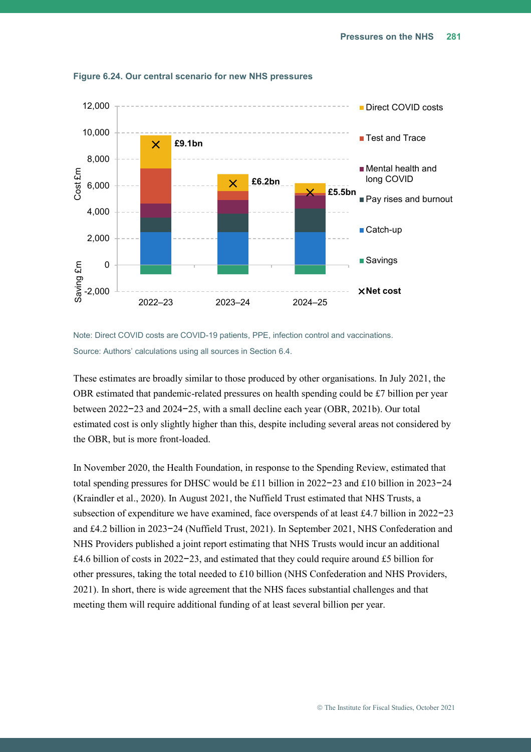**Figure 6.24. Our central scenario for new NHS pressures**

Note: Direct COVID costs are COVID-19 patients, PPE, infection control and vaccinations.

Source: Authors' calculations using all sources in Section 6.4.

These estimates are broadly similar to those produced by other organisations. In July 2021, the OBR estimated that pandemic-related pressures on health spending could be £7 billion per year between 2022−23 and 2024−25, with a small decline each year (OBR, 2021b). Our total estimated cost is only slightly higher than this, despite including several areas not considered by the OBR, but is more front-loaded.

In November 2020, the Health Foundation, in response to the Spending Review, estimated that total spending pressures for DHSC would be £11 billion in 2022−23 and £10 billion in 2023−24 (Kraindler et al., 2020). In August 2021, the Nuffield Trust estimated that NHS Trusts, a subsection of expenditure we have examined, face overspends of at least £4.7 billion in 2022−23 and £4.2 billion in 2023−24 (Nuffield Trust, 2021). In September 2021, NHS Confederation and NHS Providers published a joint report estimating that NHS Trusts would incur an additional £4.6 billion of costs in 2022−23, and estimated that they could require around £5 billion for other pressures, taking the total needed to £10 billion (NHS Confederation and NHS Providers, 2021). In short, there is wide agreement that the NHS faces substantial challenges and that meeting them will require additional funding of at least several billion per year.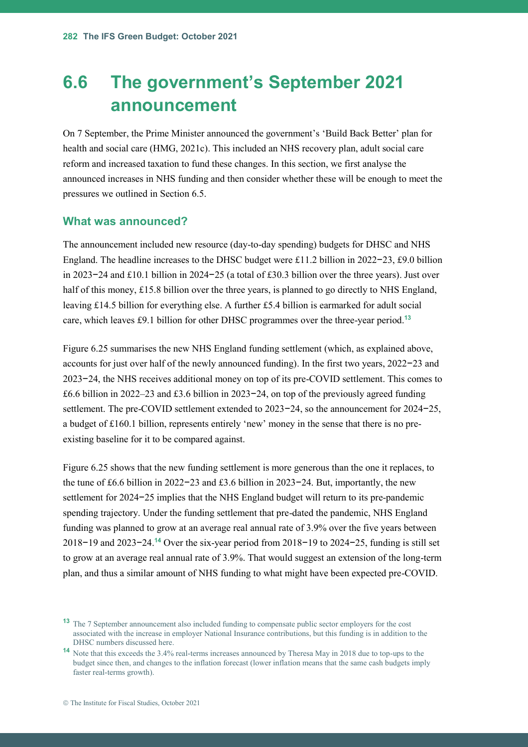## 6.6 The government's September 2021 announcement

On 7 September, the Prime Minister announced the government's 'Build Back Better' plan for health and social care (HMG, 2021c). This included an NHS recovery plan, adult social care reform and increased taxation to fund these changes. In this section, we first analyse the announced increases in NHS funding and then consider whether these will be enough to meet the pressures we outlined in Section 6.5.

### What was announced?

The announcement included new resource (day-to-day spending) budgets for DHSC and NHS England. The headline increases to the DHSC budget were £11.2 billion in 2022−23, £9.0 billion in 2023−24 and £10.1 billion in 2024−25 (a total of £30.3 billion over the three years). Just over half of this money, £15.8 billion over the three years, is planned to go directly to NHS England, leaving £14.5 billion for everything else. A further £5.4 billion is earmarked for adult social care, which leaves £9.1 billion for other DHSC programmes over the three-year period.[13]

Figure 6.25 summarises the new NHS England funding settlement (which, as explained above, accounts for just over half of the newly announced funding). In the first two years, 2022−23 and 2023−24, the NHS receives additional money on top of its pre-COVID settlement. This comes to £6.6 billion in 2022–23 and £3.6 billion in 2023−24, on top of the previously agreed funding settlement. The pre-COVID settlement extended to 2023−24, so the announcement for 2024−25, a budget of £160.1 billion, represents entirely 'new' money in the sense that there is no pre-existing baseline for it to be compared against.

Figure 6.25 shows that the new funding settlement is more generous than the one it replaces, to the tune of £6.6 billion in 2022−23 and £3.6 billion in 2023−24. But, importantly, the new settlement for 2024−25 implies that the NHS England budget will return to its pre-pandemic spending trajectory. Under the funding settlement that pre-dated the pandemic, NHS England funding was planned to grow at an average real annual rate of 3.9% over the five years between 2018−19 and 2023−24.[14] Over the six-year period from 2018−19 to 2024−25, funding is still set to grow at an average real annual rate of 3.9%. That would suggest an extension of the long-term plan, and thus a similar amount of NHS funding to what might have been expected pre-COVID.

[13] The 7 September announcement also included funding to compensate public sector employers for the cost associated with the increase in employer National Insurance contributions, but this funding is in addition to the DHSC numbers discussed here.

[14] Note that this exceeds the 3.4% real-terms increases announced by Theresa May in 2018 due to top-ups to the budget since then, and changes to the inflation forecast (lower inflation means that the same cash budgets imply faster real-terms growth).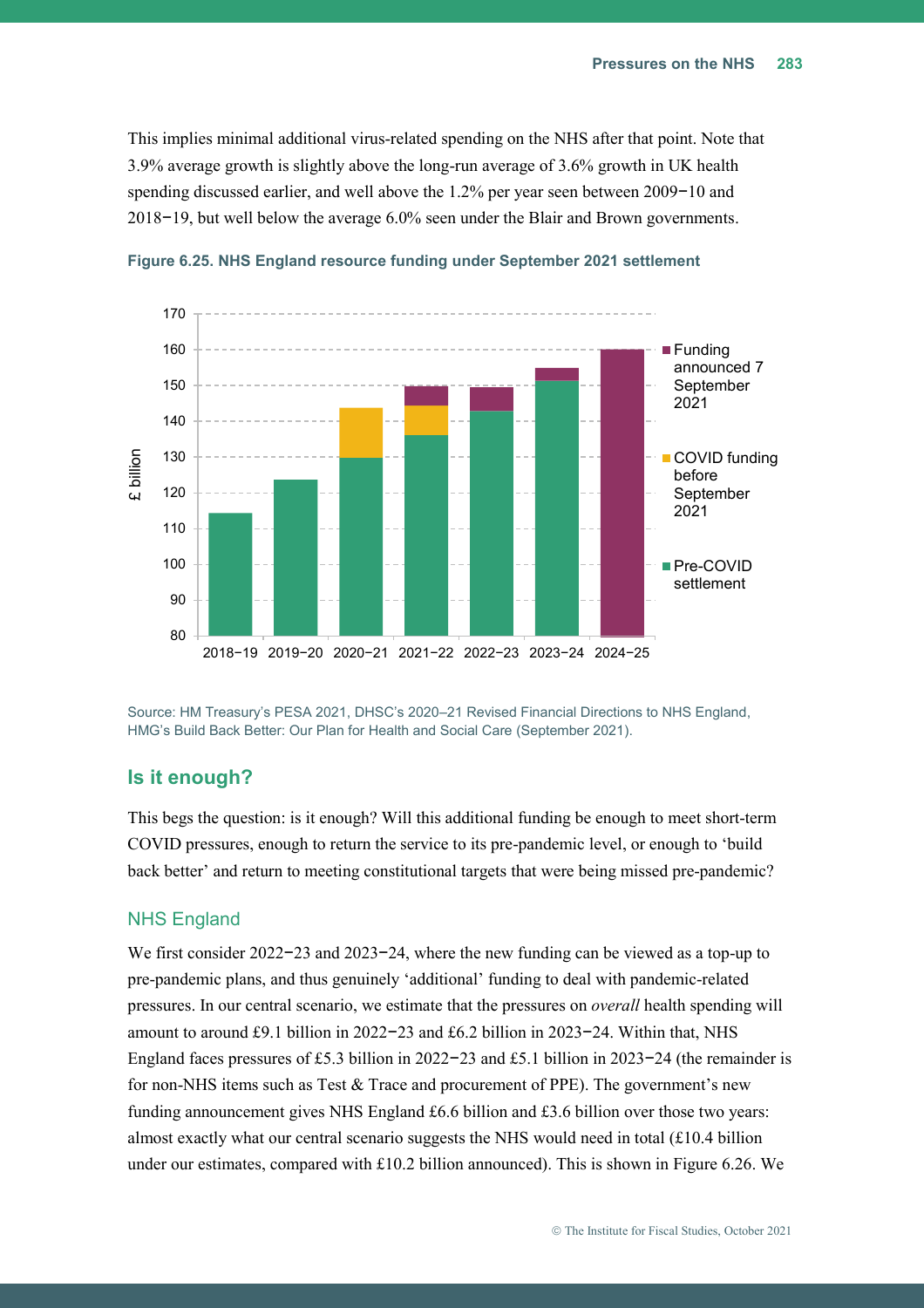This implies minimal additional virus-related spending on the NHS after that point. Note that 3.9% average growth is slightly above the long-run average of 3.6% growth in UK health spending discussed earlier, and well above the 1.2% per year seen between 2009−10 and 2018−19, but well below the average 6.0% seen under the Blair and Brown governments.

**Figure 6.25. NHS England resource funding under September 2021 settlement**

Source: HM Treasury's PESA 2021, DHSC's 2020–21 Revised Financial Directions to NHS England, HMG's Build Back Better: Our Plan for Health and Social Care (September 2021).

## Is it enough?

This begs the question: is it enough? Will this additional funding be enough to meet short-term COVID pressures, enough to return the service to its pre-pandemic level, or enough to 'build back better' and return to meeting constitutional targets that were being missed pre-pandemic?

### NHS England

We first consider 2022−23 and 2023−24, where the new funding can be viewed as a top-up to pre-pandemic plans, and thus genuinely 'additional' funding to deal with pandemic-related pressures. In our central scenario, we estimate that the pressures on *overall* health spending will amount to around £9.1 billion in 2022−23 and £6.2 billion in 2023−24. Within that, NHS England faces pressures of £5.3 billion in 2022−23 and £5.1 billion in 2023−24 (the remainder is for non-NHS items such as Test & Trace and procurement of PPE). The government's new funding announcement gives NHS England £6.6 billion and £3.6 billion over those two years: almost exactly what our central scenario suggests the NHS would need in total (£10.4 billion under our estimates, compared with £10.2 billion announced). This is shown in Figure 6.26. We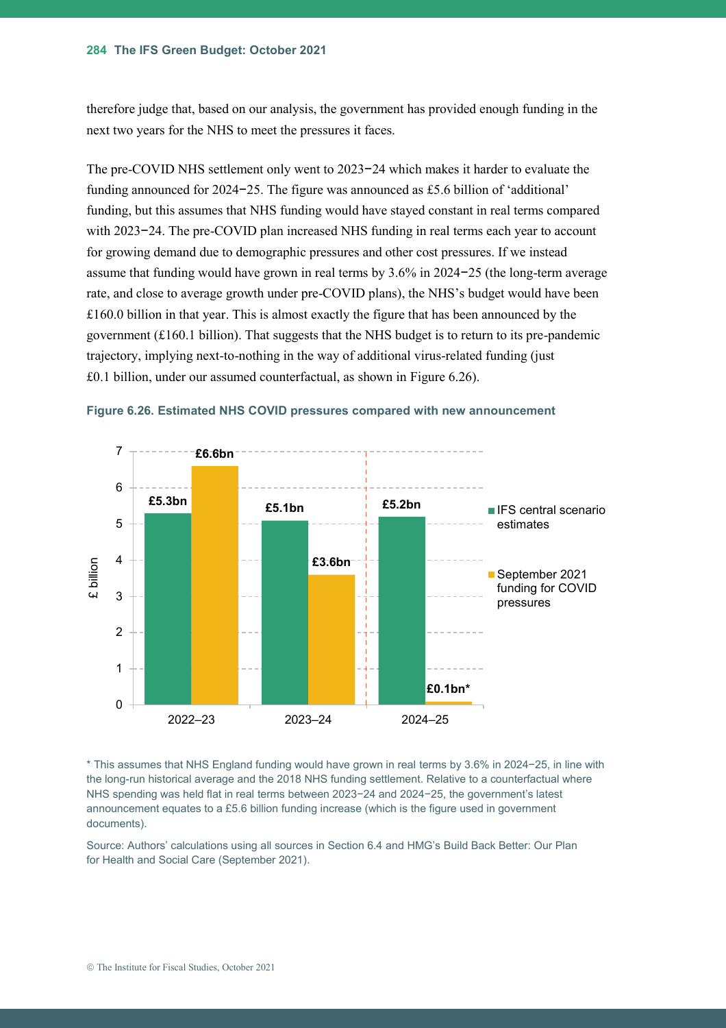therefore judge that, based on our analysis, the government has provided enough funding in the next two years for the NHS to meet the pressures it faces.

The pre-COVID NHS settlement only went to 2023−24 which makes it harder to evaluate the funding announced for 2024−25. The figure was announced as £5.6 billion of 'additional' funding, but this assumes that NHS funding would have stayed constant in real terms compared with 2023−24. The pre-COVID plan increased NHS funding in real terms each year to account for growing demand due to demographic pressures and other cost pressures. If we instead assume that funding would have grown in real terms by 3.6% in 2024−25 (the long-term average rate, and close to average growth under pre-COVID plans), the NHS's budget would have been £160.0 billion in that year. This is almost exactly the figure that has been announced by the government (£160.1 billion). That suggests that the NHS budget is to return to its pre-pandemic trajectory, implying next-to-nothing in the way of additional virus-related funding (just £0.1 billion, under our assumed counterfactual, as shown in Figure 6.26).

**Figure 6.26. Estimated NHS COVID pressures compared with new announcement**

| | IFS central scenario estimates (£ billion) | September 2021 funding for COVID pressures (£ billion) |
|---|---|---|
| 2022–23 | £5.3bn | £6.6bn |
| 2023–24 | £5.1bn | £3.6bn |
| 2024–25 | £5.2bn | £0.1bn* |

\* This assumes that NHS England funding would have grown in real terms by 3.6% in 2024−25, in line with the long-run historical average and the 2018 NHS funding settlement. Relative to a counterfactual where NHS spending was held flat in real terms between 2023−24 and 2024−25, the government's latest announcement equates to a £5.6 billion funding increase (which is the figure used in government documents).

Source: Authors' calculations using all sources in Section 6.4 and HMG's Build Back Better: Our Plan for Health and Social Care (September 2021).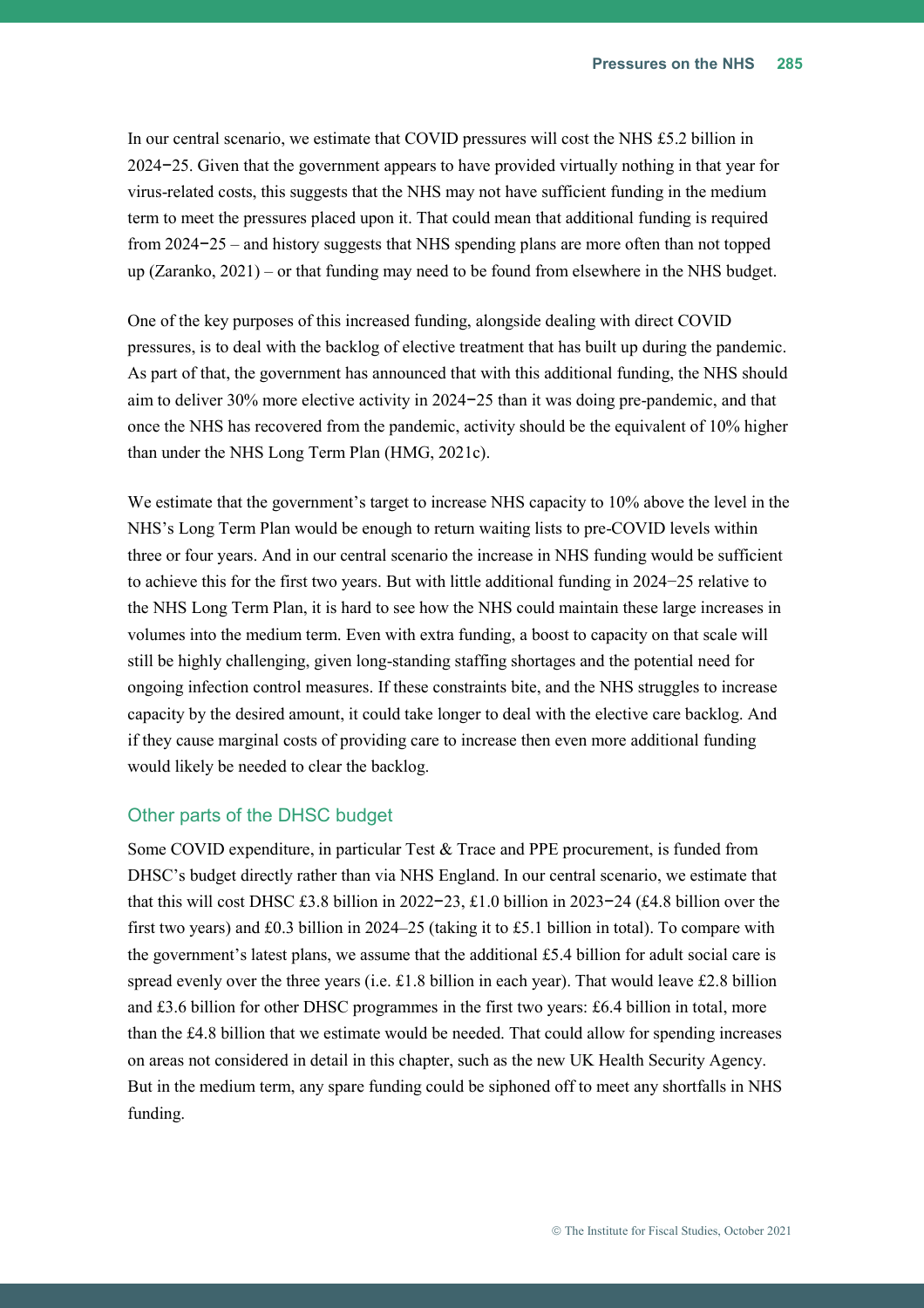In our central scenario, we estimate that COVID pressures will cost the NHS £5.2 billion in 2024−25. Given that the government appears to have provided virtually nothing in that year for virus-related costs, this suggests that the NHS may not have sufficient funding in the medium term to meet the pressures placed upon it. That could mean that additional funding is required from 2024−25 – and history suggests that NHS spending plans are more often than not topped up (Zaranko, 2021) – or that funding may need to be found from elsewhere in the NHS budget.

One of the key purposes of this increased funding, alongside dealing with direct COVID pressures, is to deal with the backlog of elective treatment that has built up during the pandemic. As part of that, the government has announced that with this additional funding, the NHS should aim to deliver 30% more elective activity in 2024−25 than it was doing pre-pandemic, and that once the NHS has recovered from the pandemic, activity should be the equivalent of 10% higher than under the NHS Long Term Plan (HMG, 2021c).

We estimate that the government's target to increase NHS capacity to 10% above the level in the NHS's Long Term Plan would be enough to return waiting lists to pre-COVID levels within three or four years. And in our central scenario the increase in NHS funding would be sufficient to achieve this for the first two years. But with little additional funding in 2024−25 relative to the NHS Long Term Plan, it is hard to see how the NHS could maintain these large increases in volumes into the medium term. Even with extra funding, a boost to capacity on that scale will still be highly challenging, given long-standing staffing shortages and the potential need for ongoing infection control measures. If these constraints bite, and the NHS struggles to increase capacity by the desired amount, it could take longer to deal with the elective care backlog. And if they cause marginal costs of providing care to increase then even more additional funding would likely be needed to clear the backlog.

### Other parts of the DHSC budget

Some COVID expenditure, in particular Test & Trace and PPE procurement, is funded from DHSC's budget directly rather than via NHS England. In our central scenario, we estimate that that this will cost DHSC £3.8 billion in 2022−23, £1.0 billion in 2023−24 (£4.8 billion over the first two years) and £0.3 billion in 2024–25 (taking it to £5.1 billion in total). To compare with the government's latest plans, we assume that the additional £5.4 billion for adult social care is spread evenly over the three years (i.e. £1.8 billion in each year). That would leave £2.8 billion and £3.6 billion for other DHSC programmes in the first two years: £6.4 billion in total, more than the £4.8 billion that we estimate would be needed. That could allow for spending increases on areas not considered in detail in this chapter, such as the new UK Health Security Agency. But in the medium term, any spare funding could be siphoned off to meet any shortfalls in NHS funding.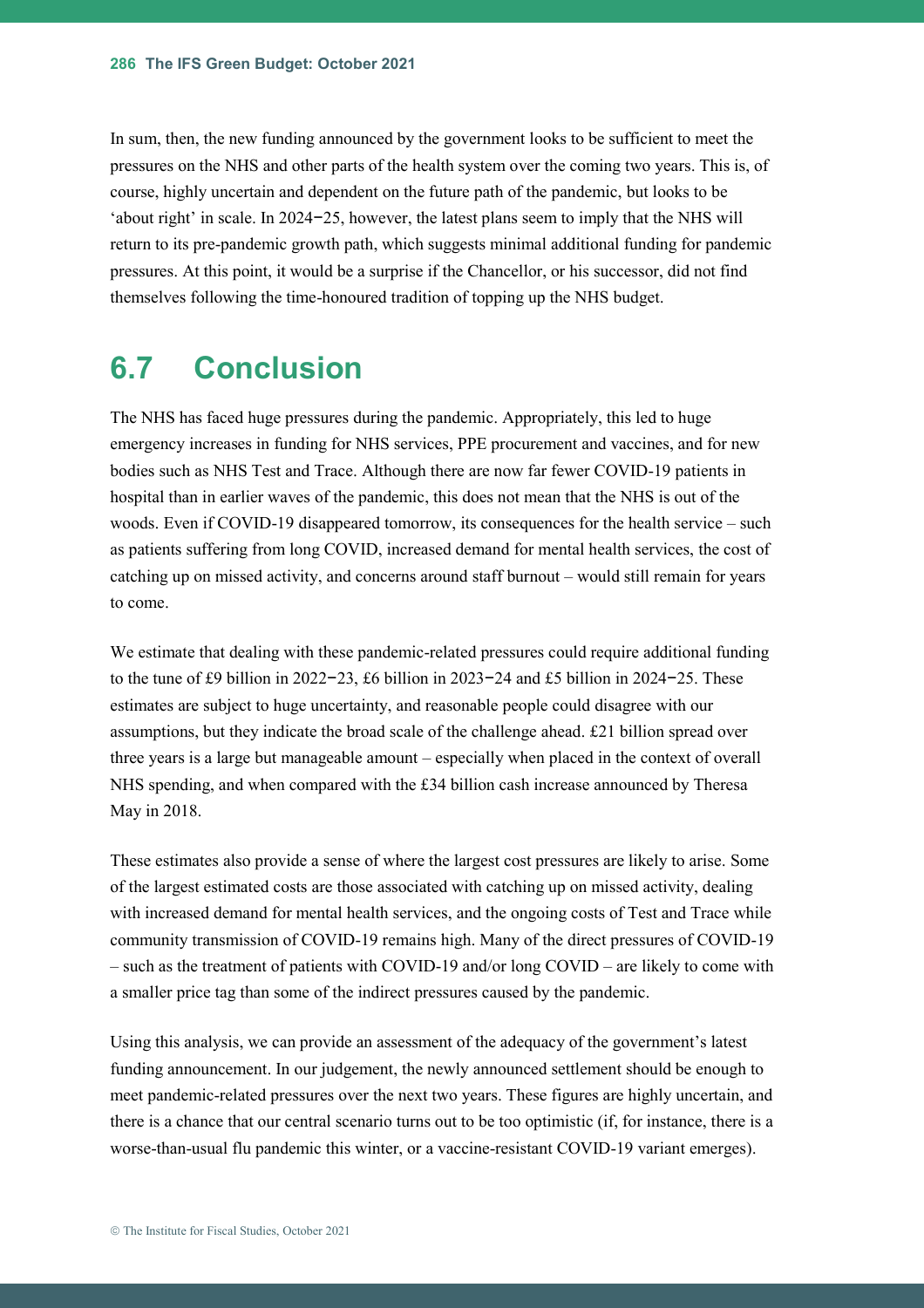In sum, then, the new funding announced by the government looks to be sufficient to meet the pressures on the NHS and other parts of the health system over the coming two years. This is, of course, highly uncertain and dependent on the future path of the pandemic, but looks to be 'about right' in scale. In 2024−25, however, the latest plans seem to imply that the NHS will return to its pre-pandemic growth path, which suggests minimal additional funding for pandemic pressures. At this point, it would be a surprise if the Chancellor, or his successor, did not find themselves following the time-honoured tradition of topping up the NHS budget.

## 6.7 Conclusion

The NHS has faced huge pressures during the pandemic. Appropriately, this led to huge emergency increases in funding for NHS services, PPE procurement and vaccines, and for new bodies such as NHS Test and Trace. Although there are now far fewer COVID-19 patients in hospital than in earlier waves of the pandemic, this does not mean that the NHS is out of the woods. Even if COVID-19 disappeared tomorrow, its consequences for the health service – such as patients suffering from long COVID, increased demand for mental health services, the cost of catching up on missed activity, and concerns around staff burnout – would still remain for years to come.

We estimate that dealing with these pandemic-related pressures could require additional funding to the tune of £9 billion in 2022−23, £6 billion in 2023−24 and £5 billion in 2024−25. These estimates are subject to huge uncertainty, and reasonable people could disagree with our assumptions, but they indicate the broad scale of the challenge ahead. £21 billion spread over three years is a large but manageable amount – especially when placed in the context of overall NHS spending, and when compared with the £34 billion cash increase announced by Theresa May in 2018.

These estimates also provide a sense of where the largest cost pressures are likely to arise. Some of the largest estimated costs are those associated with catching up on missed activity, dealing with increased demand for mental health services, and the ongoing costs of Test and Trace while community transmission of COVID-19 remains high. Many of the direct pressures of COVID-19 – such as the treatment of patients with COVID-19 and/or long COVID – are likely to come with a smaller price tag than some of the indirect pressures caused by the pandemic.

Using this analysis, we can provide an assessment of the adequacy of the government's latest funding announcement. In our judgement, the newly announced settlement should be enough to meet pandemic-related pressures over the next two years. These figures are highly uncertain, and there is a chance that our central scenario turns out to be too optimistic (if, for instance, there is a worse-than-usual flu pandemic this winter, or a vaccine-resistant COVID-19 variant emerges).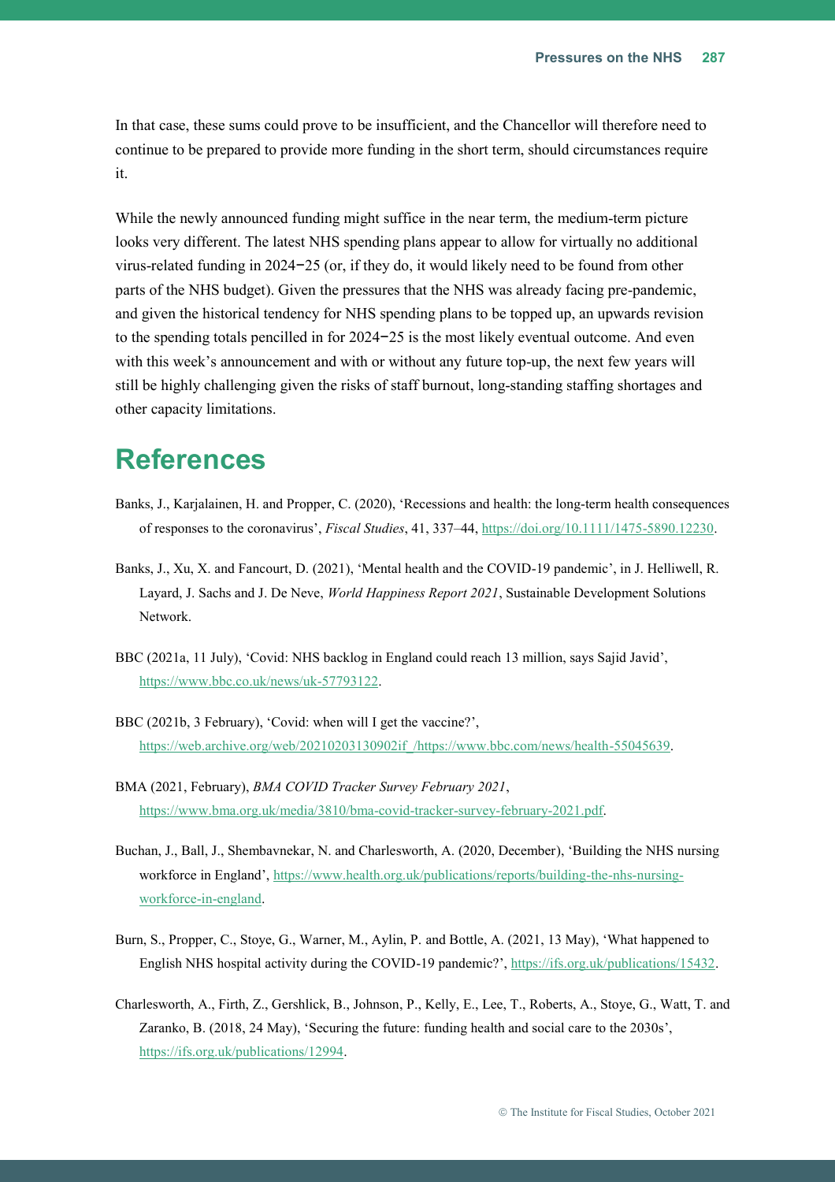In that case, these sums could prove to be insufficient, and the Chancellor will therefore need to continue to be prepared to provide more funding in the short term, should circumstances require it.

While the newly announced funding might suffice in the near term, the medium-term picture looks very different. The latest NHS spending plans appear to allow for virtually no additional virus-related funding in 2024–25 (or, if they do, it would likely need to be found from other parts of the NHS budget). Given the pressures that the NHS was already facing pre-pandemic, and given the historical tendency for NHS spending plans to be topped up, an upwards revision to the spending totals pencilled in for 2024–25 is the most likely eventual outcome. And even with this week's announcement and with or without any future top-up, the next few years will still be highly challenging given the risks of staff burnout, long-standing staffing shortages and other capacity limitations.

# References

Banks, J., Karjalainen, H. and Propper, C. (2020), 'Recessions and health: the long-term health consequences of responses to the coronavirus', *Fiscal Studies*, 41, 337–44, https://doi.org/10.1111/1475-5890.12230.

Banks, J., Xu, X. and Fancourt, D. (2021), 'Mental health and the COVID-19 pandemic', in J. Helliwell, R. Layard, J. Sachs and J. De Neve, *World Happiness Report 2021*, Sustainable Development Solutions Network.

BBC (2021a, 11 July), 'Covid: NHS backlog in England could reach 13 million, says Sajid Javid', https://www.bbc.co.uk/news/uk-57793122.

BBC (2021b, 3 February), 'Covid: when will I get the vaccine?', https://web.archive.org/web/20210203130902if_/https://www.bbc.com/news/health-55045639.

BMA (2021, February), *BMA COVID Tracker Survey February 2021*, https://www.bma.org.uk/media/3810/bma-covid-tracker-survey-february-2021.pdf.

Buchan, J., Ball, J., Shembavnekar, N. and Charlesworth, A. (2020, December), 'Building the NHS nursing workforce in England', https://www.health.org.uk/publications/reports/building-the-nhs-nursing-workforce-in-england.

Burn, S., Propper, C., Stoye, G., Warner, M., Aylin, P. and Bottle, A. (2021, 13 May), 'What happened to English NHS hospital activity during the COVID-19 pandemic?', https://ifs.org.uk/publications/15432.

Charlesworth, A., Firth, Z., Gershlick, B., Johnson, P., Kelly, E., Lee, T., Roberts, A., Stoye, G., Watt, T. and Zaranko, B. (2018, 24 May), 'Securing the future: funding health and social care to the 2030s', https://ifs.org.uk/publications/12994.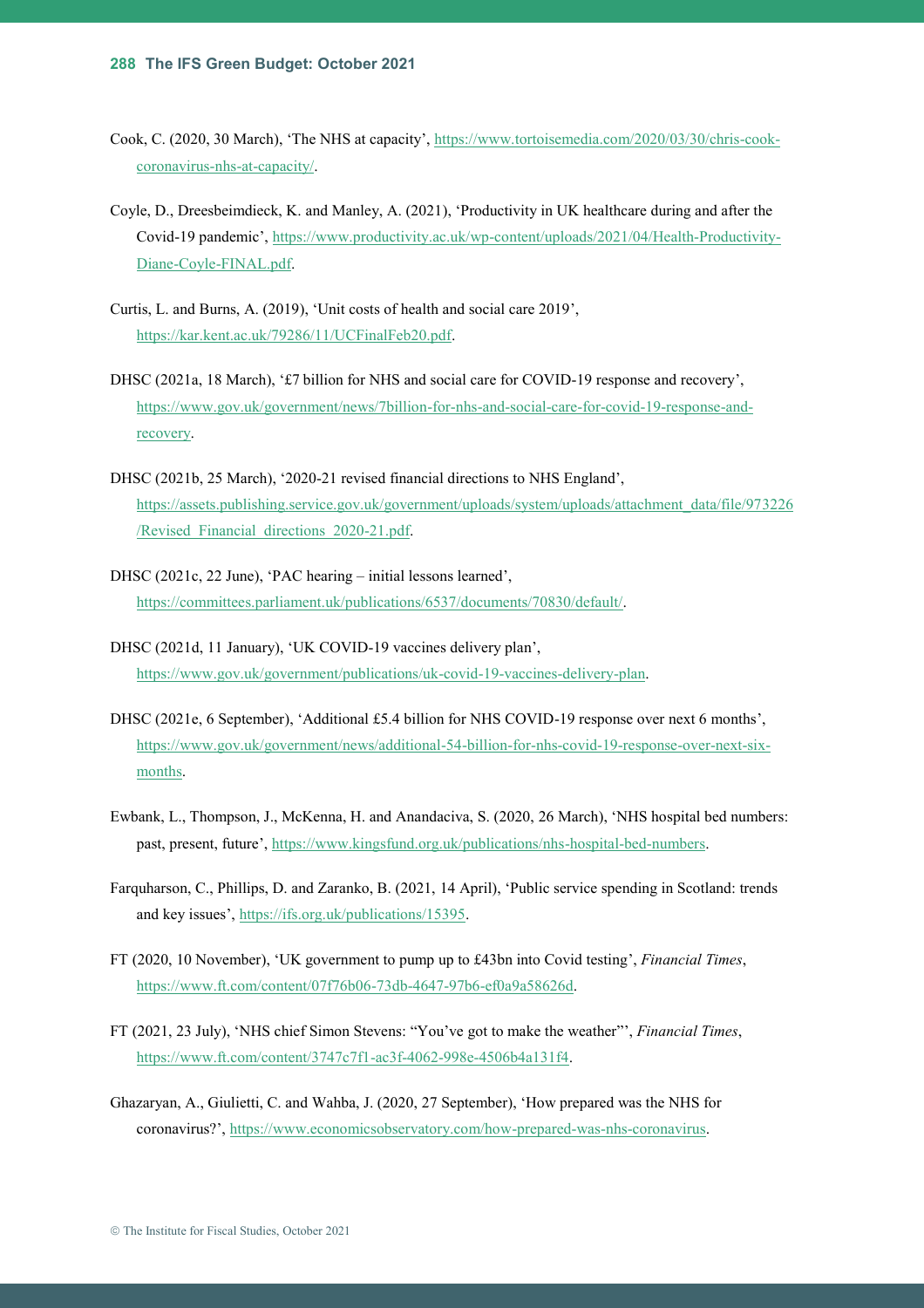Cook, C. (2020, 30 March), 'The NHS at capacity', https://www.tortoisemedia.com/2020/03/30/chris-cook-coronavirus-nhs-at-capacity/.

Coyle, D., Dreesbeimdieck, K. and Manley, A. (2021), 'Productivity in UK healthcare during and after the Covid-19 pandemic', https://www.productivity.ac.uk/wp-content/uploads/2021/04/Health-Productivity-Diane-Coyle-FINAL.pdf.

Curtis, L. and Burns, A. (2019), 'Unit costs of health and social care 2019', https://kar.kent.ac.uk/79286/11/UCFinalFeb20.pdf.

DHSC (2021a, 18 March), '£7 billion for NHS and social care for COVID-19 response and recovery', https://www.gov.uk/government/news/7billion-for-nhs-and-social-care-for-covid-19-response-and-recovery.

DHSC (2021b, 25 March), '2020-21 revised financial directions to NHS England', https://assets.publishing.service.gov.uk/government/uploads/system/uploads/attachment_data/file/973226/Revised_Financial_directions_2020-21.pdf.

DHSC (2021c, 22 June), 'PAC hearing – initial lessons learned', https://committees.parliament.uk/publications/6537/documents/70830/default/.

DHSC (2021d, 11 January), 'UK COVID-19 vaccines delivery plan', https://www.gov.uk/government/publications/uk-covid-19-vaccines-delivery-plan.

DHSC (2021e, 6 September), 'Additional £5.4 billion for NHS COVID-19 response over next 6 months', https://www.gov.uk/government/news/additional-54-billion-for-nhs-covid-19-response-over-next-six-months.

Ewbank, L., Thompson, J., McKenna, H. and Anandaciva, S. (2020, 26 March), 'NHS hospital bed numbers: past, present, future', https://www.kingsfund.org.uk/publications/nhs-hospital-bed-numbers.

Farquharson, C., Phillips, D. and Zaranko, B. (2021, 14 April), 'Public service spending in Scotland: trends and key issues', https://ifs.org.uk/publications/15395.

FT (2020, 10 November), 'UK government to pump up to £43bn into Covid testing', *Financial Times*, https://www.ft.com/content/07f76b06-73db-4647-97b6-ef0a9a58626d.

FT (2021, 23 July), 'NHS chief Simon Stevens: "You've got to make the weather"', *Financial Times*, https://www.ft.com/content/3747c7f1-ac3f-4062-998e-4506b4a131f4.

Ghazaryan, A., Giulietti, C. and Wahba, J. (2020, 27 September), 'How prepared was the NHS for coronavirus?', https://www.economicsobservatory.com/how-prepared-was-nhs-coronavirus.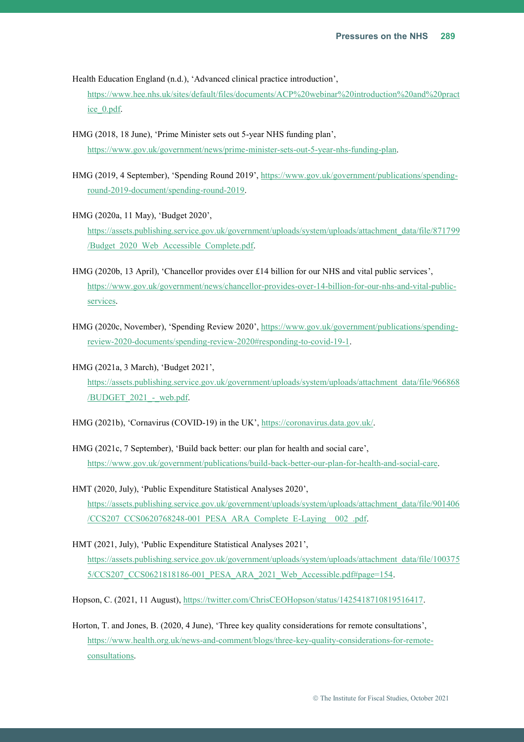Health Education England (n.d.), 'Advanced clinical practice introduction', https://www.hee.nhs.uk/sites/default/files/documents/ACP%20webinar%20introduction%20and%20practice_0.pdf.

HMG (2018, 18 June), 'Prime Minister sets out 5-year NHS funding plan', https://www.gov.uk/government/news/prime-minister-sets-out-5-year-nhs-funding-plan.

HMG (2019, 4 September), 'Spending Round 2019', https://www.gov.uk/government/publications/spending-round-2019-document/spending-round-2019.

HMG (2020a, 11 May), 'Budget 2020', https://assets.publishing.service.gov.uk/government/uploads/system/uploads/attachment_data/file/871799/Budget_2020_Web_Accessible_Complete.pdf.

HMG (2020b, 13 April), 'Chancellor provides over £14 billion for our NHS and vital public services', https://www.gov.uk/government/news/chancellor-provides-over-14-billion-for-our-nhs-and-vital-public-services.

HMG (2020c, November), 'Spending Review 2020', https://www.gov.uk/government/publications/spending-review-2020-documents/spending-review-2020#responding-to-covid-19-1.

HMG (2021a, 3 March), 'Budget 2021', https://assets.publishing.service.gov.uk/government/uploads/system/uploads/attachment_data/file/966868/BUDGET_2021_-_web.pdf.

HMG (2021b), 'Cornavirus (COVID-19) in the UK', https://coronavirus.data.gov.uk/.

HMG (2021c, 7 September), 'Build back better: our plan for health and social care', https://www.gov.uk/government/publications/build-back-better-our-plan-for-health-and-social-care.

HMT (2020, July), 'Public Expenditure Statistical Analyses 2020', https://assets.publishing.service.gov.uk/government/uploads/system/uploads/attachment_data/file/901406/CCS207_CCS0620768248-001_PESA_ARA_Complete_E-Laying__002_.pdf.

HMT (2021, July), 'Public Expenditure Statistical Analyses 2021', https://assets.publishing.service.gov.uk/government/uploads/system/uploads/attachment_data/file/1003755/CCS207_CCS0621818186-001_PESA_ARA_2021_Web_Accessible.pdf#page=154.

Hopson, C. (2021, 11 August), https://twitter.com/ChrisCEOHopson/status/1425418710819516417.

Horton, T. and Jones, B. (2020, 4 June), 'Three key quality considerations for remote consultations', https://www.health.org.uk/news-and-comment/blogs/three-key-quality-considerations-for-remote-consultations.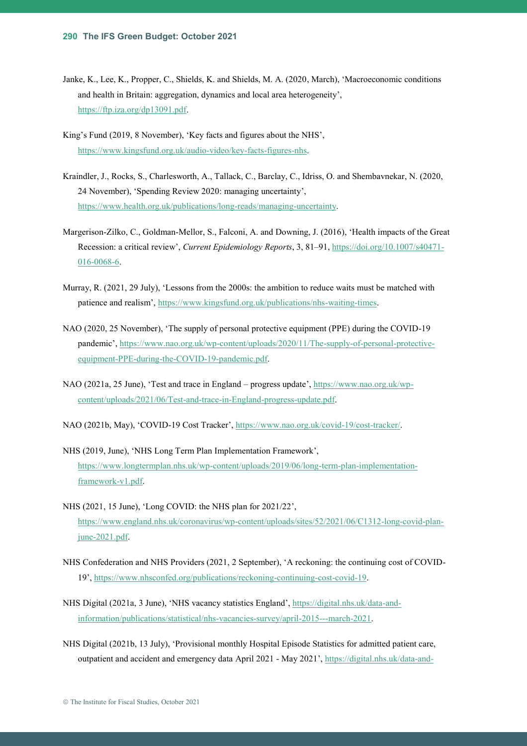Janke, K., Lee, K., Propper, C., Shields, K. and Shields, M. A. (2020, March), 'Macroeconomic conditions and health in Britain: aggregation, dynamics and local area heterogeneity', https://ftp.iza.org/dp13091.pdf.

King's Fund (2019, 8 November), 'Key facts and figures about the NHS', https://www.kingsfund.org.uk/audio-video/key-facts-figures-nhs.

Kraindler, J., Rocks, S., Charlesworth, A., Tallack, C., Barclay, C., Idriss, O. and Shembavnekar, N. (2020, 24 November), 'Spending Review 2020: managing uncertainty', https://www.health.org.uk/publications/long-reads/managing-uncertainty.

Margerison-Zilko, C., Goldman-Mellor, S., Falconi, A. and Downing, J. (2016), 'Health impacts of the Great Recession: a critical review', *Current Epidemiology Reports*, 3, 81–91, https://doi.org/10.1007/s40471-016-0068-6.

Murray, R. (2021, 29 July), 'Lessons from the 2000s: the ambition to reduce waits must be matched with patience and realism', https://www.kingsfund.org.uk/publications/nhs-waiting-times.

NAO (2020, 25 November), 'The supply of personal protective equipment (PPE) during the COVID-19 pandemic', https://www.nao.org.uk/wp-content/uploads/2020/11/The-supply-of-personal-protective-equipment-PPE-during-the-COVID-19-pandemic.pdf.

NAO (2021a, 25 June), 'Test and trace in England – progress update', https://www.nao.org.uk/wp-content/uploads/2021/06/Test-and-trace-in-England-progress-update.pdf.

NAO (2021b, May), 'COVID-19 Cost Tracker', https://www.nao.org.uk/covid-19/cost-tracker/.

NHS (2019, June), 'NHS Long Term Plan Implementation Framework', https://www.longtermplan.nhs.uk/wp-content/uploads/2019/06/long-term-plan-implementation-framework-v1.pdf.

NHS (2021, 15 June), 'Long COVID: the NHS plan for 2021/22', https://www.england.nhs.uk/coronavirus/wp-content/uploads/sites/52/2021/06/C1312-long-covid-plan-june-2021.pdf.

NHS Confederation and NHS Providers (2021, 2 September), 'A reckoning: the continuing cost of COVID-19', https://www.nhsconfed.org/publications/reckoning-continuing-cost-covid-19.

NHS Digital (2021a, 3 June), 'NHS vacancy statistics England', https://digital.nhs.uk/data-and-information/publications/statistical/nhs-vacancies-survey/april-2015---march-2021.

NHS Digital (2021b, 13 July), 'Provisional monthly Hospital Episode Statistics for admitted patient care, outpatient and accident and emergency data April 2021 - May 2021', https://digital.nhs.uk/data-and-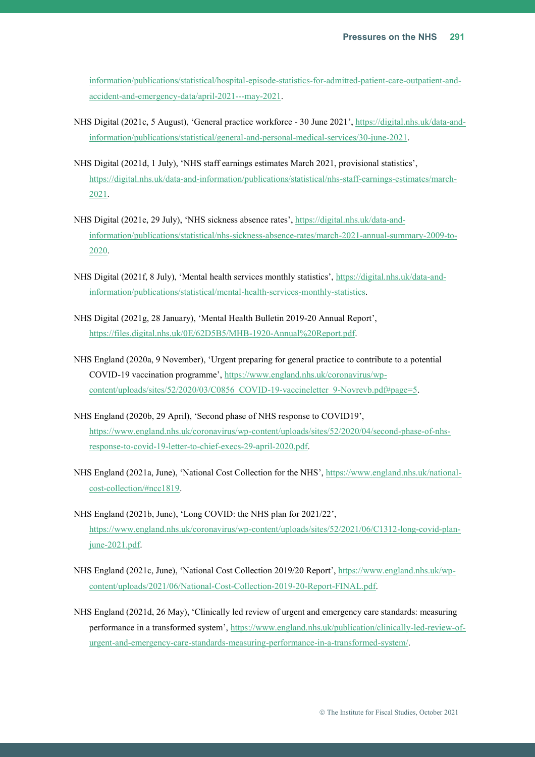information/publications/statistical/hospital-episode-statistics-for-admitted-patient-care-outpatient-and-accident-and-emergency-data/april-2021---may-2021.

NHS Digital (2021c, 5 August), 'General practice workforce - 30 June 2021', https://digital.nhs.uk/data-and-information/publications/statistical/general-and-personal-medical-services/30-june-2021.

NHS Digital (2021d, 1 July), 'NHS staff earnings estimates March 2021, provisional statistics', https://digital.nhs.uk/data-and-information/publications/statistical/nhs-staff-earnings-estimates/march-2021.

NHS Digital (2021e, 29 July), 'NHS sickness absence rates', https://digital.nhs.uk/data-and-information/publications/statistical/nhs-sickness-absence-rates/march-2021-annual-summary-2009-to-2020.

NHS Digital (2021f, 8 July), 'Mental health services monthly statistics', https://digital.nhs.uk/data-and-information/publications/statistical/mental-health-services-monthly-statistics.

NHS Digital (2021g, 28 January), 'Mental Health Bulletin 2019-20 Annual Report', https://files.digital.nhs.uk/0E/62D5B5/MHB-1920-Annual%20Report.pdf.

NHS England (2020a, 9 November), 'Urgent preparing for general practice to contribute to a potential COVID-19 vaccination programme', https://www.england.nhs.uk/coronavirus/wp-content/uploads/sites/52/2020/03/C0856_COVID-19-vaccineletter_9-Novrevb.pdf#page=5.

NHS England (2020b, 29 April), 'Second phase of NHS response to COVID19', https://www.england.nhs.uk/coronavirus/wp-content/uploads/sites/52/2020/04/second-phase-of-nhs-response-to-covid-19-letter-to-chief-execs-29-april-2020.pdf.

NHS England (2021a, June), 'National Cost Collection for the NHS', https://www.england.nhs.uk/national-cost-collection/#ncc1819.

NHS England (2021b, June), 'Long COVID: the NHS plan for 2021/22', https://www.england.nhs.uk/coronavirus/wp-content/uploads/sites/52/2021/06/C1312-long-covid-plan-june-2021.pdf.

NHS England (2021c, June), 'National Cost Collection 2019/20 Report', https://www.england.nhs.uk/wp-content/uploads/2021/06/National-Cost-Collection-2019-20-Report-FINAL.pdf.

NHS England (2021d, 26 May), 'Clinically led review of urgent and emergency care standards: measuring performance in a transformed system', https://www.england.nhs.uk/publication/clinically-led-review-of-urgent-and-emergency-care-standards-measuring-performance-in-a-transformed-system/.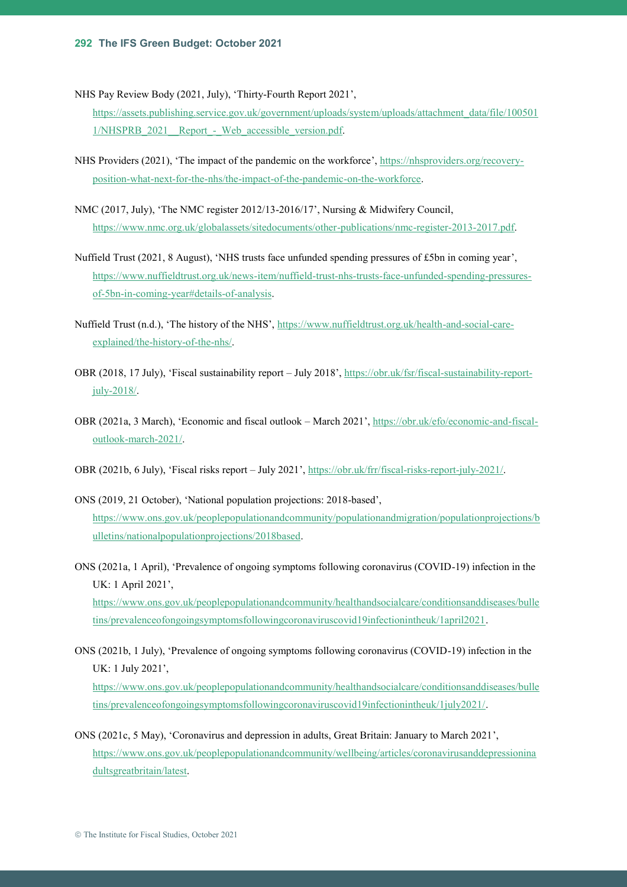NHS Pay Review Body (2021, July), 'Thirty-Fourth Report 2021', https://assets.publishing.service.gov.uk/government/uploads/system/uploads/attachment_data/file/1005011/NHSPRB_2021__Report_-_Web_accessible_version.pdf.

NHS Providers (2021), 'The impact of the pandemic on the workforce', https://nhsproviders.org/recovery-position-what-next-for-the-nhs/the-impact-of-the-pandemic-on-the-workforce.

NMC (2017, July), 'The NMC register 2012/13-2016/17', Nursing & Midwifery Council, https://www.nmc.org.uk/globalassets/sitedocuments/other-publications/nmc-register-2013-2017.pdf.

Nuffield Trust (2021, 8 August), 'NHS trusts face unfunded spending pressures of £5bn in coming year', https://www.nuffieldtrust.org.uk/news-item/nuffield-trust-nhs-trusts-face-unfunded-spending-pressures-of-5bn-in-coming-year#details-of-analysis.

Nuffield Trust (n.d.), 'The history of the NHS', https://www.nuffieldtrust.org.uk/health-and-social-care-explained/the-history-of-the-nhs/.

OBR (2018, 17 July), 'Fiscal sustainability report – July 2018', https://obr.uk/fsr/fiscal-sustainability-report-july-2018/.

OBR (2021a, 3 March), 'Economic and fiscal outlook – March 2021', https://obr.uk/efo/economic-and-fiscal-outlook-march-2021/.

OBR (2021b, 6 July), 'Fiscal risks report – July 2021', https://obr.uk/frr/fiscal-risks-report-july-2021/.

ONS (2019, 21 October), 'National population projections: 2018-based', https://www.ons.gov.uk/peoplepopulationandcommunity/populationandmigration/populationprojections/bulletins/nationalpopulationprojections/2018based.

ONS (2021a, 1 April), 'Prevalence of ongoing symptoms following coronavirus (COVID-19) infection in the UK: 1 April 2021', https://www.ons.gov.uk/peoplepopulationandcommunity/healthandsocialcare/conditionsanddiseases/bulletins/prevalenceofongoingsymptomsfollowingcoronaviruscovid19infectionintheuk/1april2021.

ONS (2021b, 1 July), 'Prevalence of ongoing symptoms following coronavirus (COVID-19) infection in the UK: 1 July 2021', https://www.ons.gov.uk/peoplepopulationandcommunity/healthandsocialcare/conditionsanddiseases/bulletins/prevalenceofongoingsymptomsfollowingcoronaviruscovid19infectionintheuk/1july2021/.

ONS (2021c, 5 May), 'Coronavirus and depression in adults, Great Britain: January to March 2021', https://www.ons.gov.uk/peoplepopulationandcommunity/wellbeing/articles/coronavirusanddepressioninadultsgreatbritain/latest.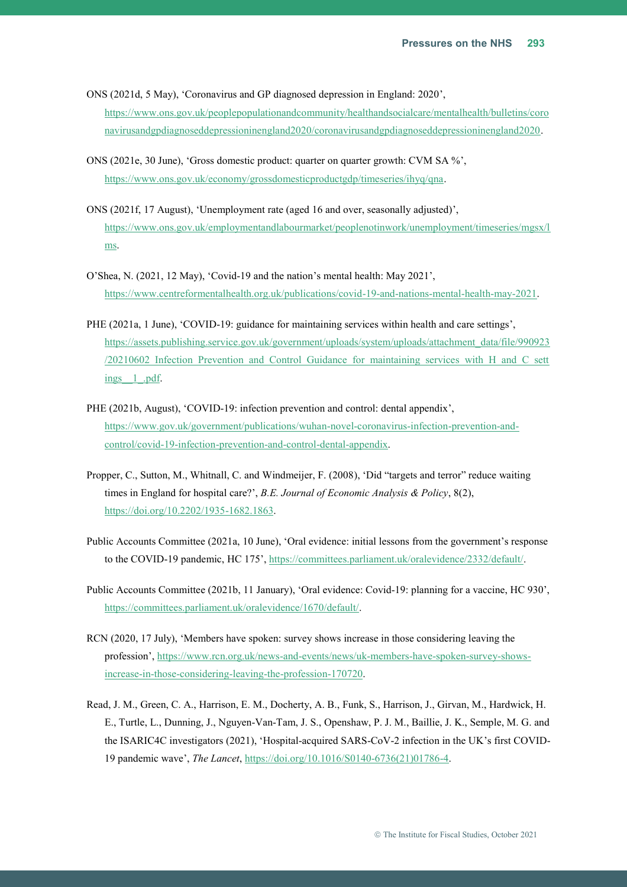ONS (2021d, 5 May), 'Coronavirus and GP diagnosed depression in England: 2020', https://www.ons.gov.uk/peoplepopulationandcommunity/healthandsocialcare/mentalhealth/bulletins/coronavirusandgpdiagnoseddepressioninengland2020/coronavirusandgpdiagnoseddepressioninengland2020.

ONS (2021e, 30 June), 'Gross domestic product: quarter on quarter growth: CVM SA %', https://www.ons.gov.uk/economy/grossdomesticproductgdp/timeseries/ihyq/qna.

ONS (2021f, 17 August), 'Unemployment rate (aged 16 and over, seasonally adjusted)', https://www.ons.gov.uk/employmentandlabourmarket/peoplenotinwork/unemployment/timeseries/mgsx/lms.

O'Shea, N. (2021, 12 May), 'Covid-19 and the nation's mental health: May 2021', https://www.centreformentalhealth.org.uk/publications/covid-19-and-nations-mental-health-may-2021.

PHE (2021a, 1 June), 'COVID-19: guidance for maintaining services within health and care settings', https://assets.publishing.service.gov.uk/government/uploads/system/uploads/attachment_data/file/990923/20210602_Infection_Prevention_and_Control_Guidance_for_maintaining_services_with_H_and_C_settings__1_.pdf.

PHE (2021b, August), 'COVID-19: infection prevention and control: dental appendix', https://www.gov.uk/government/publications/wuhan-novel-coronavirus-infection-prevention-and-control/covid-19-infection-prevention-and-control-dental-appendix.

Propper, C., Sutton, M., Whitnall, C. and Windmeijer, F. (2008), 'Did "targets and terror" reduce waiting times in England for hospital care?', *B.E. Journal of Economic Analysis & Policy*, 8(2), https://doi.org/10.2202/1935-1682.1863.

Public Accounts Committee (2021a, 10 June), 'Oral evidence: initial lessons from the government's response to the COVID-19 pandemic, HC 175', https://committees.parliament.uk/oralevidence/2332/default/.

Public Accounts Committee (2021b, 11 January), 'Oral evidence: Covid-19: planning for a vaccine, HC 930', https://committees.parliament.uk/oralevidence/1670/default/.

RCN (2020, 17 July), 'Members have spoken: survey shows increase in those considering leaving the profession', https://www.rcn.org.uk/news-and-events/news/uk-members-have-spoken-survey-shows-increase-in-those-considering-leaving-the-profession-170720.

Read, J. M., Green, C. A., Harrison, E. M., Docherty, A. B., Funk, S., Harrison, J., Girvan, M., Hardwick, H. E., Turtle, L., Dunning, J., Nguyen-Van-Tam, J. S., Openshaw, P. J. M., Baillie, J. K., Semple, M. G. and the ISARIC4C investigators (2021), 'Hospital-acquired SARS-CoV-2 infection in the UK's first COVID-19 pandemic wave', *The Lancet*, https://doi.org/10.1016/S0140-6736(21)01786-4.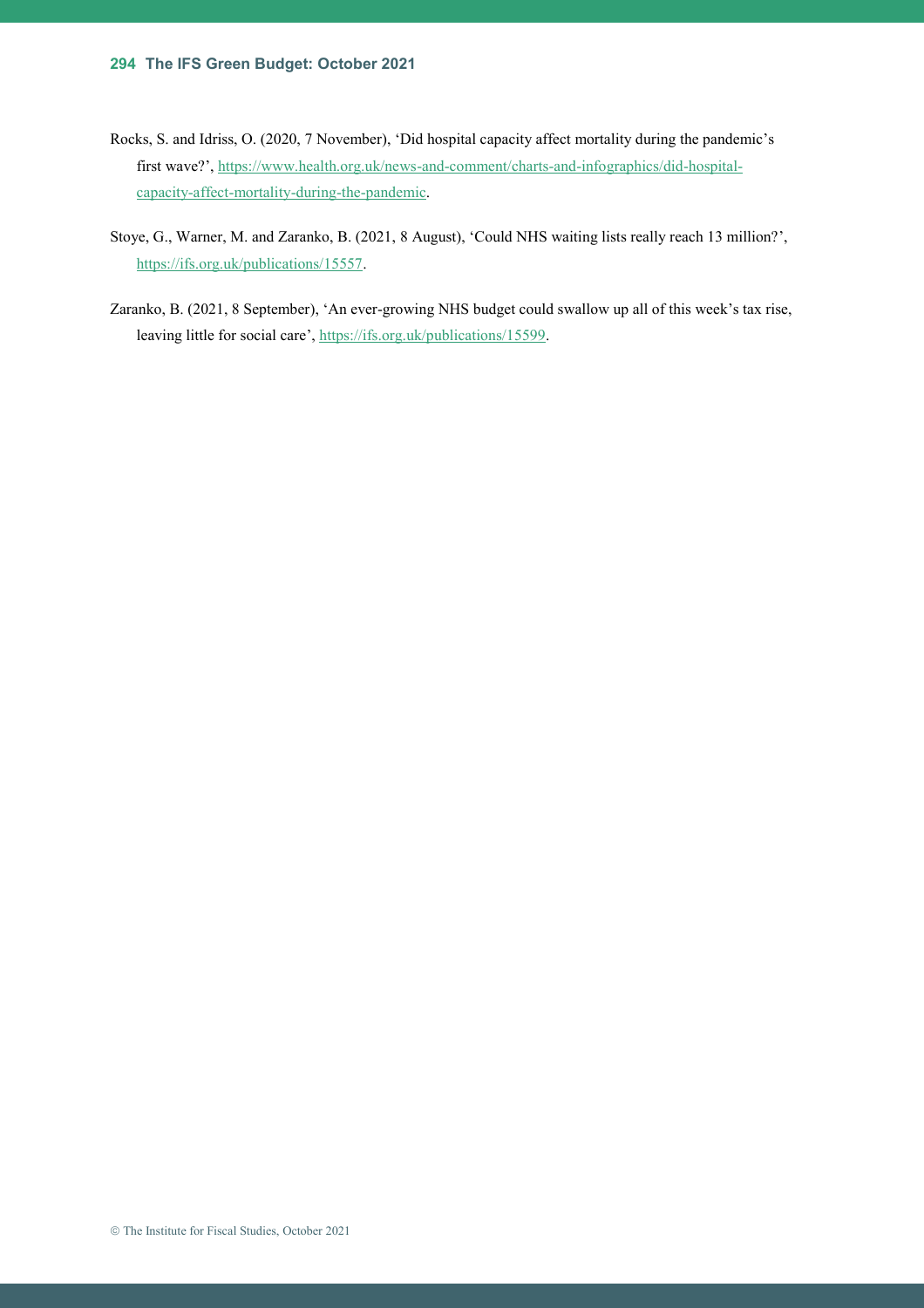Rocks, S. and Idriss, O. (2020, 7 November), 'Did hospital capacity affect mortality during the pandemic's first wave?', https://www.health.org.uk/news-and-comment/charts-and-infographics/did-hospital-capacity-affect-mortality-during-the-pandemic.

Stoye, G., Warner, M. and Zaranko, B. (2021, 8 August), 'Could NHS waiting lists really reach 13 million?', https://ifs.org.uk/publications/15557.

Zaranko, B. (2021, 8 September), 'An ever-growing NHS budget could swallow up all of this week's tax rise, leaving little for social care', https://ifs.org.uk/publications/15599.